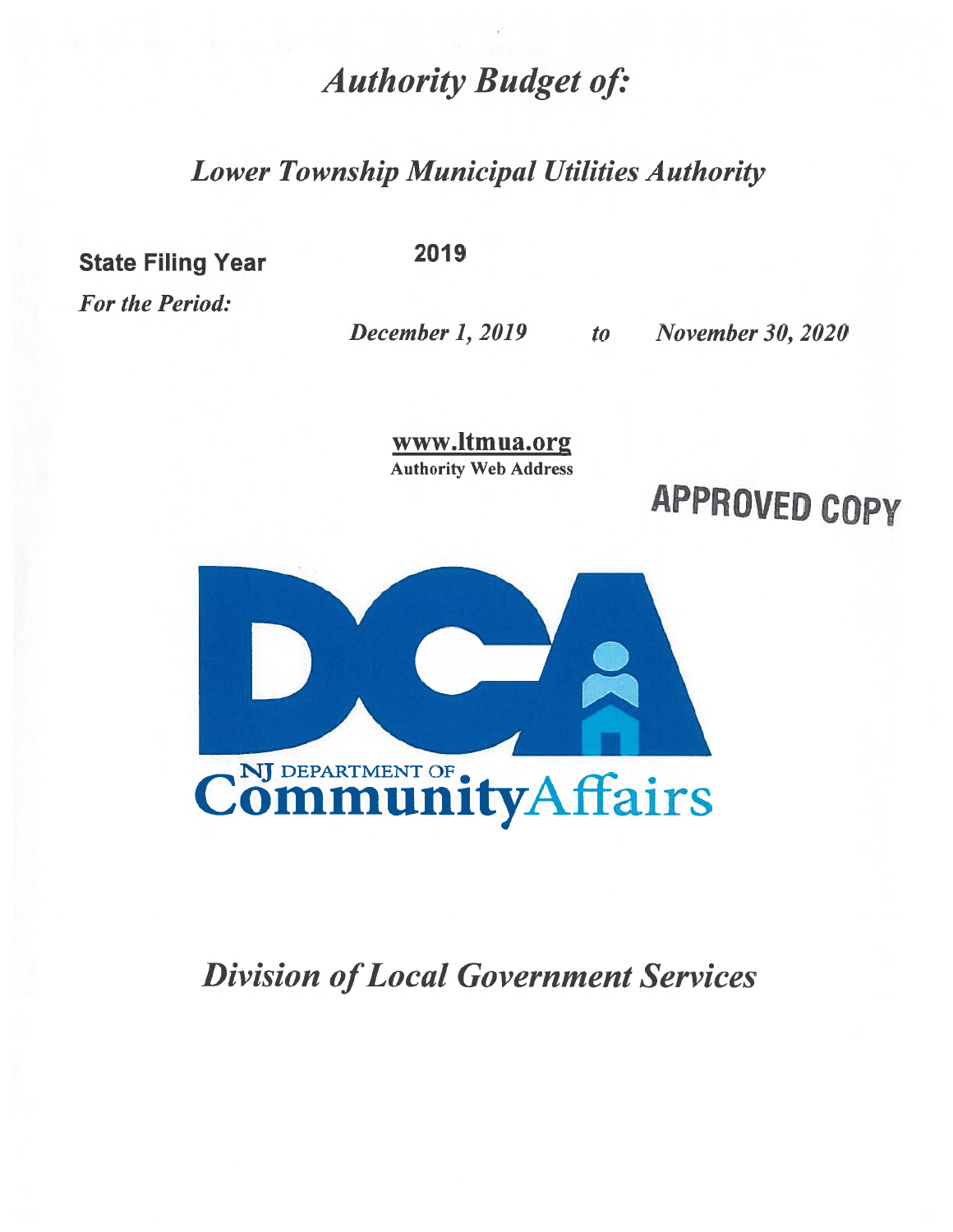# *Authority Budget of:*

## *Lower Township Municipal Utilities Authority*

**State Filing Year** **2019**

*For the Period:*

***December 1, 2019*** ***to*** ***November 30, 2020***

**www.ltmua.org**
**Authority Web Address**

**APPROVED COPY**

NJ DEPARTMENT OF CommunityAffairs

## *Division of Local Government Services*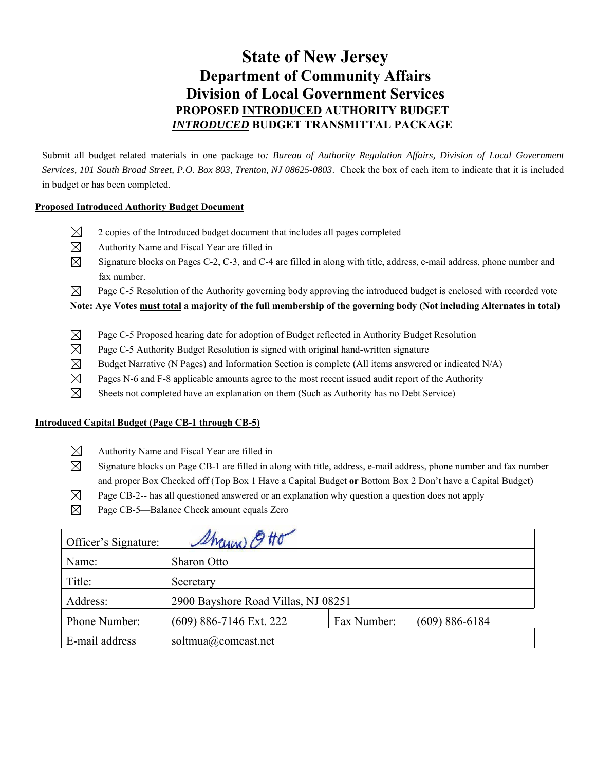# State of New Jersey

## Department of Community Affairs

## Division of Local Government Services

### PROPOSED INTRODUCED AUTHORITY BUDGET

### *INTRODUCED* BUDGET TRANSMITTAL PACKAGE

Submit all budget related materials in one package to*: Bureau of Authority Regulation Affairs, Division of Local Government Services, 101 South Broad Street, P.O. Box 803, Trenton, NJ 08625-0803*. Check the box of each item to indicate that it is included in budget or has been completed.

**Proposed Introduced Authority Budget Document**

- ☒ 2 copies of the Introduced budget document that includes all pages completed
- ☒ Authority Name and Fiscal Year are filled in
- ☒ Signature blocks on Pages C-2, C-3, and C-4 are filled in along with title, address, e-mail address, phone number and fax number.
- ☒ Page C-5 Resolution of the Authority governing body approving the introduced budget is enclosed with recorded vote

**Note: Aye Votes must total a majority of the full membership of the governing body (Not including Alternates in total)**

- ☒ Page C-5 Proposed hearing date for adoption of Budget reflected in Authority Budget Resolution
- ☒ Page C-5 Authority Budget Resolution is signed with original hand-written signature
- ☒ Budget Narrative (N Pages) and Information Section is complete (All items answered or indicated N/A)
- ☒ Pages N-6 and F-8 applicable amounts agree to the most recent issued audit report of the Authority
- ☒ Sheets not completed have an explanation on them (Such as Authority has no Debt Service)

**Introduced Capital Budget (Page CB-1 through CB-5)**

- ☒ Authority Name and Fiscal Year are filled in
- ☒ Signature blocks on Page CB-1 are filled in along with title, address, e-mail address, phone number and fax number and proper Box Checked off (Top Box 1 Have a Capital Budget **or** Bottom Box 2 Don't have a Capital Budget)
- ☒ Page CB-2-- has all questioned answered or an explanation why question a question does not apply
- ☒ Page CB-5—Balance Check amount equals Zero

| Officer's Signature: | Sharon Otto (signature) | | |
|---|---|---|---|
| Name: | Sharon Otto | | |
| Title: | Secretary | | |
| Address: | 2900 Bayshore Road Villas, NJ 08251 | | |
| Phone Number: | (609) 886-7146 Ext. 222 | Fax Number: | (609) 886-6184 |
| E-mail address | soltmua@comcast.net | | |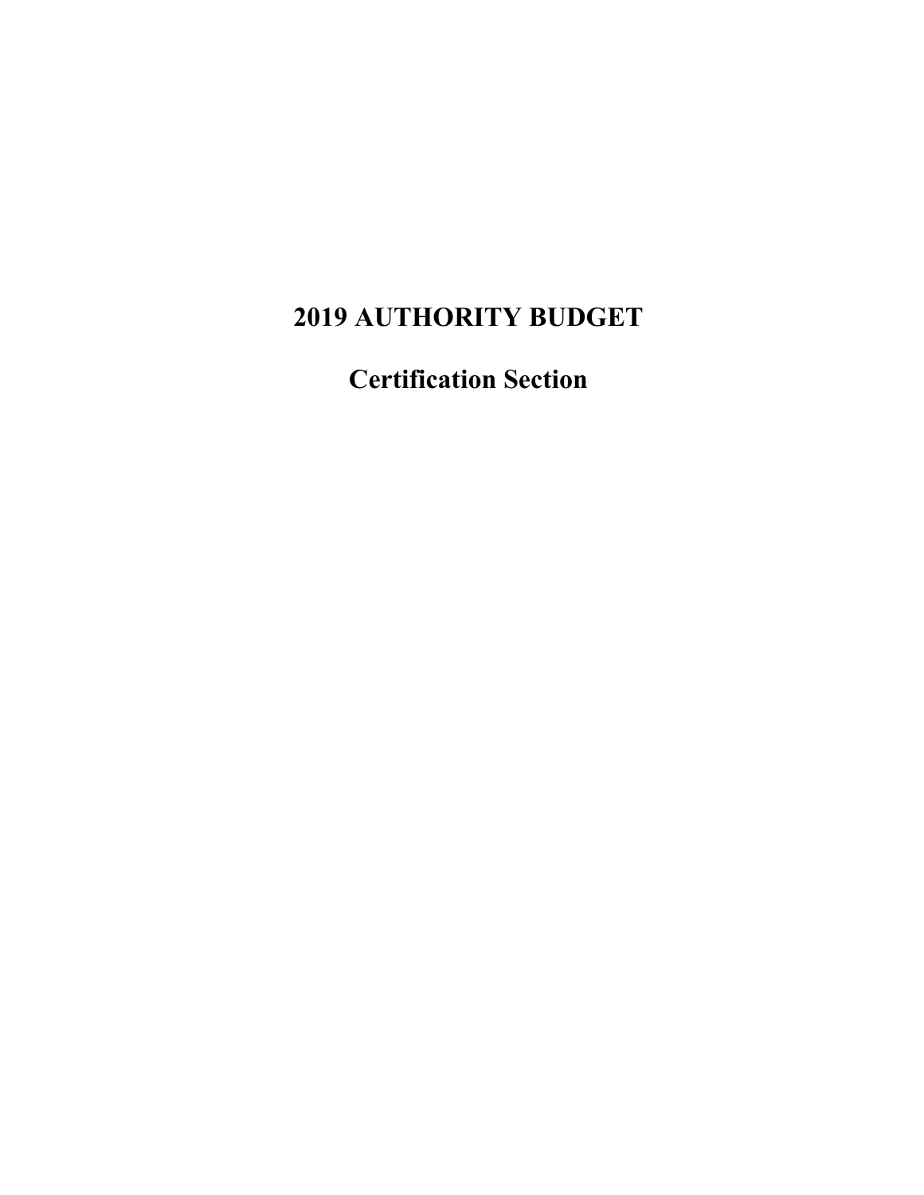# 2019 AUTHORITY BUDGET

## Certification Section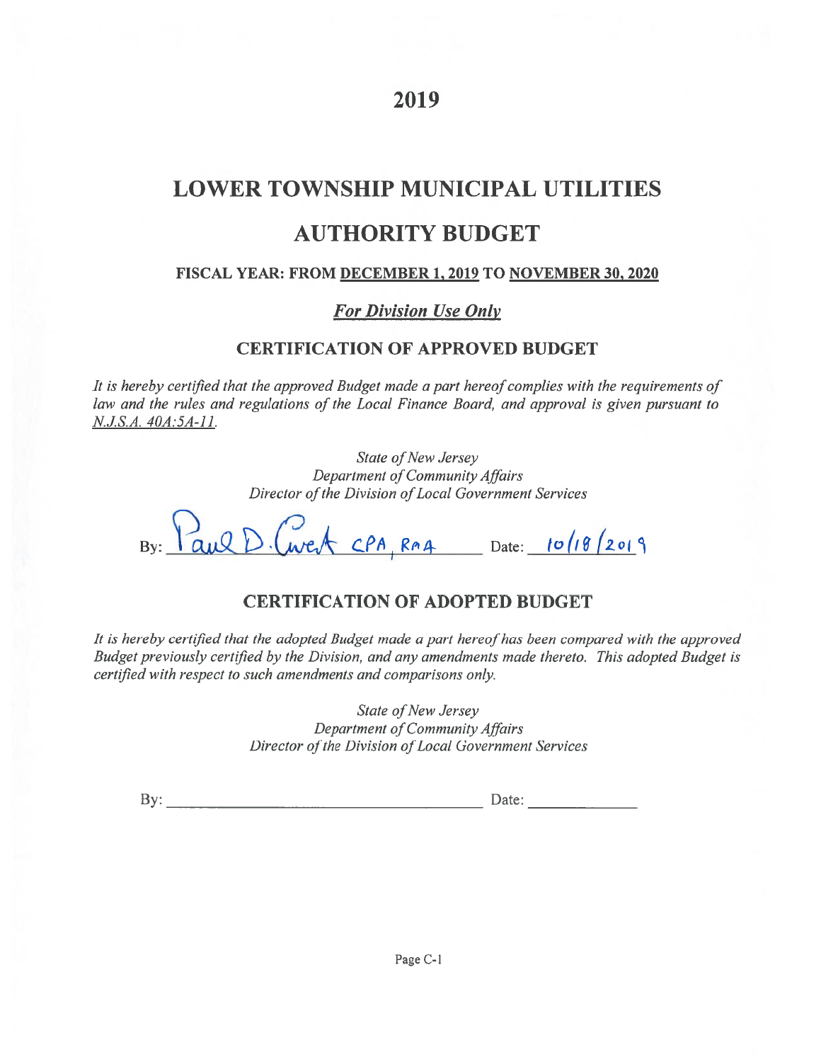# 2019

# LOWER TOWNSHIP MUNICIPAL UTILITIES AUTHORITY BUDGET

### FISCAL YEAR: FROM DECEMBER 1, 2019 TO NOVEMBER 30, 2020

***For Division Use Only***

### CERTIFICATION OF APPROVED BUDGET

*It is hereby certified that the approved Budget made a part hereof complies with the requirements of law and the rules and regulations of the Local Finance Board, and approval is given pursuant to N.J.S.A. 40A:5A-11.*

*State of New Jersey*
*Department of Community Affairs*
*Director of the Division of Local Government Services*

By: Paul D. Cuva CPA, RMA Date: 10/18/2019

### CERTIFICATION OF ADOPTED BUDGET

*It is hereby certified that the adopted Budget made a part hereof has been compared with the approved Budget previously certified by the Division, and any amendments made thereto. This adopted Budget is certified with respect to such amendments and comparisons only.*

*State of New Jersey*
*Department of Community Affairs*
*Director of the Division of Local Government Services*

By: ______________________________ Date: ____________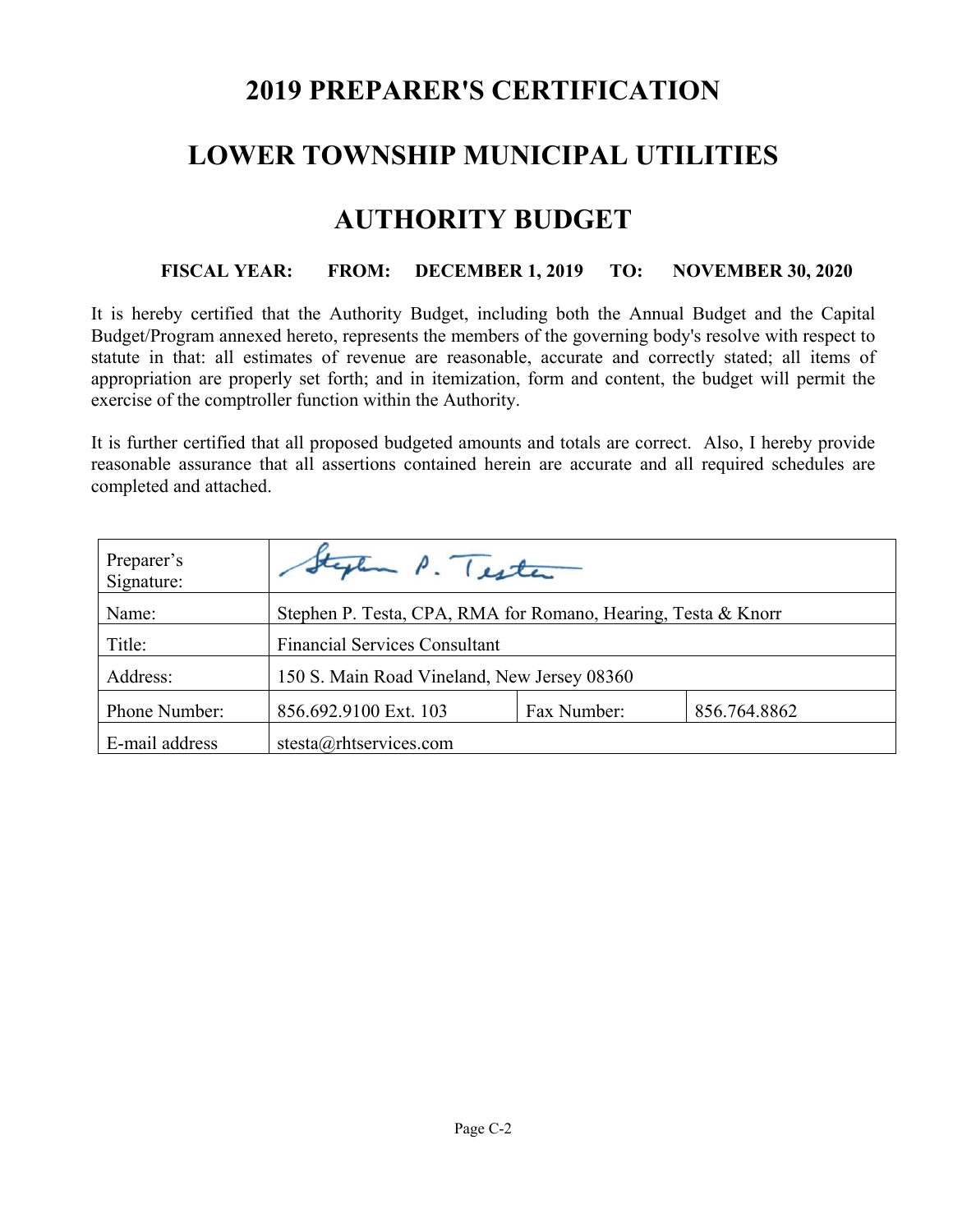# 2019 PREPARER'S CERTIFICATION

# LOWER TOWNSHIP MUNICIPAL UTILITIES

# AUTHORITY BUDGET

**FISCAL YEAR: FROM: DECEMBER 1, 2019 TO: NOVEMBER 30, 2020**

It is hereby certified that the Authority Budget, including both the Annual Budget and the Capital Budget/Program annexed hereto, represents the members of the governing body's resolve with respect to statute in that: all estimates of revenue are reasonable, accurate and correctly stated; all items of appropriation are properly set forth; and in itemization, form and content, the budget will permit the exercise of the comptroller function within the Authority.

It is further certified that all proposed budgeted amounts and totals are correct. Also, I hereby provide reasonable assurance that all assertions contained herein are accurate and all required schedules are completed and attached.

| Preparer's Signature: | Stephen P. Testa | | |
|---|---|---|---|
| Name: | Stephen P. Testa, CPA, RMA for Romano, Hearing, Testa & Knorr | | |
| Title: | Financial Services Consultant | | |
| Address: | 150 S. Main Road Vineland, New Jersey 08360 | | |
| Phone Number: | 856.692.9100 Ext. 103 | Fax Number: | 856.764.8862 |
| E-mail address | stesta@rhtservices.com | | |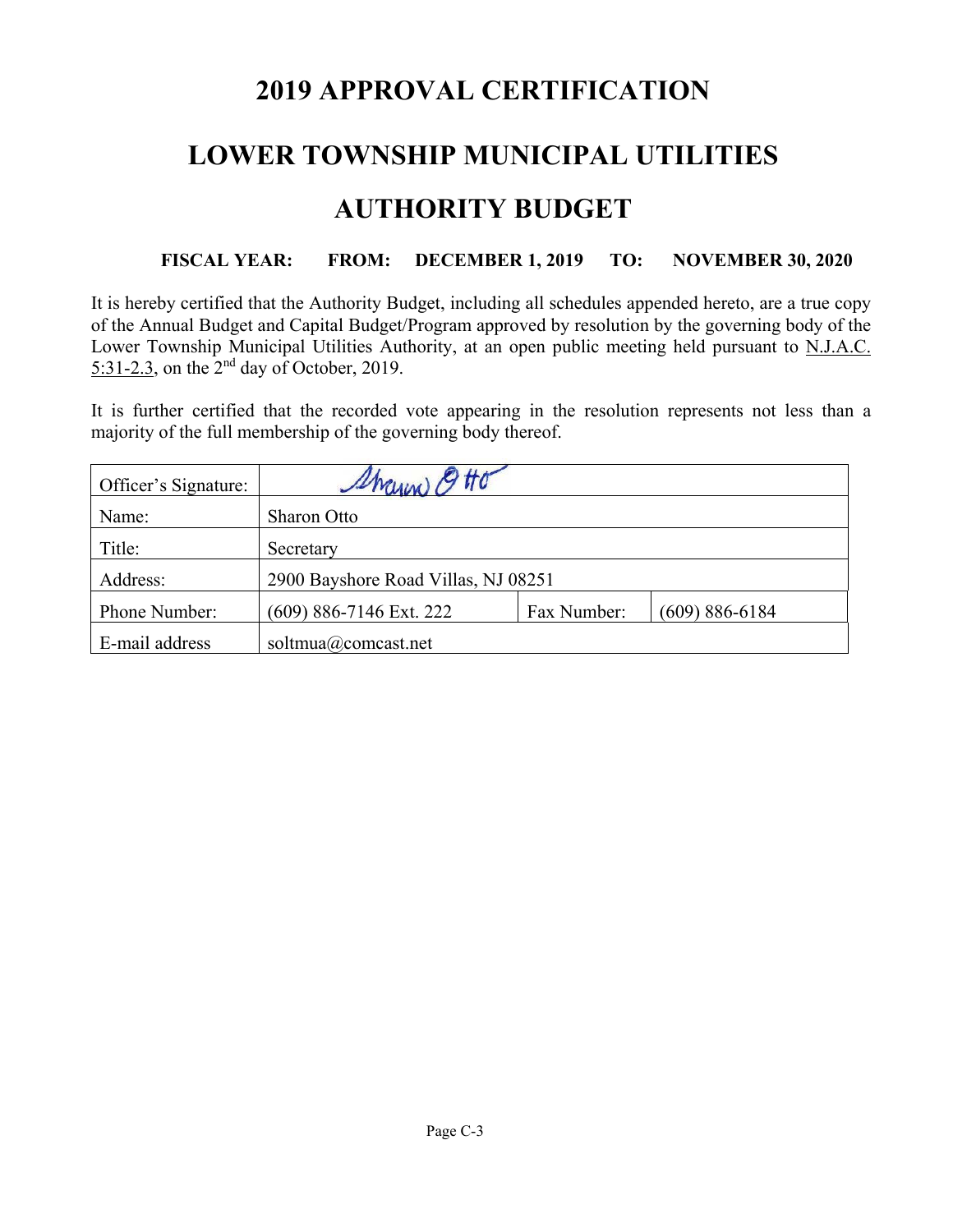# 2019 APPROVAL CERTIFICATION

# LOWER TOWNSHIP MUNICIPAL UTILITIES AUTHORITY BUDGET

**FISCAL YEAR: FROM: DECEMBER 1, 2019 TO: NOVEMBER 30, 2020**

It is hereby certified that the Authority Budget, including all schedules appended hereto, are a true copy of the Annual Budget and Capital Budget/Program approved by resolution by the governing body of the Lower Township Municipal Utilities Authority, at an open public meeting held pursuant to N.J.A.C. 5:31-2.3, on the 2nd day of October, 2019.

It is further certified that the recorded vote appearing in the resolution represents not less than a majority of the full membership of the governing body thereof.

| Officer's Signature: | Sharon Otto | | |
|---|---|---|---|
| Name: | Sharon Otto | | |
| Title: | Secretary | | |
| Address: | 2900 Bayshore Road Villas, NJ 08251 | | |
| Phone Number: | (609) 886-7146 Ext. 222 | Fax Number: | (609) 886-6184 |
| E-mail address | soltmua@comcast.net | | |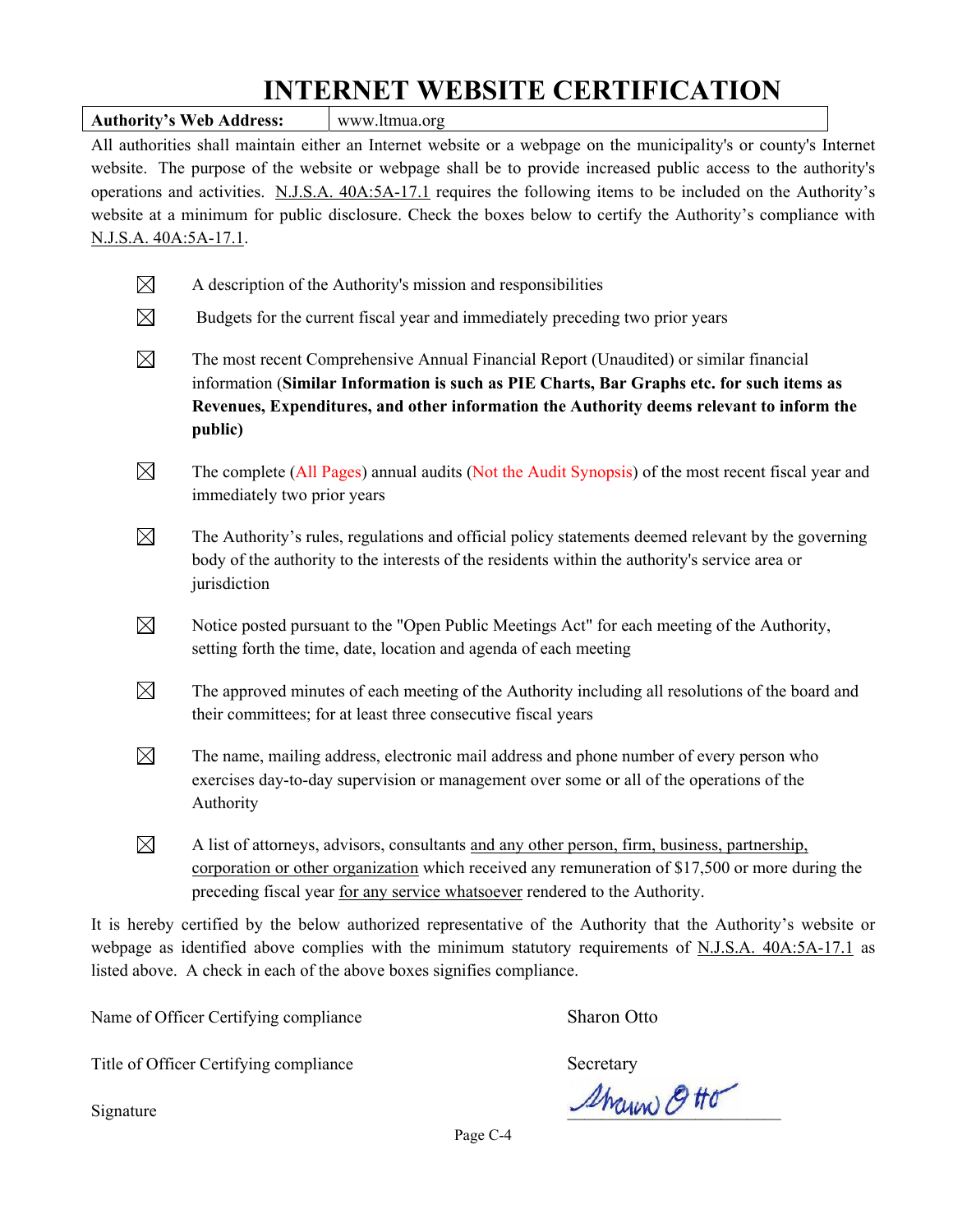# INTERNET WEBSITE CERTIFICATION

| **Authority's Web Address:** | www.ltmua.org |
|---|---|

All authorities shall maintain either an Internet website or a webpage on the municipality's or county's Internet website. The purpose of the website or webpage shall be to provide increased public access to the authority's operations and activities. N.J.S.A. 40A:5A-17.1 requires the following items to be included on the Authority's website at a minimum for public disclosure. Check the boxes below to certify the Authority's compliance with N.J.S.A. 40A:5A-17.1.

- ☒ A description of the Authority's mission and responsibilities
- ☒ Budgets for the current fiscal year and immediately preceding two prior years
- ☒ The most recent Comprehensive Annual Financial Report (Unaudited) or similar financial information (**Similar Information is such as PIE Charts, Bar Graphs etc. for such items as Revenues, Expenditures, and other information the Authority deems relevant to inform the public)**
- ☒ The complete (All Pages) annual audits (Not the Audit Synopsis) of the most recent fiscal year and immediately two prior years
- ☒ The Authority's rules, regulations and official policy statements deemed relevant by the governing body of the authority to the interests of the residents within the authority's service area or jurisdiction
- ☒ Notice posted pursuant to the "Open Public Meetings Act" for each meeting of the Authority, setting forth the time, date, location and agenda of each meeting
- ☒ The approved minutes of each meeting of the Authority including all resolutions of the board and their committees; for at least three consecutive fiscal years
- ☒ The name, mailing address, electronic mail address and phone number of every person who exercises day-to-day supervision or management over some or all of the operations of the Authority
- ☒ A list of attorneys, advisors, consultants and any other person, firm, business, partnership, corporation or other organization which received any remuneration of $17,500 or more during the preceding fiscal year for any service whatsoever rendered to the Authority.

It is hereby certified by the below authorized representative of the Authority that the Authority's website or webpage as identified above complies with the minimum statutory requirements of N.J.S.A. 40A:5A-17.1 as listed above. A check in each of the above boxes signifies compliance.

| | |
|---|---|
| Name of Officer Certifying compliance | Sharon Otto |
| Title of Officer Certifying compliance | Secretary |
| Signature | Sharon Otto |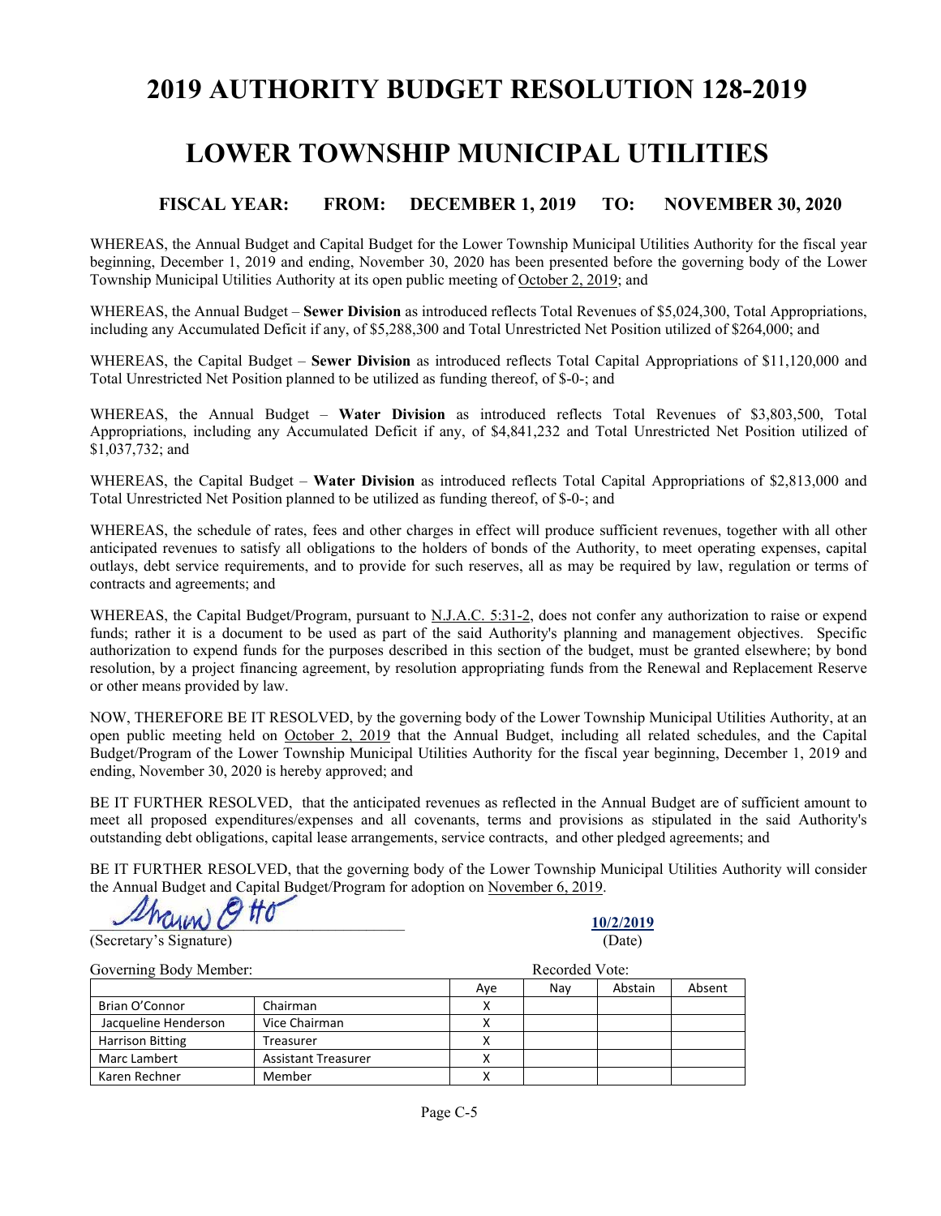# 2019 AUTHORITY BUDGET RESOLUTION 128-2019

# LOWER TOWNSHIP MUNICIPAL UTILITIES

### FISCAL YEAR: FROM: DECEMBER 1, 2019 TO: NOVEMBER 30, 2020

WHEREAS, the Annual Budget and Capital Budget for the Lower Township Municipal Utilities Authority for the fiscal year beginning, December 1, 2019 and ending, November 30, 2020 has been presented before the governing body of the Lower Township Municipal Utilities Authority at its open public meeting of October 2, 2019; and

WHEREAS, the Annual Budget – **Sewer Division** as introduced reflects Total Revenues of $5,024,300, Total Appropriations, including any Accumulated Deficit if any, of $5,288,300 and Total Unrestricted Net Position utilized of $264,000; and

WHEREAS, the Capital Budget – **Sewer Division** as introduced reflects Total Capital Appropriations of $11,120,000 and Total Unrestricted Net Position planned to be utilized as funding thereof, of $-0-; and

WHEREAS, the Annual Budget – **Water Division** as introduced reflects Total Revenues of $3,803,500, Total Appropriations, including any Accumulated Deficit if any, of $4,841,232 and Total Unrestricted Net Position utilized of $1,037,732; and

WHEREAS, the Capital Budget – **Water Division** as introduced reflects Total Capital Appropriations of $2,813,000 and Total Unrestricted Net Position planned to be utilized as funding thereof, of $-0-; and

WHEREAS, the schedule of rates, fees and other charges in effect will produce sufficient revenues, together with all other anticipated revenues to satisfy all obligations to the holders of bonds of the Authority, to meet operating expenses, capital outlays, debt service requirements, and to provide for such reserves, all as may be required by law, regulation or terms of contracts and agreements; and

WHEREAS, the Capital Budget/Program, pursuant to N.J.A.C. 5:31-2, does not confer any authorization to raise or expend funds; rather it is a document to be used as part of the said Authority's planning and management objectives. Specific authorization to expend funds for the purposes described in this section of the budget, must be granted elsewhere; by bond resolution, by a project financing agreement, by resolution appropriating funds from the Renewal and Replacement Reserve or other means provided by law.

NOW, THEREFORE BE IT RESOLVED, by the governing body of the Lower Township Municipal Utilities Authority, at an open public meeting held on October 2, 2019 that the Annual Budget, including all related schedules, and the Capital Budget/Program of the Lower Township Municipal Utilities Authority for the fiscal year beginning, December 1, 2019 and ending, November 30, 2020 is hereby approved; and

BE IT FURTHER RESOLVED, that the anticipated revenues as reflected in the Annual Budget are of sufficient amount to meet all proposed expenditures/expenses and all covenants, terms and provisions as stipulated in the said Authority's outstanding debt obligations, capital lease arrangements, service contracts, and other pledged agreements; and

BE IT FURTHER RESOLVED, that the governing body of the Lower Township Municipal Utilities Authority will consider the Annual Budget and Capital Budget/Program for adoption on November 6, 2019.

Shawn Otto (signature) — 10/2/2019

(Secretary's Signature) — (Date)

Governing Body Member: Recorded Vote:

| | | Aye | Nay | Abstain | Absent |
|---|---|---|---|---|---|
| Brian O'Connor | Chairman | X | | | |
| Jacqueline Henderson | Vice Chairman | X | | | |
| Harrison Bitting | Treasurer | X | | | |
| Marc Lambert | Assistant Treasurer | X | | | |
| Karen Rechner | Member | X | | | |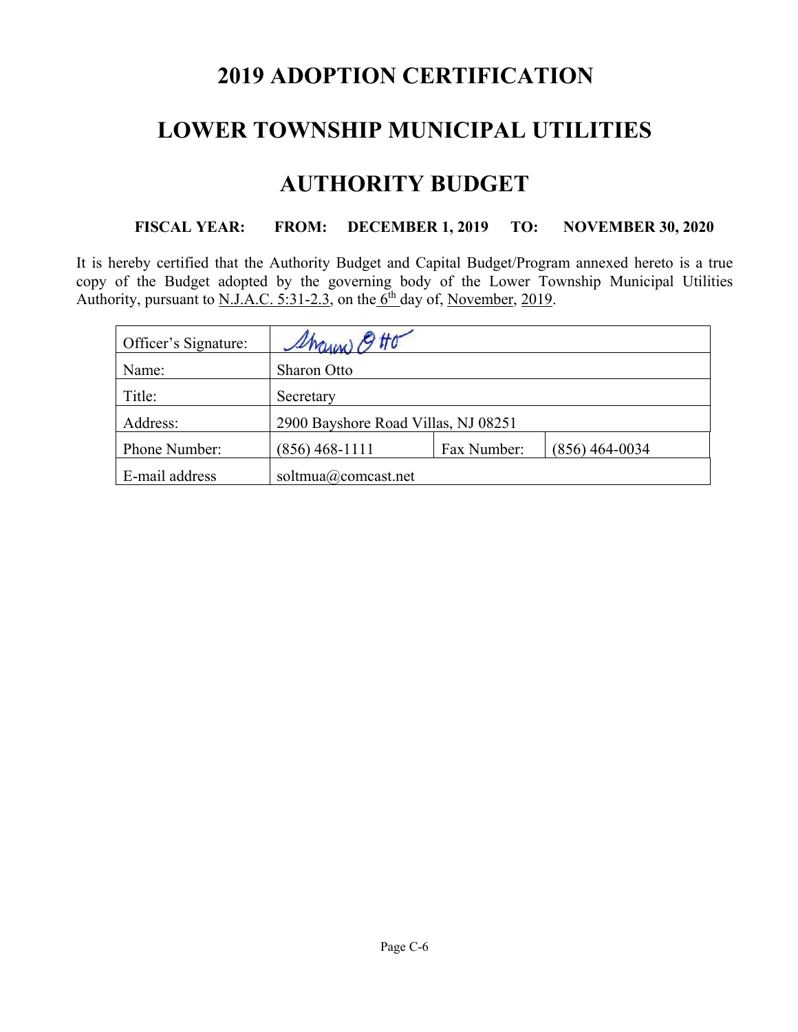# 2019 ADOPTION CERTIFICATION

# LOWER TOWNSHIP MUNICIPAL UTILITIES

# AUTHORITY BUDGET

**FISCAL YEAR: FROM: DECEMBER 1, 2019 TO: NOVEMBER 30, 2020**

It is hereby certified that the Authority Budget and Capital Budget/Program annexed hereto is a true copy of the Budget adopted by the governing body of the Lower Township Municipal Utilities Authority, pursuant to N.J.A.C. 5:31-2.3, on the 6th day of, November, 2019.

| Officer's Signature: | Sharon Otto | | |
|---|---|---|---|
| Name: | Sharon Otto | | |
| Title: | Secretary | | |
| Address: | 2900 Bayshore Road Villas, NJ 08251 | | |
| Phone Number: | (856) 468-1111 | Fax Number: | (856) 464-0034 |
| E-mail address | soltmua@comcast.net | | |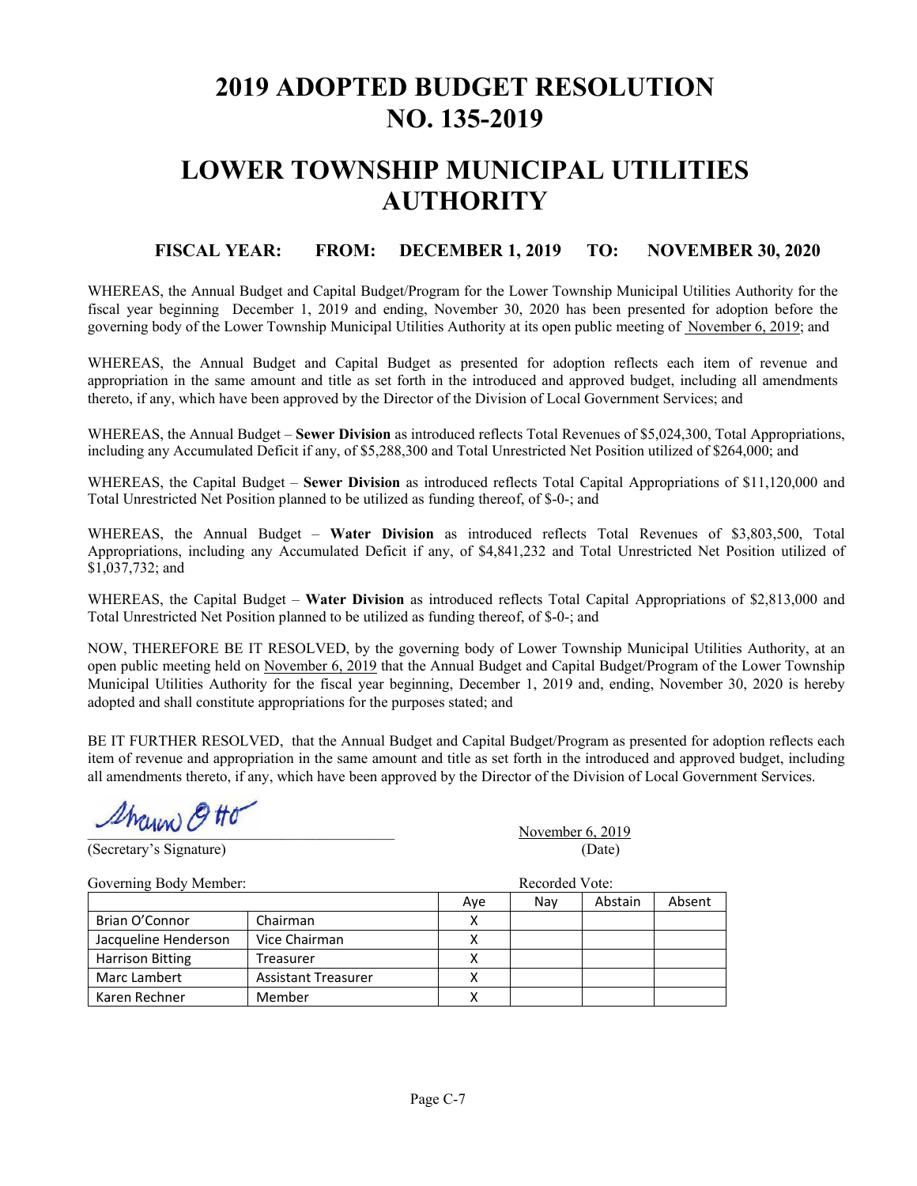# 2019 ADOPTED BUDGET RESOLUTION NO. 135-2019

# LOWER TOWNSHIP MUNICIPAL UTILITIES AUTHORITY

**FISCAL YEAR: FROM: DECEMBER 1, 2019 TO: NOVEMBER 30, 2020**

WHEREAS, the Annual Budget and Capital Budget/Program for the Lower Township Municipal Utilities Authority for the fiscal year beginning December 1, 2019 and ending, November 30, 2020 has been presented for adoption before the governing body of the Lower Township Municipal Utilities Authority at its open public meeting of November 6, 2019; and

WHEREAS, the Annual Budget and Capital Budget as presented for adoption reflects each item of revenue and appropriation in the same amount and title as set forth in the introduced and approved budget, including all amendments thereto, if any, which have been approved by the Director of the Division of Local Government Services; and

WHEREAS, the Annual Budget – **Sewer Division** as introduced reflects Total Revenues of $5,024,300, Total Appropriations, including any Accumulated Deficit if any, of $5,288,300 and Total Unrestricted Net Position utilized of $264,000; and

WHEREAS, the Capital Budget – **Sewer Division** as introduced reflects Total Capital Appropriations of $11,120,000 and Total Unrestricted Net Position planned to be utilized as funding thereof, of $-0-; and

WHEREAS, the Annual Budget – **Water Division** as introduced reflects Total Revenues of $3,803,500, Total Appropriations, including any Accumulated Deficit if any, of $4,841,232 and Total Unrestricted Net Position utilized of $1,037,732; and

WHEREAS, the Capital Budget – **Water Division** as introduced reflects Total Capital Appropriations of $2,813,000 and Total Unrestricted Net Position planned to be utilized as funding thereof, of $-0-; and

NOW, THEREFORE BE IT RESOLVED, by the governing body of Lower Township Municipal Utilities Authority, at an open public meeting held on November 6, 2019 that the Annual Budget and Capital Budget/Program of the Lower Township Municipal Utilities Authority for the fiscal year beginning, December 1, 2019 and, ending, November 30, 2020 is hereby adopted and shall constitute appropriations for the purposes stated; and

BE IT FURTHER RESOLVED, that the Annual Budget and Capital Budget/Program as presented for adoption reflects each item of revenue and appropriation in the same amount and title as set forth in the introduced and approved budget, including all amendments thereto, if any, which have been approved by the Director of the Division of Local Government Services.

Shawn Otto
(Secretary's Signature)

November 6, 2019
(Date)

Governing Body Member: Recorded Vote:

| | | Aye | Nay | Abstain | Absent |
|---|---|---|---|---|---|
| Brian O'Connor | Chairman | X | | | |
| Jacqueline Henderson | Vice Chairman | X | | | |
| Harrison Bitting | Treasurer | X | | | |
| Marc Lambert | Assistant Treasurer | X | | | |
| Karen Rechner | Member | X | | | |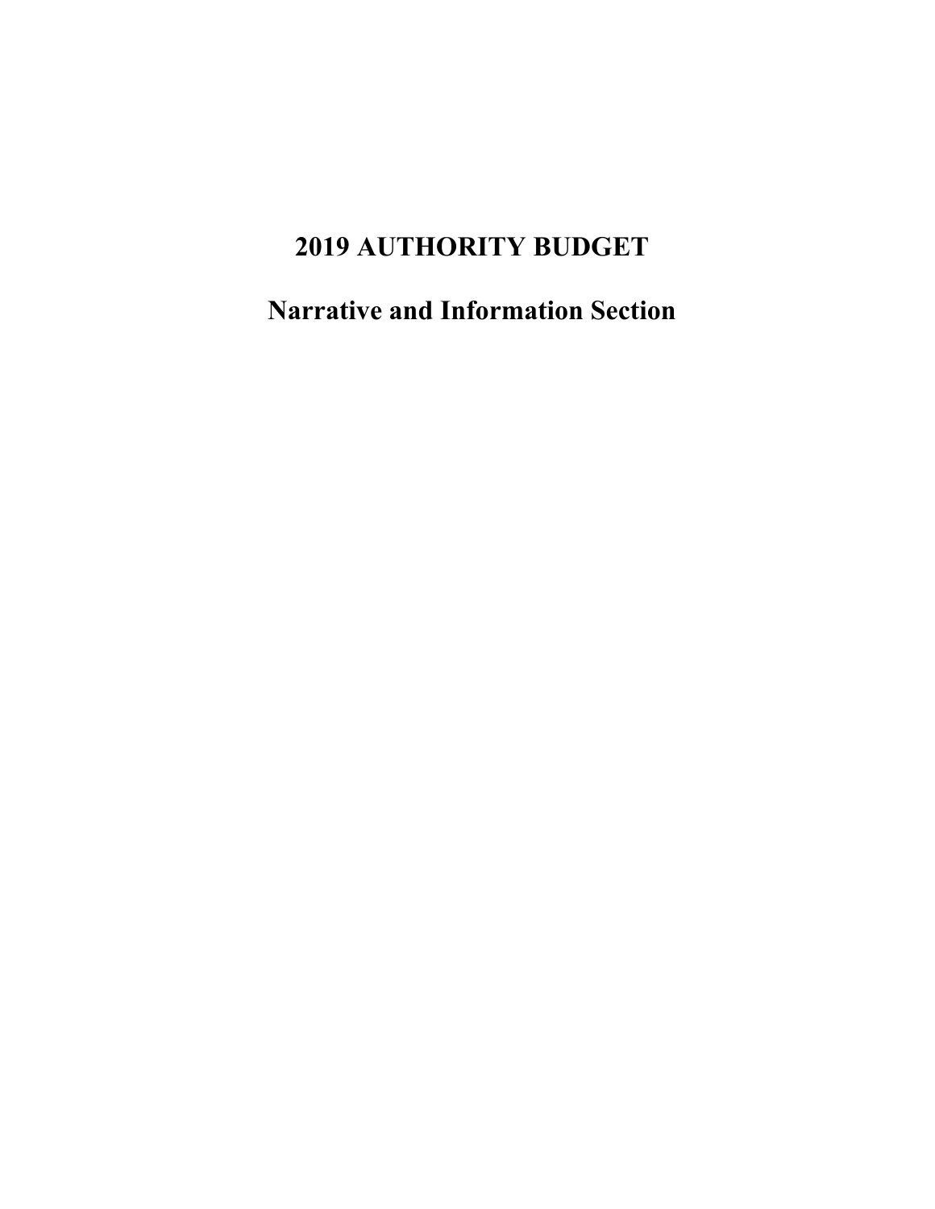# 2019 AUTHORITY BUDGET

## Narrative and Information Section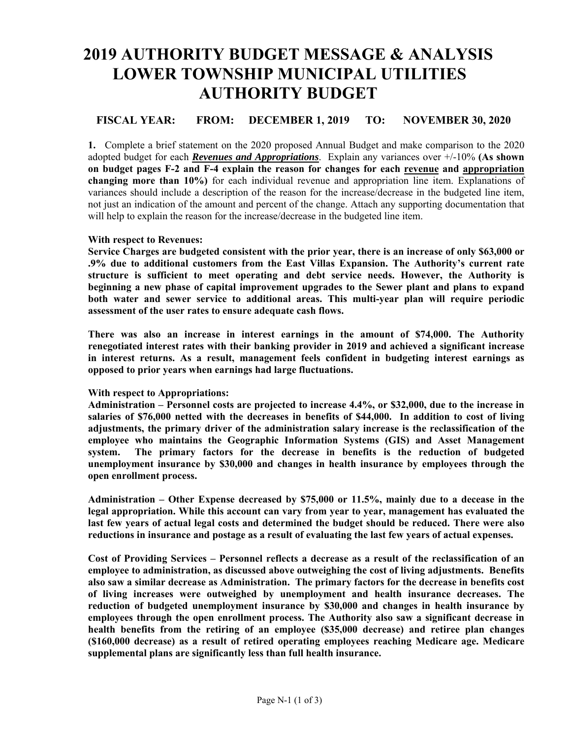# 2019 AUTHORITY BUDGET MESSAGE & ANALYSIS LOWER TOWNSHIP MUNICIPAL UTILITIES AUTHORITY BUDGET

**FISCAL YEAR: FROM: DECEMBER 1, 2019 TO: NOVEMBER 30, 2020**

**1.** Complete a brief statement on the 2020 proposed Annual Budget and make comparison to the 2020 adopted budget for each ***Revenues and Appropriations***. Explain any variances over +/-10% **(As shown on budget pages F-2 and F-4 explain the reason for changes for each revenue and appropriation changing more than 10%)** for each individual revenue and appropriation line item. Explanations of variances should include a description of the reason for the increase/decrease in the budgeted line item, not just an indication of the amount and percent of the change. Attach any supporting documentation that will help to explain the reason for the increase/decrease in the budgeted line item.

**With respect to Revenues:**

**Service Charges are budgeted consistent with the prior year, there is an increase of only $63,000 or .9% due to additional customers from the East Villas Expansion. The Authority's current rate structure is sufficient to meet operating and debt service needs. However, the Authority is beginning a new phase of capital improvement upgrades to the Sewer plant and plans to expand both water and sewer service to additional areas. This multi-year plan will require periodic assessment of the user rates to ensure adequate cash flows.**

**There was also an increase in interest earnings in the amount of $74,000. The Authority renegotiated interest rates with their banking provider in 2019 and achieved a significant increase in interest returns. As a result, management feels confident in budgeting interest earnings as opposed to prior years when earnings had large fluctuations.**

**With respect to Appropriations:**

**Administration – Personnel costs are projected to increase 4.4%, or $32,000, due to the increase in salaries of $76,000 netted with the decreases in benefits of $44,000. In addition to cost of living adjustments, the primary driver of the administration salary increase is the reclassification of the employee who maintains the Geographic Information Systems (GIS) and Asset Management system. The primary factors for the decrease in benefits is the reduction of budgeted unemployment insurance by $30,000 and changes in health insurance by employees through the open enrollment process.**

**Administration – Other Expense decreased by $75,000 or 11.5%, mainly due to a decease in the legal appropriation. While this account can vary from year to year, management has evaluated the last few years of actual legal costs and determined the budget should be reduced. There were also reductions in insurance and postage as a result of evaluating the last few years of actual expenses.**

**Cost of Providing Services – Personnel reflects a decrease as a result of the reclassification of an employee to administration, as discussed above outweighing the cost of living adjustments. Benefits also saw a similar decrease as Administration. The primary factors for the decrease in benefits cost of living increases were outweighed by unemployment and health insurance decreases. The reduction of budgeted unemployment insurance by $30,000 and changes in health insurance by employees through the open enrollment process. The Authority also saw a significant decrease in health benefits from the retiring of an employee ($35,000 decrease) and retiree plan changes ($160,000 decrease) as a result of retired operating employees reaching Medicare age. Medicare supplemental plans are significantly less than full health insurance.**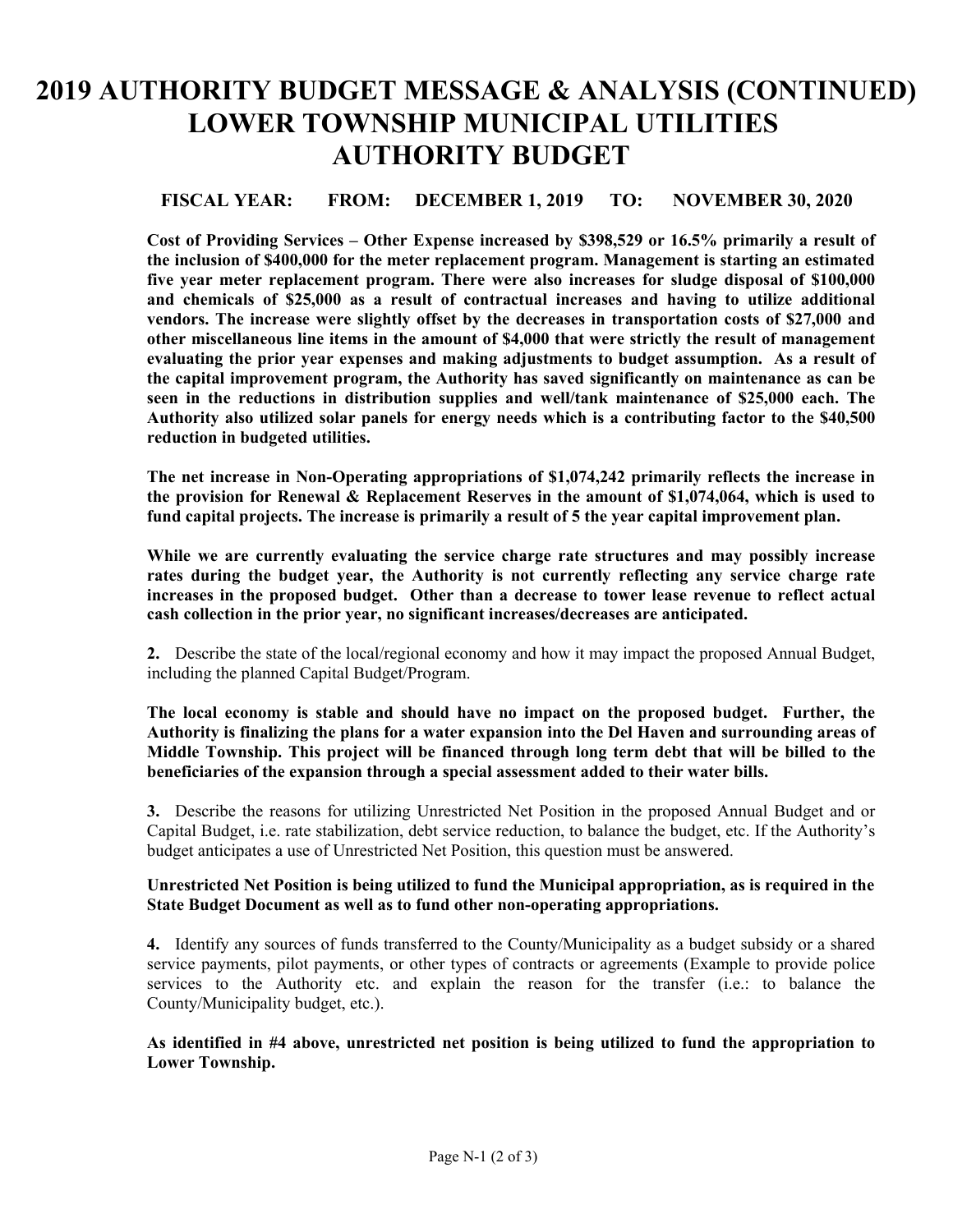# 2019 AUTHORITY BUDGET MESSAGE & ANALYSIS (CONTINUED) LOWER TOWNSHIP MUNICIPAL UTILITIES AUTHORITY BUDGET

**FISCAL YEAR: FROM: DECEMBER 1, 2019 TO: NOVEMBER 30, 2020**

**Cost of Providing Services – Other Expense increased by $398,529 or 16.5% primarily a result of the inclusion of $400,000 for the meter replacement program. Management is starting an estimated five year meter replacement program. There were also increases for sludge disposal of $100,000 and chemicals of $25,000 as a result of contractual increases and having to utilize additional vendors. The increase were slightly offset by the decreases in transportation costs of $27,000 and other miscellaneous line items in the amount of $4,000 that were strictly the result of management evaluating the prior year expenses and making adjustments to budget assumption. As a result of the capital improvement program, the Authority has saved significantly on maintenance as can be seen in the reductions in distribution supplies and well/tank maintenance of $25,000 each. The Authority also utilized solar panels for energy needs which is a contributing factor to the $40,500 reduction in budgeted utilities.**

**The net increase in Non-Operating appropriations of $1,074,242 primarily reflects the increase in the provision for Renewal & Replacement Reserves in the amount of $1,074,064, which is used to fund capital projects. The increase is primarily a result of 5 the year capital improvement plan.**

**While we are currently evaluating the service charge rate structures and may possibly increase rates during the budget year, the Authority is not currently reflecting any service charge rate increases in the proposed budget. Other than a decrease to tower lease revenue to reflect actual cash collection in the prior year, no significant increases/decreases are anticipated.**

**2.** Describe the state of the local/regional economy and how it may impact the proposed Annual Budget, including the planned Capital Budget/Program.

**The local economy is stable and should have no impact on the proposed budget. Further, the Authority is finalizing the plans for a water expansion into the Del Haven and surrounding areas of Middle Township. This project will be financed through long term debt that will be billed to the beneficiaries of the expansion through a special assessment added to their water bills.**

**3.** Describe the reasons for utilizing Unrestricted Net Position in the proposed Annual Budget and or Capital Budget, i.e. rate stabilization, debt service reduction, to balance the budget, etc. If the Authority's budget anticipates a use of Unrestricted Net Position, this question must be answered.

**Unrestricted Net Position is being utilized to fund the Municipal appropriation, as is required in the State Budget Document as well as to fund other non-operating appropriations.**

**4.** Identify any sources of funds transferred to the County/Municipality as a budget subsidy or a shared service payments, pilot payments, or other types of contracts or agreements (Example to provide police services to the Authority etc. and explain the reason for the transfer (i.e.: to balance the County/Municipality budget, etc.).

**As identified in #4 above, unrestricted net position is being utilized to fund the appropriation to Lower Township.**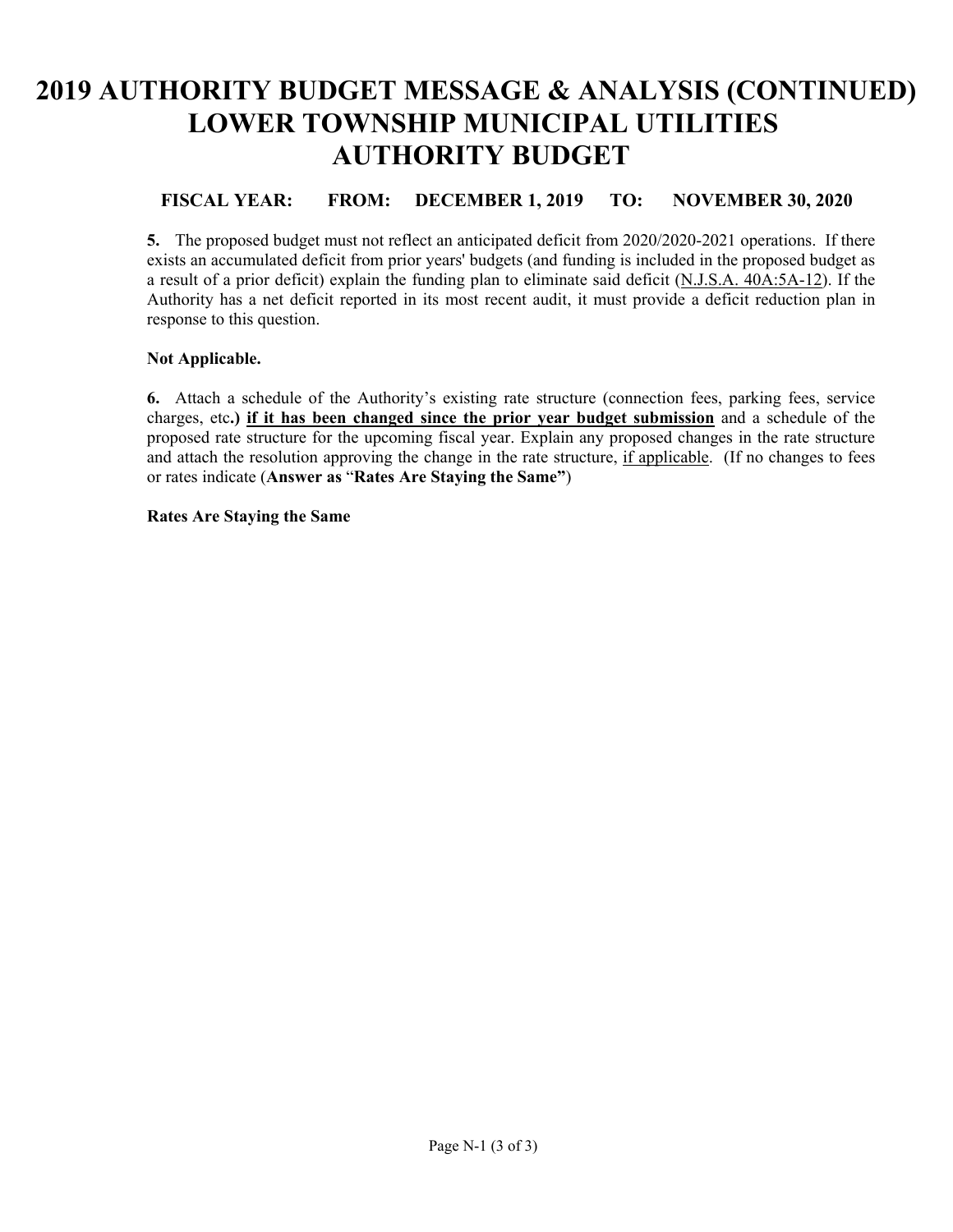# 2019 AUTHORITY BUDGET MESSAGE & ANALYSIS (CONTINUED)
# LOWER TOWNSHIP MUNICIPAL UTILITIES AUTHORITY BUDGET

**FISCAL YEAR: FROM: DECEMBER 1, 2019 TO: NOVEMBER 30, 2020**

**5.** The proposed budget must not reflect an anticipated deficit from 2020/2020-2021 operations. If there exists an accumulated deficit from prior years' budgets (and funding is included in the proposed budget as a result of a prior deficit) explain the funding plan to eliminate said deficit (N.J.S.A. 40A:5A-12). If the Authority has a net deficit reported in its most recent audit, it must provide a deficit reduction plan in response to this question.

**Not Applicable.**

**6.** Attach a schedule of the Authority's existing rate structure (connection fees, parking fees, service charges, etc**.) if it has been changed since the prior year budget submission** and a schedule of the proposed rate structure for the upcoming fiscal year. Explain any proposed changes in the rate structure and attach the resolution approving the change in the rate structure, if applicable. (If no changes to fees or rates indicate (**Answer as** "**Rates Are Staying the Same"**)

**Rates Are Staying the Same**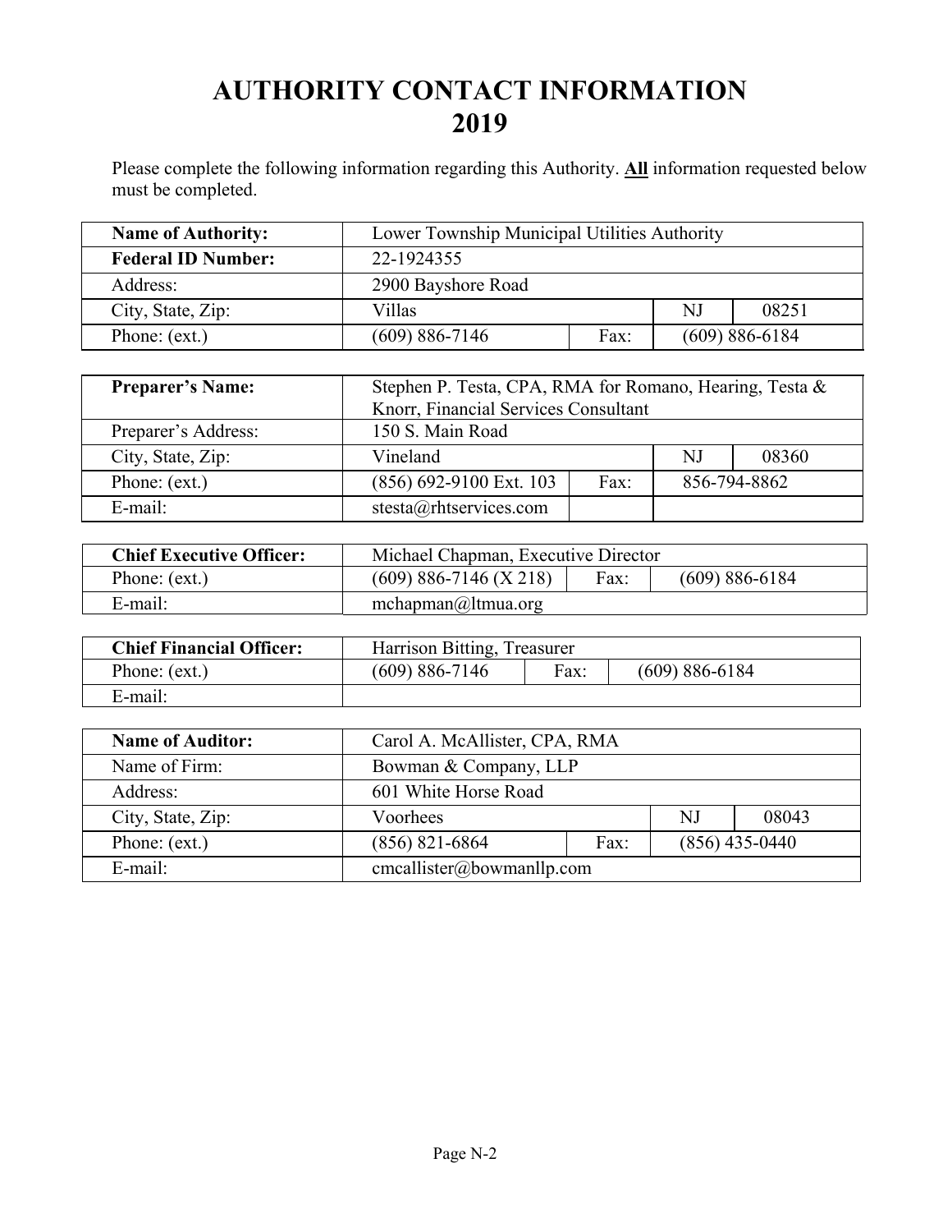# AUTHORITY CONTACT INFORMATION
# 2019

Please complete the following information regarding this Authority. **All** information requested below must be completed.

| **Name of Authority:** | Lower Township Municipal Utilities Authority | | | |
|---|---|---|---|---|
| **Federal ID Number:** | 22-1924355 | | | |
| Address: | 2900 Bayshore Road | | | |
| City, State, Zip: | Villas | | NJ | 08251 |
| Phone: (ext.) | (609) 886-7146 | Fax: | (609) 886-6184 | |

| **Preparer's Name:** | Stephen P. Testa, CPA, RMA for Romano, Hearing, Testa & Knorr, Financial Services Consultant | | | |
|---|---|---|---|---|
| Preparer's Address: | 150 S. Main Road | | | |
| City, State, Zip: | Vineland | | NJ | 08360 |
| Phone: (ext.) | (856) 692-9100 Ext. 103 | Fax: | 856-794-8862 | |
| E-mail: | stesta@rhtservices.com | | | |

| **Chief Executive Officer:** | Michael Chapman, Executive Director | | |
|---|---|---|---|
| Phone: (ext.) | (609) 886-7146 (X 218) | Fax: | (609) 886-6184 |
| E-mail: | mchapman@ltmua.org | | |

| **Chief Financial Officer:** | Harrison Bitting, Treasurer | | |
|---|---|---|---|
| Phone: (ext.) | (609) 886-7146 | Fax: | (609) 886-6184 |
| E-mail: | | | |

| **Name of Auditor:** | Carol A. McAllister, CPA, RMA | | | |
|---|---|---|---|---|
| Name of Firm: | Bowman & Company, LLP | | | |
| Address: | 601 White Horse Road | | | |
| City, State, Zip: | Voorhees | | NJ | 08043 |
| Phone: (ext.) | (856) 821-6864 | Fax: | (856) 435-0440 | |
| E-mail: | cmcallister@bowmanllp.com | | | |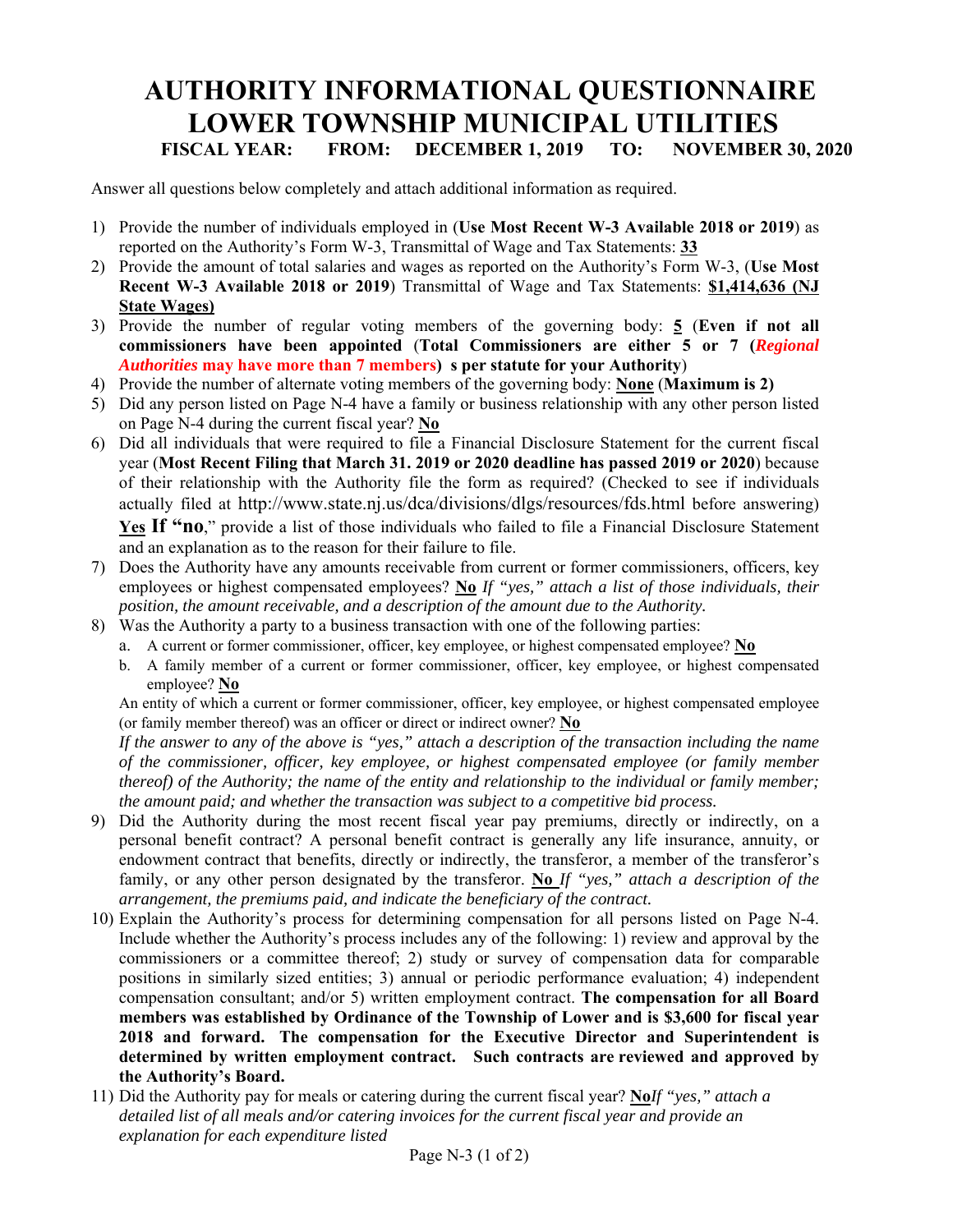# AUTHORITY INFORMATIONAL QUESTIONNAIRE
# LOWER TOWNSHIP MUNICIPAL UTILITIES

**FISCAL YEAR: FROM: DECEMBER 1, 2019 TO: NOVEMBER 30, 2020**

Answer all questions below completely and attach additional information as required.

1) Provide the number of individuals employed in (**Use Most Recent W-3 Available 2018 or 2019**) as reported on the Authority's Form W-3, Transmittal of Wage and Tax Statements: **33**
2) Provide the amount of total salaries and wages as reported on the Authority's Form W-3, (**Use Most Recent W-3 Available 2018 or 2019**) Transmittal of Wage and Tax Statements: **$1,414,636 (NJ State Wages)**
3) Provide the number of regular voting members of the governing body: **5** (**Even if not all commissioners have been appointed** (**Total Commissioners are either 5 or 7** (***Regional Authorities* may have more than 7 members**) **s per statute for your Authority**)
4) Provide the number of alternate voting members of the governing body: **None** (**Maximum is 2)**
5) Did any person listed on Page N-4 have a family or business relationship with any other person listed on Page N-4 during the current fiscal year? **No**
6) Did all individuals that were required to file a Financial Disclosure Statement for the current fiscal year (**Most Recent Filing that March 31. 2019 or 2020 deadline has passed 2019 or 2020**) because of their relationship with the Authority file the form as required? (Checked to see if individuals actually filed at http://www.state.nj.us/dca/divisions/dlgs/resources/fds.html before answering) **Yes** **If "no**," provide a list of those individuals who failed to file a Financial Disclosure Statement and an explanation as to the reason for their failure to file.
7) Does the Authority have any amounts receivable from current or former commissioners, officers, key employees or highest compensated employees? **No** *If "yes," attach a list of those individuals, their position, the amount receivable, and a description of the amount due to the Authority.*
8) Was the Authority a party to a business transaction with one of the following parties:
   a. A current or former commissioner, officer, key employee, or highest compensated employee? **No**
   b. A family member of a current or former commissioner, officer, key employee, or highest compensated employee? **No**

   An entity of which a current or former commissioner, officer, key employee, or highest compensated employee (or family member thereof) was an officer or direct or indirect owner? **No**

   *If the answer to any of the above is "yes," attach a description of the transaction including the name of the commissioner, officer, key employee, or highest compensated employee (or family member thereof) of the Authority; the name of the entity and relationship to the individual or family member; the amount paid; and whether the transaction was subject to a competitive bid process.*
9) Did the Authority during the most recent fiscal year pay premiums, directly or indirectly, on a personal benefit contract? A personal benefit contract is generally any life insurance, annuity, or endowment contract that benefits, directly or indirectly, the transferor, a member of the transferor's family, or any other person designated by the transferor. **No** *If "yes," attach a description of the arrangement, the premiums paid, and indicate the beneficiary of the contract.*
10) Explain the Authority's process for determining compensation for all persons listed on Page N-4. Include whether the Authority's process includes any of the following: 1) review and approval by the commissioners or a committee thereof; 2) study or survey of compensation data for comparable positions in similarly sized entities; 3) annual or periodic performance evaluation; 4) independent compensation consultant; and/or 5) written employment contract. **The compensation for all Board members was established by Ordinance of the Township of Lower and is $3,600 for fiscal year 2018 and forward. The compensation for the Executive Director and Superintendent is determined by written employment contract. Such contracts are reviewed and approved by the Authority's Board.**
11) Did the Authority pay for meals or catering during the current fiscal year? **No***If "yes," attach a detailed list of all meals and/or catering invoices for the current fiscal year and provide an explanation for each expenditure listed*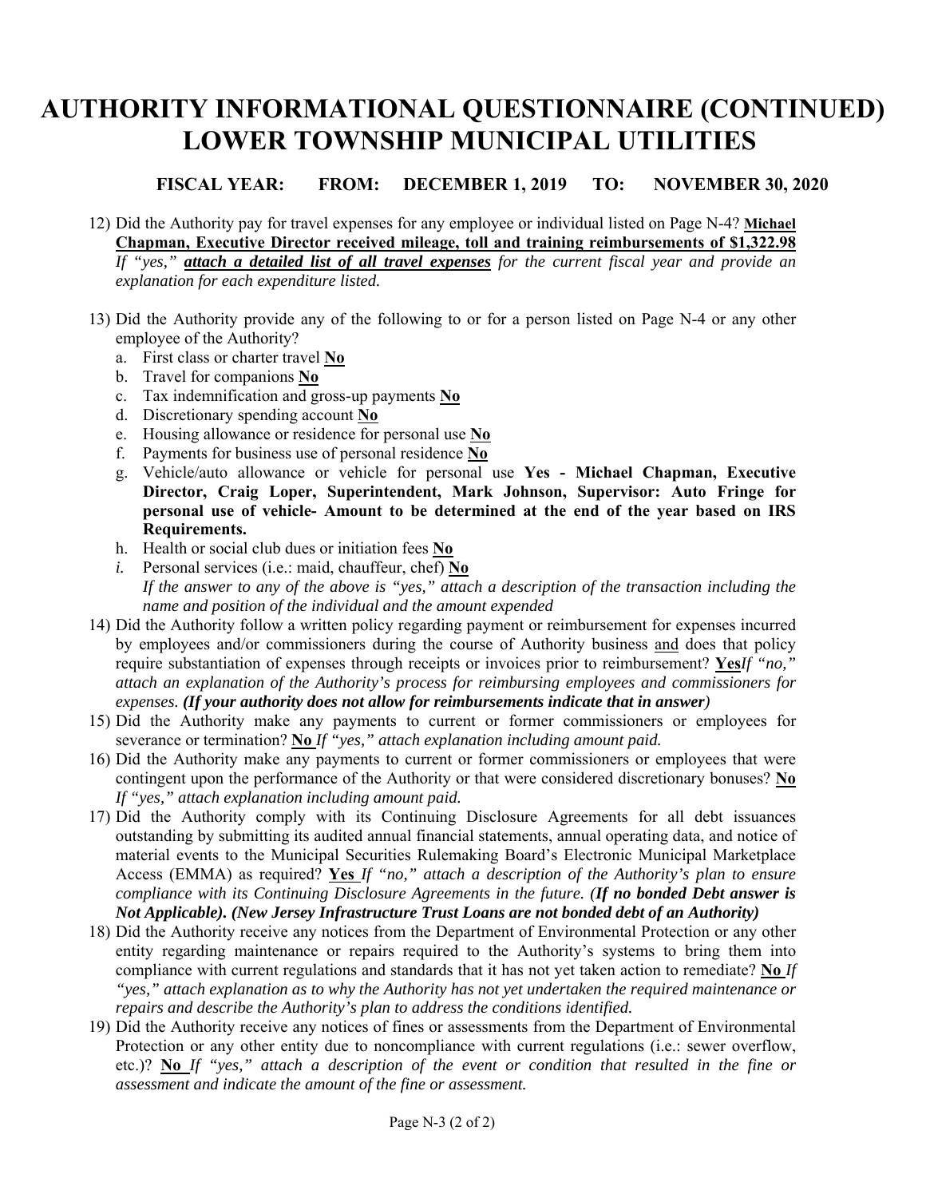# AUTHORITY INFORMATIONAL QUESTIONNAIRE (CONTINUED)
# LOWER TOWNSHIP MUNICIPAL UTILITIES

**FISCAL YEAR: FROM: DECEMBER 1, 2019 TO: NOVEMBER 30, 2020**

12) Did the Authority pay for travel expenses for any employee or individual listed on Page N-4? **Michael Chapman, Executive Director received mileage, toll and training reimbursements of $1,322.98** *If "yes," **attach a detailed list of all travel expenses** for the current fiscal year and provide an explanation for each expenditure listed.*

13) Did the Authority provide any of the following to or for a person listed on Page N-4 or any other employee of the Authority?
    a. First class or charter travel **No**
    b. Travel for companions **No**
    c. Tax indemnification and gross-up payments **No**
    d. Discretionary spending account **No**
    e. Housing allowance or residence for personal use **No**
    f. Payments for business use of personal residence **No**
    g. Vehicle/auto allowance or vehicle for personal use **Yes - Michael Chapman, Executive Director, Craig Loper, Superintendent, Mark Johnson, Supervisor: Auto Fringe for personal use of vehicle- Amount to be determined at the end of the year based on IRS Requirements.**
    h. Health or social club dues or initiation fees **No**
    i. Personal services (i.e.: maid, chauffeur, chef) **No**
    *If the answer to any of the above is "yes," attach a description of the transaction including the name and position of the individual and the amount expended*

14) Did the Authority follow a written policy regarding payment or reimbursement for expenses incurred by employees and/or commissioners during the course of Authority business and does that policy require substantiation of expenses through receipts or invoices prior to reimbursement? **Yes** *If "no," attach an explanation of the Authority's process for reimbursing employees and commissioners for expenses. **(If your authority does not allow for reimbursements indicate that in answer)***

15) Did the Authority make any payments to current or former commissioners or employees for severance or termination? **No** *If "yes," attach explanation including amount paid.*

16) Did the Authority make any payments to current or former commissioners or employees that were contingent upon the performance of the Authority or that were considered discretionary bonuses? **No** *If "yes," attach explanation including amount paid.*

17) Did the Authority comply with its Continuing Disclosure Agreements for all debt issuances outstanding by submitting its audited annual financial statements, annual operating data, and notice of material events to the Municipal Securities Rulemaking Board's Electronic Municipal Marketplace Access (EMMA) as required? **Yes** *If "no," attach a description of the Authority's plan to ensure compliance with its Continuing Disclosure Agreements in the future. (**If no bonded Debt answer is Not Applicable). (New Jersey Infrastructure Trust Loans are not bonded debt of an Authority)***

18) Did the Authority receive any notices from the Department of Environmental Protection or any other entity regarding maintenance or repairs required to the Authority's systems to bring them into compliance with current regulations and standards that it has not yet taken action to remediate? **No** *If "yes," attach explanation as to why the Authority has not yet undertaken the required maintenance or repairs and describe the Authority's plan to address the conditions identified.*

19) Did the Authority receive any notices of fines or assessments from the Department of Environmental Protection or any other entity due to noncompliance with current regulations (i.e.: sewer overflow, etc.)? **No** *If "yes," attach a description of the event or condition that resulted in the fine or assessment and indicate the amount of the fine or assessment.*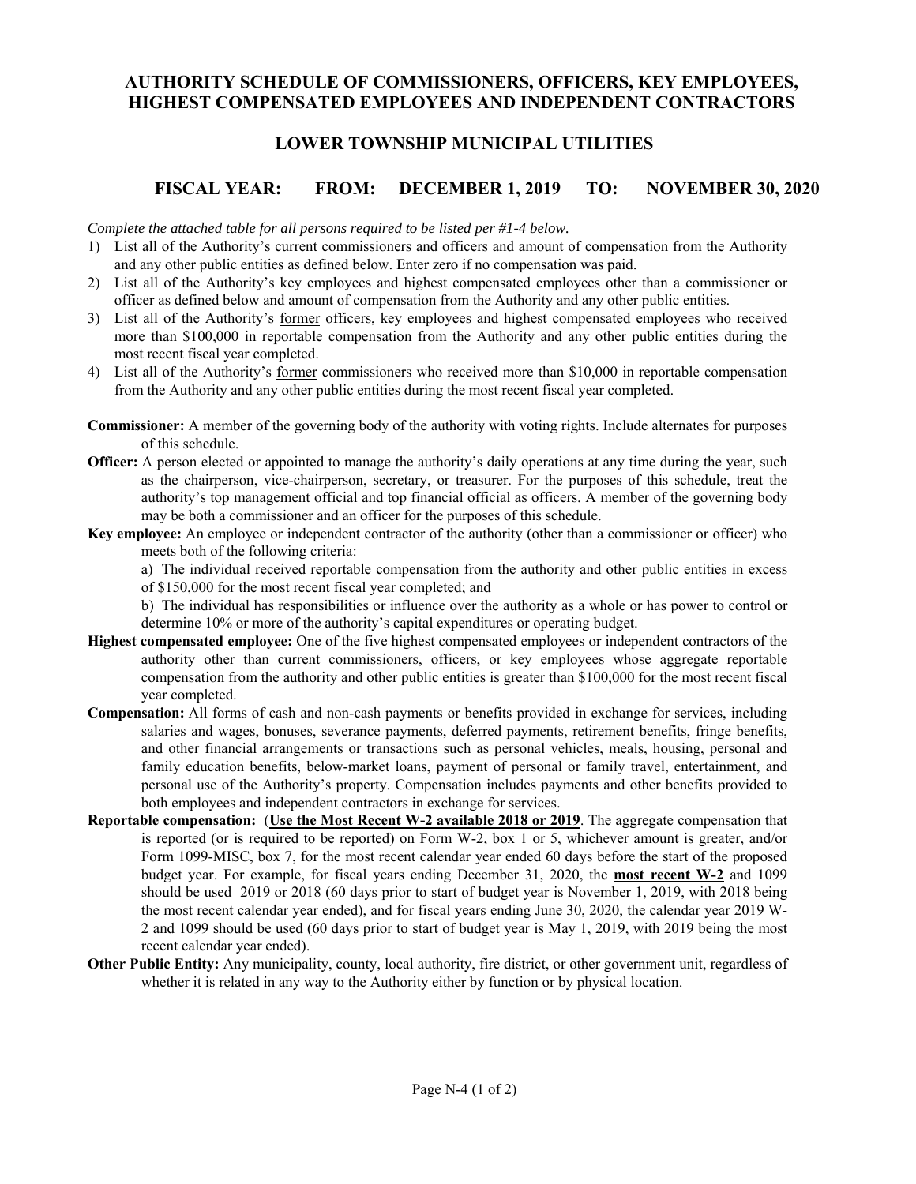# AUTHORITY SCHEDULE OF COMMISSIONERS, OFFICERS, KEY EMPLOYEES, HIGHEST COMPENSATED EMPLOYEES AND INDEPENDENT CONTRACTORS

## LOWER TOWNSHIP MUNICIPAL UTILITIES

### FISCAL YEAR: FROM: DECEMBER 1, 2019 TO: NOVEMBER 30, 2020

*Complete the attached table for all persons required to be listed per #1-4 below.*

1) List all of the Authority's current commissioners and officers and amount of compensation from the Authority and any other public entities as defined below. Enter zero if no compensation was paid.
2) List all of the Authority's key employees and highest compensated employees other than a commissioner or officer as defined below and amount of compensation from the Authority and any other public entities.
3) List all of the Authority's <u>former</u> officers, key employees and highest compensated employees who received more than $100,000 in reportable compensation from the Authority and any other public entities during the most recent fiscal year completed.
4) List all of the Authority's <u>former</u> commissioners who received more than $10,000 in reportable compensation from the Authority and any other public entities during the most recent fiscal year completed.

**Commissioner:** A member of the governing body of the authority with voting rights. Include alternates for purposes of this schedule.

**Officer:** A person elected or appointed to manage the authority's daily operations at any time during the year, such as the chairperson, vice-chairperson, secretary, or treasurer. For the purposes of this schedule, treat the authority's top management official and top financial official as officers. A member of the governing body may be both a commissioner and an officer for the purposes of this schedule.

**Key employee:** An employee or independent contractor of the authority (other than a commissioner or officer) who meets both of the following criteria:

a) The individual received reportable compensation from the authority and other public entities in excess of $150,000 for the most recent fiscal year completed; and

b) The individual has responsibilities or influence over the authority as a whole or has power to control or determine 10% or more of the authority's capital expenditures or operating budget.

**Highest compensated employee:** One of the five highest compensated employees or independent contractors of the authority other than current commissioners, officers, or key employees whose aggregate reportable compensation from the authority and other public entities is greater than $100,000 for the most recent fiscal year completed.

**Compensation:** All forms of cash and non-cash payments or benefits provided in exchange for services, including salaries and wages, bonuses, severance payments, deferred payments, retirement benefits, fringe benefits, and other financial arrangements or transactions such as personal vehicles, meals, housing, personal and family education benefits, below-market loans, payment of personal or family travel, entertainment, and personal use of the Authority's property. Compensation includes payments and other benefits provided to both employees and independent contractors in exchange for services.

**Reportable compensation:** (**<u>Use the Most Recent W-2 available 2018 or 2019</u>**. The aggregate compensation that is reported (or is required to be reported) on Form W-2, box 1 or 5, whichever amount is greater, and/or Form 1099-MISC, box 7, for the most recent calendar year ended 60 days before the start of the proposed budget year. For example, for fiscal years ending December 31, 2020, the **<u>most recent W-2</u>** and 1099 should be used 2019 or 2018 (60 days prior to start of budget year is November 1, 2019, with 2018 being the most recent calendar year ended), and for fiscal years ending June 30, 2020, the calendar year 2019 W-2 and 1099 should be used (60 days prior to start of budget year is May 1, 2019, with 2019 being the most recent calendar year ended).

**Other Public Entity:** Any municipality, county, local authority, fire district, or other government unit, regardless of whether it is related in any way to the Authority either by function or by physical location.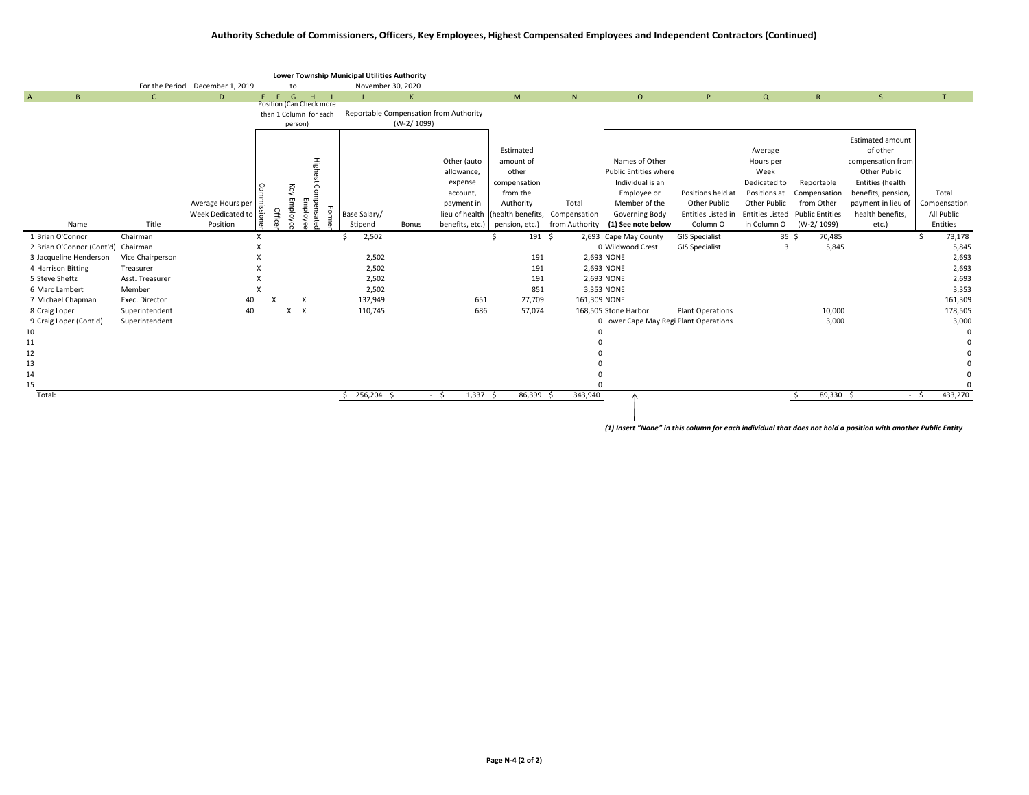## Authority Schedule of Commissioners, Officers, Key Employees, Highest Compensated Employees and Independent Contractors (Continued)

**Lower Township Municipal Utilities Authority**

For the Period December 1, 2019 to November 30, 2020

| A | B | C | D | E | F | G | H | I | J | K | L | M | N | O | P | Q | R | S | T |
|---|---|---|---|---|---|---|---|---|---|---|---|---|---|---|---|---|---|---|---|
| | | | | Position (Can Check more than 1 Column for each person) | | | | | Reportable Compensation from Authority (W-2/ 1099) | | | | | | | | | | |
| | Name | Title | Average Hours per Week Dedicated to Position | Commissioner | Officer | Key Employee | Highest Compensated Employee | Former | Base Salary/ Stipend | Bonus | Other (auto allowance, expense account, payment in lieu of health benefits, etc.) | Estimated amount of other compensation from the Authority (health benefits, pension, etc.) | Total Compensation from Authority | Names of Other Public Entities where Individual is an Employee or Member of the Governing Body (1) See note below | Positions held at Other Public Entities Listed in Column O | Average Hours per Week Dedicated to Positions at Other Public Entities Listed in Column O | Reportable Compensation from Other Public Entities (W-2/ 1099) | Estimated amount of other compensation from Other Public Entities (health benefits, pension, payment in lieu of health benefits, etc.) | Total Compensation All Public Entities |
| 1 | Brian O'Connor | Chairman | | X | | | | | $ 2,502 | | | $ 191 | $ 2,693 | Cape May County | GIS Specialist | 35 | $ 70,485 | | $ 73,178 |
| 2 | Brian O'Connor (Cont'd) | Chairman | | X | | | | | | | | | 0 | Wildwood Crest | GIS Specialist | 3 | 5,845 | | 5,845 |
| 3 | Jacqueline Henderson | Vice Chairperson | | X | | | | | 2,502 | | | 191 | 2,693 | NONE | | | | | 2,693 |
| 4 | Harrison Bitting | Treasurer | | X | | | | | 2,502 | | | 191 | 2,693 | NONE | | | | | 2,693 |
| 5 | Steve Sheftz | Asst. Treasurer | | X | | | | | 2,502 | | | 191 | 2,693 | NONE | | | | | 2,693 |
| 6 | Marc Lambert | Member | | X | | | | | 2,502 | | | 851 | 3,353 | NONE | | | | | 3,353 |
| 7 | Michael Chapman | Exec. Director | 40 | | X | | X | | 132,949 | | 651 | 27,709 | 161,309 | NONE | | | | | 161,309 |
| 8 | Craig Loper | Superintendent | 40 | | | X | X | | 110,745 | | 686 | 57,074 | 168,505 | Stone Harbor | Plant Operations | | 10,000 | | 178,505 |
| 9 | Craig Loper (Cont'd) | Superintendent | | | | | | | | | | | 0 | Lower Cape May Regi | Plant Operations | | 3,000 | | 3,000 |
| 10 | | | | | | | | | | | | | 0 | | | | | | 0 |
| 11 | | | | | | | | | | | | | 0 | | | | | | 0 |
| 12 | | | | | | | | | | | | | 0 | | | | | | 0 |
| 13 | | | | | | | | | | | | | 0 | | | | | | 0 |
| 14 | | | | | | | | | | | | | 0 | | | | | | 0 |
| 15 | | | | | | | | | | | | | 0 | | | | | | 0 |
| | Total: | | | | | | | | $ 256,204 | $ - | $ 1,337 | $ 86,399 | $ 343,940 | | | | $ 89,330 | $ - | $ 433,270 |

*(1) Insert "None" in this column for each individual that does not hold a position with another Public Entity*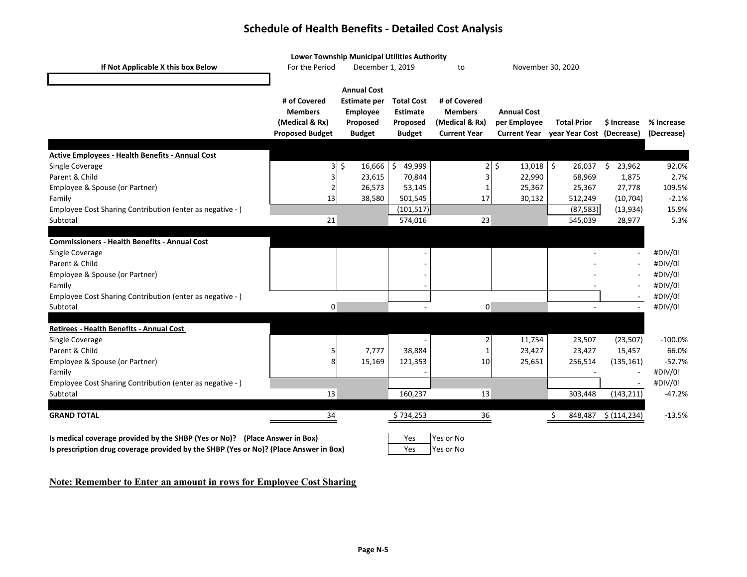# Schedule of Health Benefits - Detailed Cost Analysis

**Lower Township Municipal Utilities Authority**

**If Not Applicable X this box Below**

For the Period December 1, 2019 to November 30, 2020

| | # of Covered Members (Medical & Rx) Proposed Budget | Annual Cost Estimate per Employee Proposed Budget | Total Cost Estimate Proposed Budget | # of Covered Members (Medical & Rx) Current Year | Annual Cost per Employee Current Year | Total Prior year Year Cost | $ Increase (Decrease) | % Increase (Decrease) |
|---|---|---|---|---|---|---|---|---|
| **Active Employees - Health Benefits - Annual Cost** | | | | | | | | |
| Single Coverage | 3 | $ 16,666 | $ 49,999 | 2 | $ 13,018 | $ 26,037 | $ 23,962 | 92.0% |
| Parent & Child | 3 | 23,615 | 70,844 | 3 | 22,990 | 68,969 | 1,875 | 2.7% |
| Employee & Spouse (or Partner) | 2 | 26,573 | 53,145 | 1 | 25,367 | 25,367 | 27,778 | 109.5% |
| Family | 13 | 38,580 | 501,545 | 17 | 30,132 | 512,249 | (10,704) | -2.1% |
| Employee Cost Sharing Contribution (enter as negative - ) | | | (101,517) | | | (87,583) | (13,934) | 15.9% |
| Subtotal | 21 | | 574,016 | 23 | | 545,039 | 28,977 | 5.3% |
| **Commissioners - Health Benefits - Annual Cost** | | | | | | | | |
| Single Coverage | | | - | | | - | - | #DIV/0! |
| Parent & Child | | | - | | | - | - | #DIV/0! |
| Employee & Spouse (or Partner) | | | - | | | - | - | #DIV/0! |
| Family | | | - | | | - | - | #DIV/0! |
| Employee Cost Sharing Contribution (enter as negative - ) | | | | | | | - | #DIV/0! |
| Subtotal | 0 | | - | 0 | | - | - | #DIV/0! |
| **Retirees - Health Benefits - Annual Cost** | | | | | | | | |
| Single Coverage | | | - | 2 | 11,754 | 23,507 | (23,507) | -100.0% |
| Parent & Child | 5 | 7,777 | 38,884 | 1 | 23,427 | 23,427 | 15,457 | 66.0% |
| Employee & Spouse (or Partner) | 8 | 15,169 | 121,353 | 10 | 25,651 | 256,514 | (135,161) | -52.7% |
| Family | | | - | | | - | - | #DIV/0! |
| Employee Cost Sharing Contribution (enter as negative - ) | | | | | | | - | #DIV/0! |
| Subtotal | 13 | | 160,237 | 13 | | 303,448 | (143,211) | -47.2% |
| **GRAND TOTAL** | 34 | | $ 734,253 | 36 | | $ 848,487 | $ (114,234) | -13.5% |

**Is medical coverage provided by the SHBP (Yes or No)? (Place Answer in Box)** Yes — Yes or No

**Is prescription drug coverage provided by the SHBP (Yes or No)? (Place Answer in Box)** Yes — Yes or No

**Note: Remember to Enter an amount in rows for Employee Cost Sharing**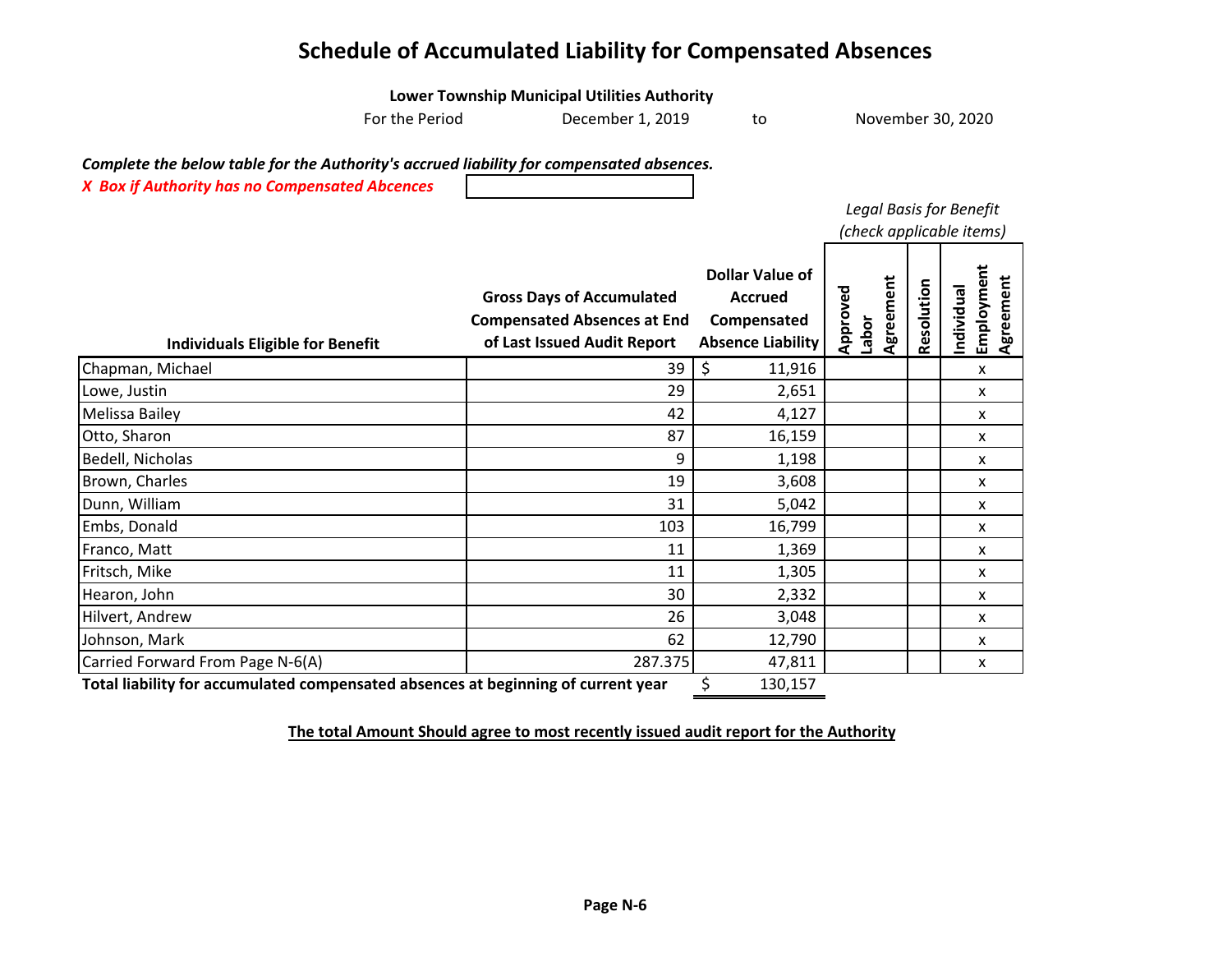# Schedule of Accumulated Liability for Compensated Absences

**Lower Township Municipal Utilities Authority**

For the Period December 1, 2019 to November 30, 2020

***Complete the below table for the Authority's accrued liability for compensated absences.***

***X Box if Authority has no Compensated Abcences*** [ ]

| Individuals Eligible for Benefit | Gross Days of Accumulated Compensated Absences at End of Last Issued Audit Report | Dollar Value of Accrued Compensated Absence Liability | Legal Basis for Benefit (check applicable items) | | |
|---|---|---|---|---|---|
| | | | Approved Labor Agreement | Resolution | Individual Employment Agreement |
| Chapman, Michael | 39 | $ 11,916 | | | x |
| Lowe, Justin | 29 | 2,651 | | | x |
| Melissa Bailey | 42 | 4,127 | | | x |
| Otto, Sharon | 87 | 16,159 | | | x |
| Bedell, Nicholas | 9 | 1,198 | | | x |
| Brown, Charles | 19 | 3,608 | | | x |
| Dunn, William | 31 | 5,042 | | | x |
| Embs, Donald | 103 | 16,799 | | | x |
| Franco, Matt | 11 | 1,369 | | | x |
| Fritsch, Mike | 11 | 1,305 | | | x |
| Hearon, John | 30 | 2,332 | | | x |
| Hilvert, Andrew | 26 | 3,048 | | | x |
| Johnson, Mark | 62 | 12,790 | | | x |
| Carried Forward From Page N-6(A) | 287.375 | 47,811 | | | x |
| **Total liability for accumulated compensated absences at beginning of current year** | | $ 130,157 | | | |

**The total Amount Should agree to most recently issued audit report for the Authority**

**Page N-6**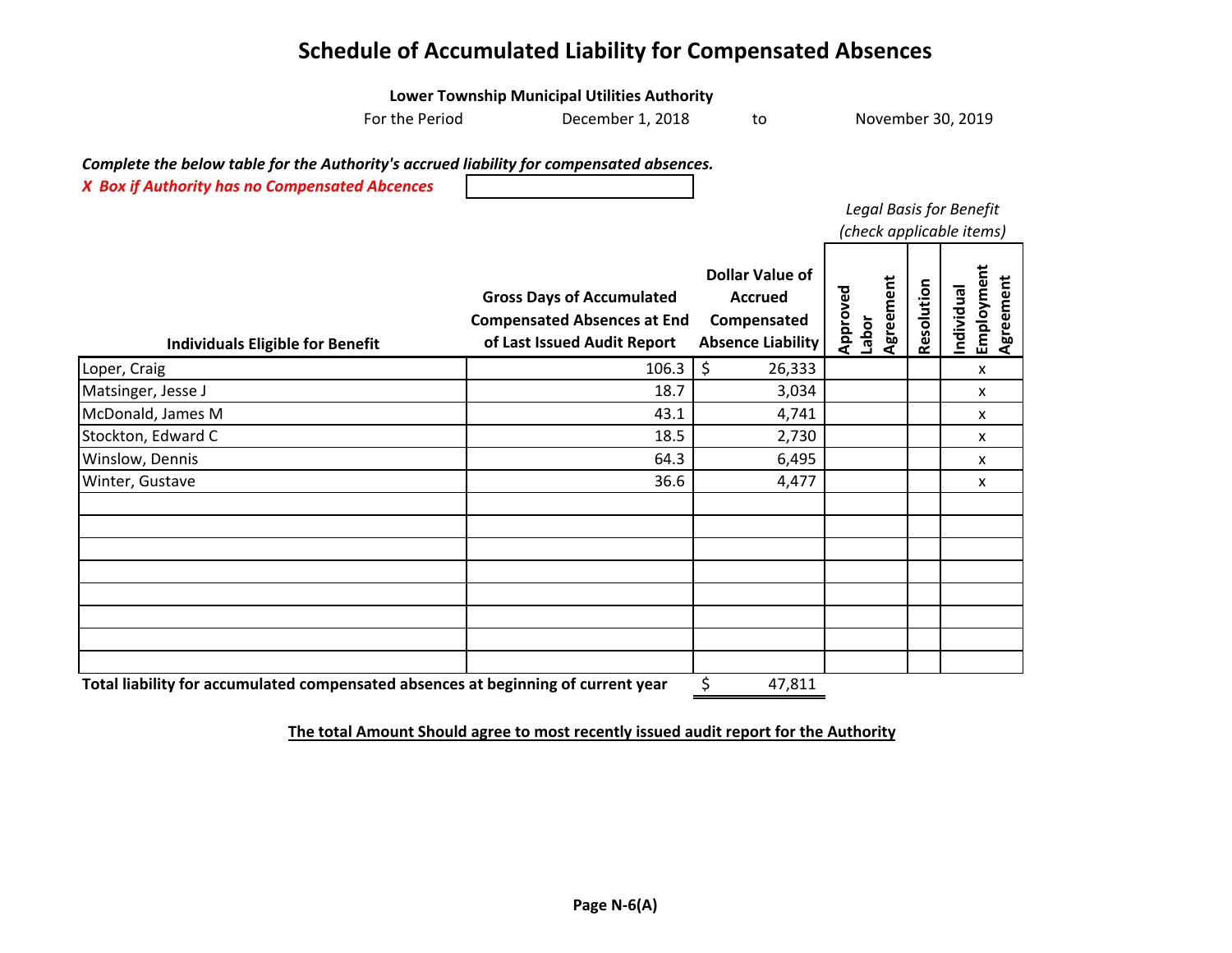# Schedule of Accumulated Liability for Compensated Absences

**Lower Township Municipal Utilities Authority**

For the Period December 1, 2018 to November 30, 2019

***Complete the below table for the Authority's accrued liability for compensated absences.***

***X Box if Authority has no Compensated Abcences*** [ ]

| Individuals Eligible for Benefit | Gross Days of Accumulated Compensated Absences at End of Last Issued Audit Report | Dollar Value of Accrued Compensated Absence Liability | Legal Basis for Benefit (check applicable items): Approved Labor Agreement | Resolution | Individual Employment Agreement |
|---|---|---|---|---|---|
| Loper, Craig | 106.3 | $ 26,333 | | | x |
| Matsinger, Jesse J | 18.7 | 3,034 | | | x |
| McDonald, James M | 43.1 | 4,741 | | | x |
| Stockton, Edward C | 18.5 | 2,730 | | | x |
| Winslow, Dennis | 64.3 | 6,495 | | | x |
| Winter, Gustave | 36.6 | 4,477 | | | x |
| | | | | | |
| | | | | | |
| | | | | | |
| | | | | | |
| | | | | | |
| | | | | | |
| | | | | | |
| | | | | | |
| **Total liability for accumulated compensated absences at beginning of current year** | | $ 47,811 | | | |

**The total Amount Should agree to most recently issued audit report for the Authority**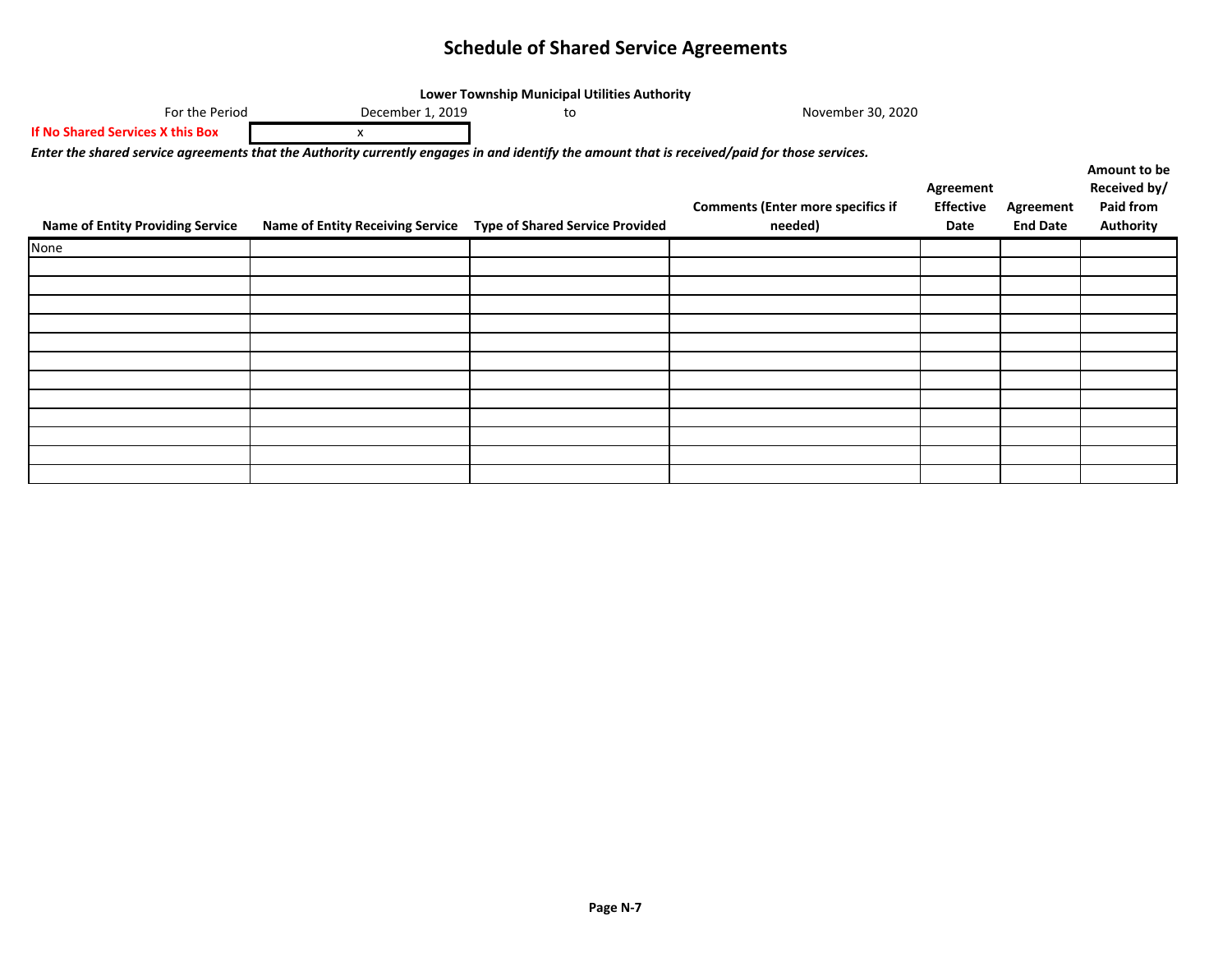# Schedule of Shared Service Agreements

**Lower Township Municipal Utilities Authority**

For the Period December 1, 2019 to November 30, 2020

**If No Shared Services X this Box** x

***Enter the shared service agreements that the Authority currently engages in and identify the amount that is received/paid for those services.***

| Name of Entity Providing Service | Name of Entity Receiving Service | Type of Shared Service Provided | Comments (Enter more specifics if needed) | Agreement Effective Date | Agreement End Date | Amount to be Received by/ Paid from Authority |
|---|---|---|---|---|---|---|
| None | | | | | | |
| | | | | | | |
| | | | | | | |
| | | | | | | |
| | | | | | | |
| | | | | | | |
| | | | | | | |
| | | | | | | |
| | | | | | | |
| | | | | | | |
| | | | | | | |
| | | | | | | |
| | | | | | | |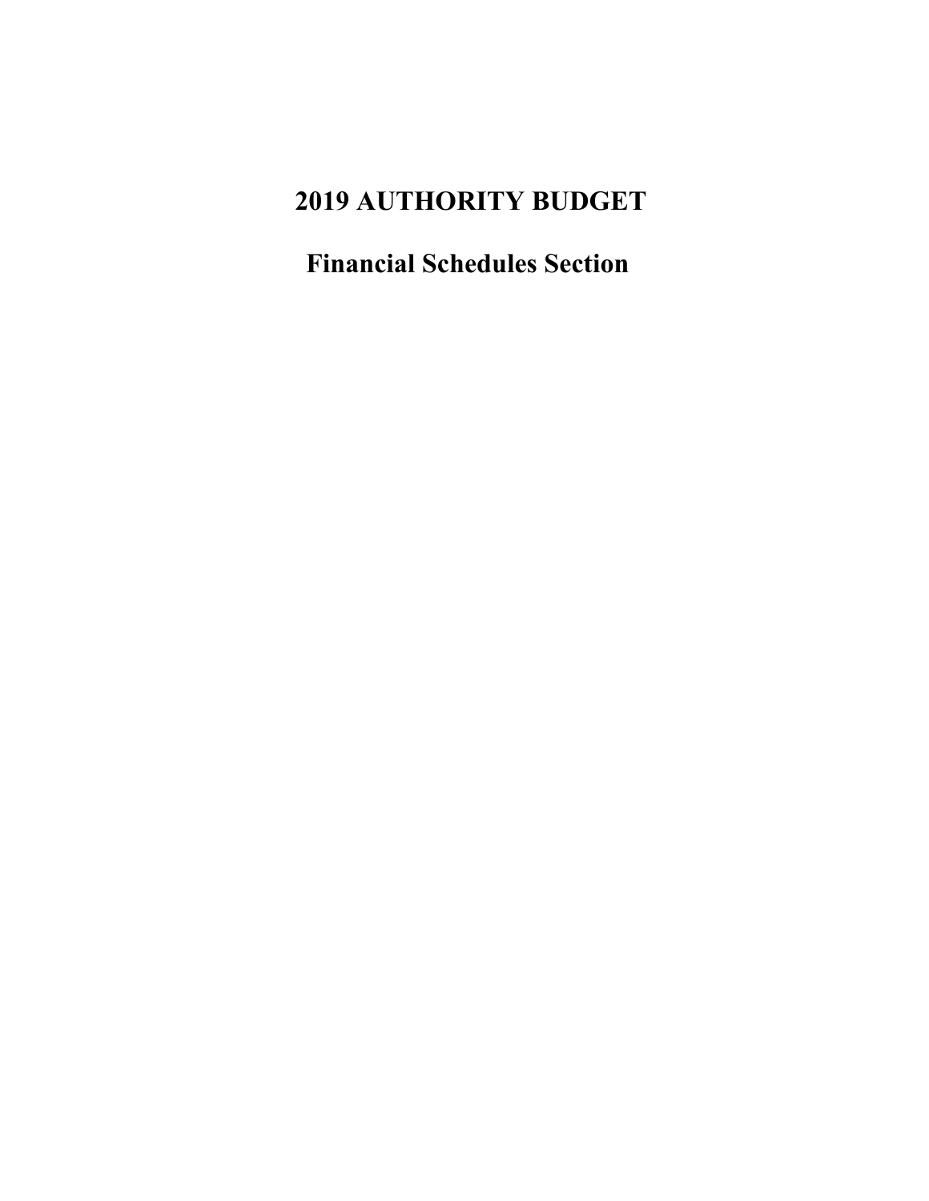# 2019 AUTHORITY BUDGET

## Financial Schedules Section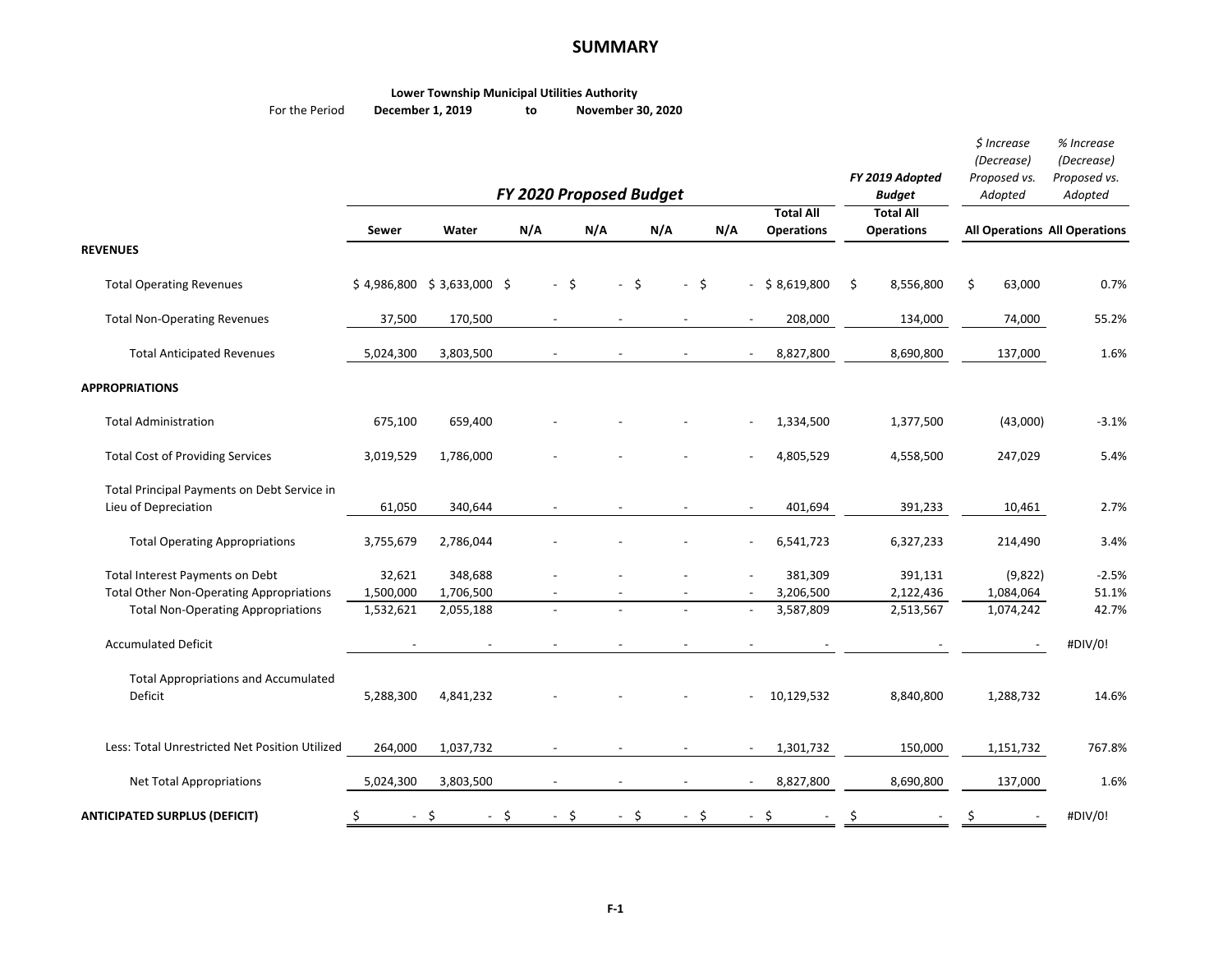# SUMMARY

**Lower Township Municipal Utilities Authority**

For the Period **December 1, 2019** to **November 30, 2020**

| | *FY 2020 Proposed Budget* | | | | | | | *FY 2019 Adopted Budget* | *$ Increase (Decrease) Proposed vs. Adopted* | *% Increase (Decrease) Proposed vs. Adopted* |
|---|---|---|---|---|---|---|---|---|---|---|
| | **Sewer** | **Water** | **N/A** | **N/A** | **N/A** | **N/A** | **Total All Operations** | **Total All Operations** | **All Operations** | **All Operations** |
| **REVENUES** | | | | | | | | | | |
| Total Operating Revenues | $ 4,986,800 | $ 3,633,000 | $ - | $ - | $ - | $ - | $ 8,619,800 | $ 8,556,800 | $ 63,000 | 0.7% |
| Total Non-Operating Revenues | 37,500 | 170,500 | - | - | - | - | 208,000 | 134,000 | 74,000 | 55.2% |
| Total Anticipated Revenues | 5,024,300 | 3,803,500 | - | - | - | - | 8,827,800 | 8,690,800 | 137,000 | 1.6% |
| **APPROPRIATIONS** | | | | | | | | | | |
| Total Administration | 675,100 | 659,400 | - | - | - | - | 1,334,500 | 1,377,500 | (43,000) | -3.1% |
| Total Cost of Providing Services | 3,019,529 | 1,786,000 | - | - | - | - | 4,805,529 | 4,558,500 | 247,029 | 5.4% |
| Total Principal Payments on Debt Service in Lieu of Depreciation | 61,050 | 340,644 | - | - | - | - | 401,694 | 391,233 | 10,461 | 2.7% |
| Total Operating Appropriations | 3,755,679 | 2,786,044 | - | - | - | - | 6,541,723 | 6,327,233 | 214,490 | 3.4% |
| Total Interest Payments on Debt | 32,621 | 348,688 | - | - | - | - | 381,309 | 391,131 | (9,822) | -2.5% |
| Total Other Non-Operating Appropriations | 1,500,000 | 1,706,500 | - | - | - | - | 3,206,500 | 2,122,436 | 1,084,064 | 51.1% |
| Total Non-Operating Appropriations | 1,532,621 | 2,055,188 | - | - | - | - | 3,587,809 | 2,513,567 | 1,074,242 | 42.7% |
| Accumulated Deficit | - | - | - | - | - | - | - | - | - | #DIV/0! |
| Total Appropriations and Accumulated Deficit | 5,288,300 | 4,841,232 | - | - | - | - | 10,129,532 | 8,840,800 | 1,288,732 | 14.6% |
| Less: Total Unrestricted Net Position Utilized | 264,000 | 1,037,732 | - | - | - | - | 1,301,732 | 150,000 | 1,151,732 | 767.8% |
| Net Total Appropriations | 5,024,300 | 3,803,500 | - | - | - | - | 8,827,800 | 8,690,800 | 137,000 | 1.6% |
| **ANTICIPATED SURPLUS (DEFICIT)** | $ - | $ - | $ - | $ - | $ - | $ - | $ - | $ - | $ - | #DIV/0! |

F-1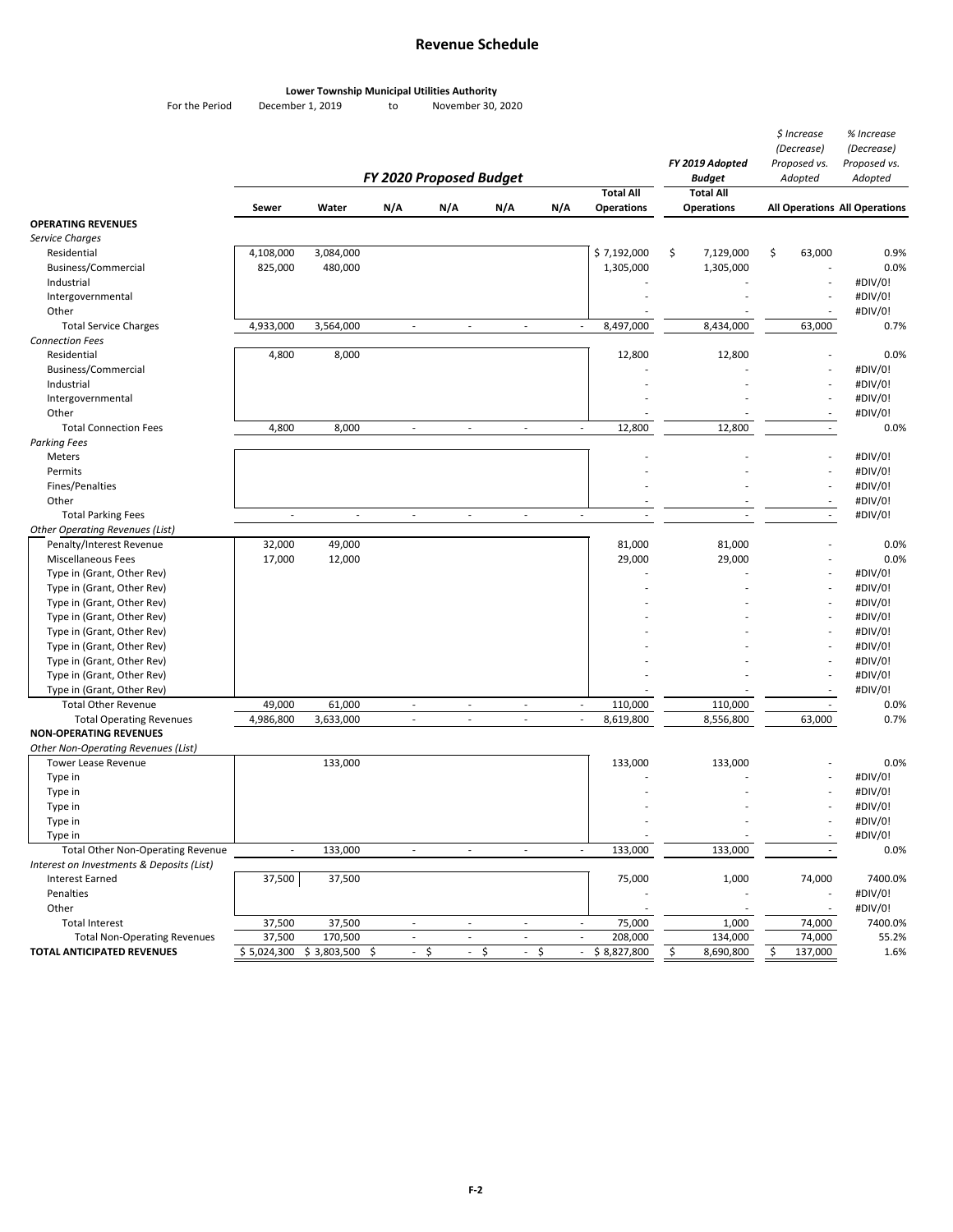# Revenue Schedule

**Lower Township Municipal Utilities Authority**

For the Period December 1, 2019 to November 30, 2020

| | FY 2020 Proposed Budget | | | | | | | FY 2019 Adopted Budget | $ Increase (Decrease) Proposed vs. Adopted | % Increase (Decrease) Proposed vs. Adopted |
|---|---|---|---|---|---|---|---|---|---|---|
| | Sewer | Water | N/A | N/A | N/A | N/A | Total All Operations | Total All Operations | All Operations | All Operations |
| **OPERATING REVENUES** | | | | | | | | | | |
| *Service Charges* | | | | | | | | | | |
| Residential | 4,108,000 | 3,084,000 | | | | | $ 7,192,000 | $ 7,129,000 | $ 63,000 | 0.9% |
| Business/Commercial | 825,000 | 480,000 | | | | | 1,305,000 | 1,305,000 | - | 0.0% |
| Industrial | | | | | | | - | - | - | #DIV/0! |
| Intergovernmental | | | | | | | - | - | - | #DIV/0! |
| Other | | | | | | | - | - | - | #DIV/0! |
| Total Service Charges | 4,933,000 | 3,564,000 | - | - | - | - | 8,497,000 | 8,434,000 | 63,000 | 0.7% |
| *Connection Fees* | | | | | | | | | | |
| Residential | 4,800 | 8,000 | | | | | 12,800 | 12,800 | - | 0.0% |
| Business/Commercial | | | | | | | - | - | - | #DIV/0! |
| Industrial | | | | | | | - | - | - | #DIV/0! |
| Intergovernmental | | | | | | | - | - | - | #DIV/0! |
| Other | | | | | | | - | - | - | #DIV/0! |
| Total Connection Fees | 4,800 | 8,000 | - | - | - | - | 12,800 | 12,800 | - | 0.0% |
| *Parking Fees* | | | | | | | | | | |
| Meters | | | | | | | - | - | - | #DIV/0! |
| Permits | | | | | | | - | - | - | #DIV/0! |
| Fines/Penalties | | | | | | | - | - | - | #DIV/0! |
| Other | | | | | | | - | - | - | #DIV/0! |
| Total Parking Fees | - | - | - | - | - | - | - | - | - | #DIV/0! |
| *Other Operating Revenues (List)* | | | | | | | | | | |
| Penalty/Interest Revenue | 32,000 | 49,000 | | | | | 81,000 | 81,000 | - | 0.0% |
| Miscellaneous Fees | 17,000 | 12,000 | | | | | 29,000 | 29,000 | - | 0.0% |
| Type in (Grant, Other Rev) | | | | | | | - | - | - | #DIV/0! |
| Type in (Grant, Other Rev) | | | | | | | - | - | - | #DIV/0! |
| Type in (Grant, Other Rev) | | | | | | | - | - | - | #DIV/0! |
| Type in (Grant, Other Rev) | | | | | | | - | - | - | #DIV/0! |
| Type in (Grant, Other Rev) | | | | | | | - | - | - | #DIV/0! |
| Type in (Grant, Other Rev) | | | | | | | - | - | - | #DIV/0! |
| Type in (Grant, Other Rev) | | | | | | | - | - | - | #DIV/0! |
| Type in (Grant, Other Rev) | | | | | | | - | - | - | #DIV/0! |
| Type in (Grant, Other Rev) | | | | | | | - | - | - | #DIV/0! |
| Total Other Revenue | 49,000 | 61,000 | - | - | - | - | 110,000 | 110,000 | - | 0.0% |
| Total Operating Revenues | 4,986,800 | 3,633,000 | - | - | - | - | 8,619,800 | 8,556,800 | 63,000 | 0.7% |
| **NON-OPERATING REVENUES** | | | | | | | | | | |
| *Other Non-Operating Revenues (List)* | | | | | | | | | | |
| Tower Lease Revenue | | 133,000 | | | | | 133,000 | 133,000 | - | 0.0% |
| Type in | | | | | | | - | - | - | #DIV/0! |
| Type in | | | | | | | - | - | - | #DIV/0! |
| Type in | | | | | | | - | - | - | #DIV/0! |
| Type in | | | | | | | - | - | - | #DIV/0! |
| Type in | | | | | | | - | - | - | #DIV/0! |
| Total Other Non-Operating Revenue | - | 133,000 | - | - | - | - | 133,000 | 133,000 | - | 0.0% |
| *Interest on Investments & Deposits (List)* | | | | | | | | | | |
| Interest Earned | 37,500 | 37,500 | | | | | 75,000 | 1,000 | 74,000 | 7400.0% |
| Penalties | | | | | | | - | - | - | #DIV/0! |
| Other | | | | | | | - | - | - | #DIV/0! |
| Total Interest | 37,500 | 37,500 | - | - | - | - | 75,000 | 1,000 | 74,000 | 7400.0% |
| Total Non-Operating Revenues | 37,500 | 170,500 | - | - | - | - | 208,000 | 134,000 | 74,000 | 55.2% |
| **TOTAL ANTICIPATED REVENUES** | $ 5,024,300 | $ 3,803,500 | $ - | $ - | $ - | $ - | $ 8,827,800 | $ 8,690,800 | $ 137,000 | 1.6% |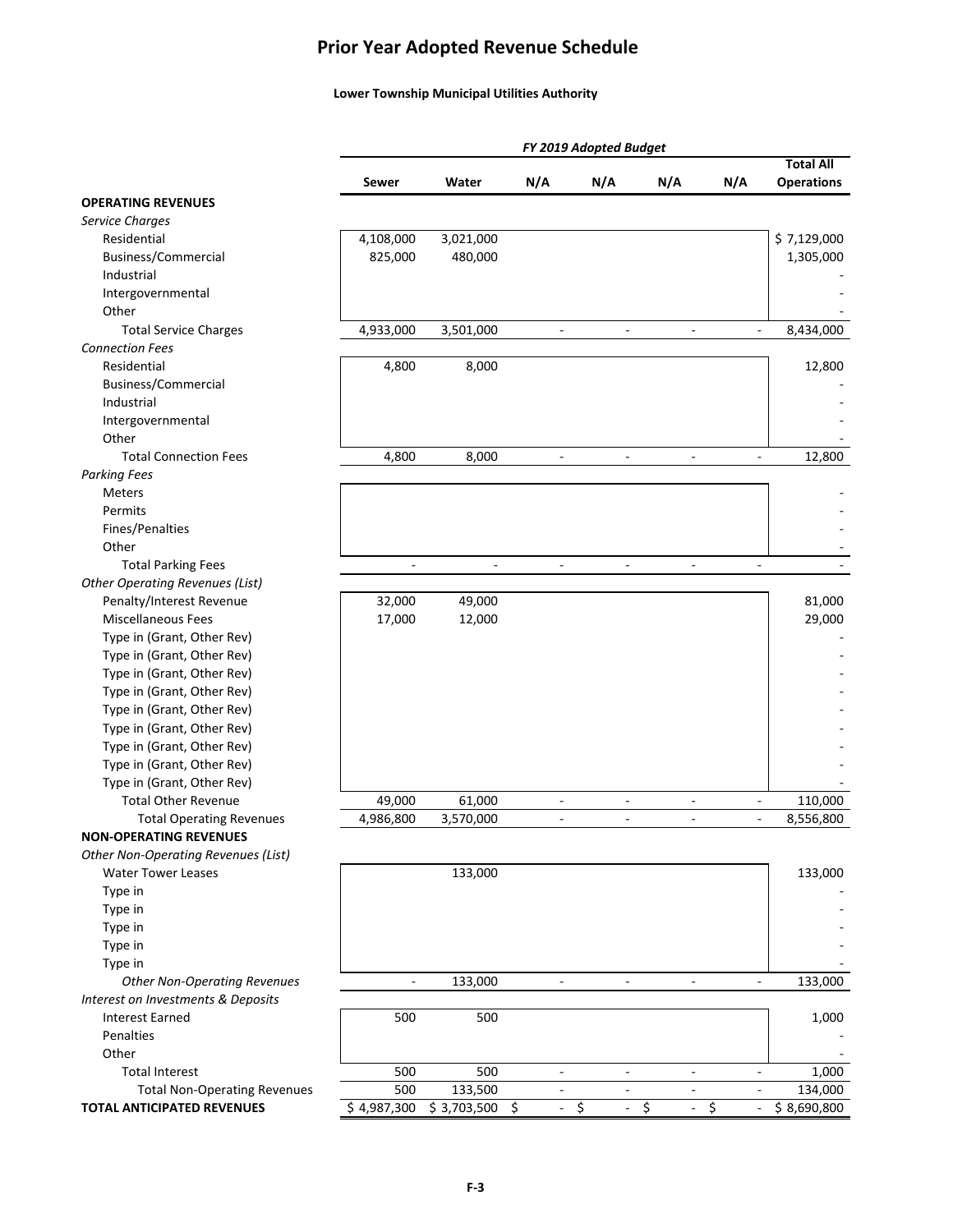# Prior Year Adopted Revenue Schedule

**Lower Township Municipal Utilities Authority**

| | FY 2019 Adopted Budget | | | | | | |
|---|---|---|---|---|---|---|---|
| | **Sewer** | **Water** | **N/A** | **N/A** | **N/A** | **N/A** | **Total All Operations** |
| **OPERATING REVENUES** | | | | | | | |
| *Service Charges* | | | | | | | |
| Residential | 4,108,000 | 3,021,000 | | | | | $ 7,129,000 |
| Business/Commercial | 825,000 | 480,000 | | | | | 1,305,000 |
| Industrial | | | | | | | - |
| Intergovernmental | | | | | | | - |
| Other | | | | | | | - |
| Total Service Charges | 4,933,000 | 3,501,000 | - | - | - | - | 8,434,000 |
| *Connection Fees* | | | | | | | |
| Residential | 4,800 | 8,000 | | | | | 12,800 |
| Business/Commercial | | | | | | | - |
| Industrial | | | | | | | - |
| Intergovernmental | | | | | | | - |
| Other | | | | | | | - |
| Total Connection Fees | 4,800 | 8,000 | - | - | - | - | 12,800 |
| *Parking Fees* | | | | | | | |
| Meters | | | | | | | - |
| Permits | | | | | | | - |
| Fines/Penalties | | | | | | | - |
| Other | | | | | | | - |
| Total Parking Fees | - | - | - | - | - | - | - |
| *Other Operating Revenues (List)* | | | | | | | |
| Penalty/Interest Revenue | 32,000 | 49,000 | | | | | 81,000 |
| Miscellaneous Fees | 17,000 | 12,000 | | | | | 29,000 |
| Type in (Grant, Other Rev) | | | | | | | - |
| Type in (Grant, Other Rev) | | | | | | | - |
| Type in (Grant, Other Rev) | | | | | | | - |
| Type in (Grant, Other Rev) | | | | | | | - |
| Type in (Grant, Other Rev) | | | | | | | - |
| Type in (Grant, Other Rev) | | | | | | | - |
| Type in (Grant, Other Rev) | | | | | | | - |
| Type in (Grant, Other Rev) | | | | | | | - |
| Type in (Grant, Other Rev) | | | | | | | - |
| Total Other Revenue | 49,000 | 61,000 | - | - | - | - | 110,000 |
| Total Operating Revenues | 4,986,800 | 3,570,000 | - | - | - | - | 8,556,800 |
| **NON-OPERATING REVENUES** | | | | | | | |
| *Other Non-Operating Revenues (List)* | | | | | | | |
| Water Tower Leases | | 133,000 | | | | | 133,000 |
| Type in | | | | | | | - |
| Type in | | | | | | | - |
| Type in | | | | | | | - |
| Type in | | | | | | | - |
| Type in | | | | | | | - |
| *Other Non-Operating Revenues* | - | 133,000 | - | - | - | - | 133,000 |
| *Interest on Investments & Deposits* | | | | | | | |
| Interest Earned | 500 | 500 | | | | | 1,000 |
| Penalties | | | | | | | - |
| Other | | | | | | | - |
| Total Interest | 500 | 500 | - | - | - | - | 1,000 |
| Total Non-Operating Revenues | 500 | 133,500 | - | - | - | - | 134,000 |
| **TOTAL ANTICIPATED REVENUES** | $ 4,987,300 | $ 3,703,500 | $ - | $ - | $ - | $ - | $ 8,690,800 |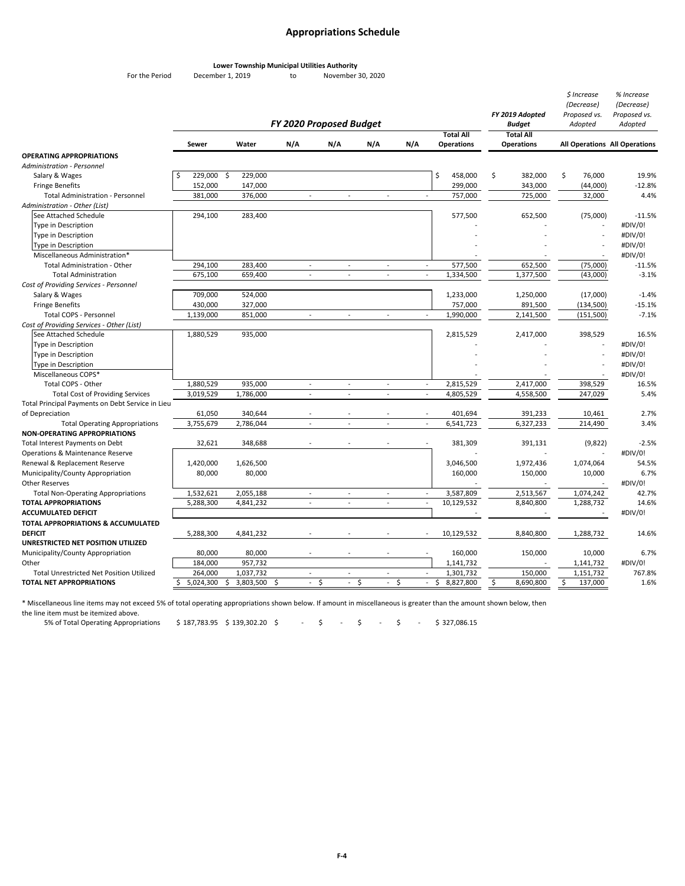# Appropriations Schedule

**Lower Township Municipal Utilities Authority**

For the Period December 1, 2019 to November 30, 2020

| | FY 2020 Proposed Budget | | | | | | | FY 2019 Adopted Budget | $ Increase (Decrease) Proposed vs. Adopted | % Increase (Decrease) Proposed vs. Adopted |
|---|---|---|---|---|---|---|---|---|---|---|
| | Sewer | Water | N/A | N/A | N/A | N/A | Total All Operations | Total All Operations | All Operations | All Operations |
| **OPERATING APPROPRIATIONS** | | | | | | | | | | |
| *Administration - Personnel* | | | | | | | | | | |
| Salary & Wages | $ 229,000 | $ 229,000 | | | | | $ 458,000 | $ 382,000 | $ 76,000 | 19.9% |
| Fringe Benefits | 152,000 | 147,000 | | | | | 299,000 | 343,000 | (44,000) | -12.8% |
| Total Administration - Personnel | 381,000 | 376,000 | - | - | - | - | 757,000 | 725,000 | 32,000 | 4.4% |
| *Administration - Other (List)* | | | | | | | | | | |
| See Attached Schedule | 294,100 | 283,400 | | | | | 577,500 | 652,500 | (75,000) | -11.5% |
| Type in Description | | | | | | | - | - | - | #DIV/0! |
| Type in Description | | | | | | | - | - | - | #DIV/0! |
| Type in Description | | | | | | | - | - | - | #DIV/0! |
| Miscellaneous Administration* | | | | | | | - | - | - | #DIV/0! |
| Total Administration - Other | 294,100 | 283,400 | - | - | - | - | 577,500 | 652,500 | (75,000) | -11.5% |
| Total Administration | 675,100 | 659,400 | - | - | - | - | 1,334,500 | 1,377,500 | (43,000) | -3.1% |
| *Cost of Providing Services - Personnel* | | | | | | | | | | |
| Salary & Wages | 709,000 | 524,000 | | | | | 1,233,000 | 1,250,000 | (17,000) | -1.4% |
| Fringe Benefits | 430,000 | 327,000 | | | | | 757,000 | 891,500 | (134,500) | -15.1% |
| Total COPS - Personnel | 1,139,000 | 851,000 | - | - | - | - | 1,990,000 | 2,141,500 | (151,500) | -7.1% |
| *Cost of Providing Services - Other (List)* | | | | | | | | | | |
| See Attached Schedule | 1,880,529 | 935,000 | | | | | 2,815,529 | 2,417,000 | 398,529 | 16.5% |
| Type in Description | | | | | | | - | - | - | #DIV/0! |
| Type in Description | | | | | | | - | - | - | #DIV/0! |
| Type in Description | | | | | | | - | - | - | #DIV/0! |
| Miscellaneous COPS* | | | | | | | - | - | - | #DIV/0! |
| Total COPS - Other | 1,880,529 | 935,000 | - | - | - | - | 2,815,529 | 2,417,000 | 398,529 | 16.5% |
| Total Cost of Providing Services | 3,019,529 | 1,786,000 | - | - | - | - | 4,805,529 | 4,558,500 | 247,029 | 5.4% |
| Total Principal Payments on Debt Service in Lieu of Depreciation | 61,050 | 340,644 | - | - | - | - | 401,694 | 391,233 | 10,461 | 2.7% |
| Total Operating Appropriations | 3,755,679 | 2,786,044 | - | - | - | - | 6,541,723 | 6,327,233 | 214,490 | 3.4% |
| **NON-OPERATING APPROPRIATIONS** | | | | | | | | | | |
| Total Interest Payments on Debt | 32,621 | 348,688 | - | - | - | - | 381,309 | 391,131 | (9,822) | -2.5% |
| Operations & Maintenance Reserve | | | | | | | - | - | - | #DIV/0! |
| Renewal & Replacement Reserve | 1,420,000 | 1,626,500 | | | | | 3,046,500 | 1,972,436 | 1,074,064 | 54.5% |
| Municipality/County Appropriation | 80,000 | 80,000 | | | | | 160,000 | 150,000 | 10,000 | 6.7% |
| Other Reserves | | | | | | | - | - | - | #DIV/0! |
| Total Non-Operating Appropriations | 1,532,621 | 2,055,188 | - | - | - | - | 3,587,809 | 2,513,567 | 1,074,242 | 42.7% |
| **TOTAL APPROPRIATIONS** | 5,288,300 | 4,841,232 | - | - | - | - | 10,129,532 | 8,840,800 | 1,288,732 | 14.6% |
| **ACCUMULATED DEFICIT** | | | | | | | - | - | - | #DIV/0! |
| **TOTAL APPROPRIATIONS & ACCUMULATED DEFICIT** | 5,288,300 | 4,841,232 | - | - | - | - | 10,129,532 | 8,840,800 | 1,288,732 | 14.6% |
| **UNRESTRICTED NET POSITION UTILIZED** | | | | | | | | | | |
| Municipality/County Appropriation | 80,000 | 80,000 | - | - | - | - | 160,000 | 150,000 | 10,000 | 6.7% |
| Other | 184,000 | 957,732 | | | | | 1,141,732 | - | 1,141,732 | #DIV/0! |
| Total Unrestricted Net Position Utilized | 264,000 | 1,037,732 | - | - | - | - | 1,301,732 | 150,000 | 1,151,732 | 767.8% |
| **TOTAL NET APPROPRIATIONS** | $ 5,024,300 | $ 3,803,500 | $ - | $ - | $ - | $ - | $ 8,827,800 | $ 8,690,800 | $ 137,000 | 1.6% |

* Miscellaneous line items may not exceed 5% of total operating appropriations shown below. If amount in miscellaneous is greater than the amount shown below, then the line item must be itemized above.

| | Sewer | Water | N/A | N/A | N/A | N/A | Total All Operations |
|---|---|---|---|---|---|---|---|
| 5% of Total Operating Appropriations | $ 187,783.95 | $ 139,302.20 | $ - | $ - | $ - | $ - | $ 327,086.15 |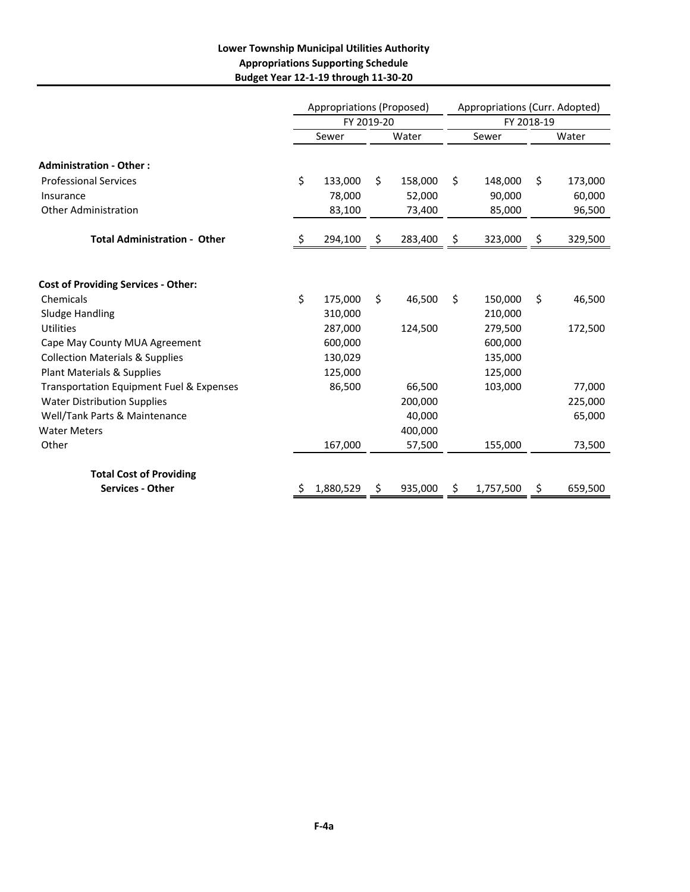**Lower Township Municipal Utilities Authority**
**Appropriations Supporting Schedule**
**Budget Year 12-1-19 through 11-30-20**

| | Appropriations (Proposed) | | Appropriations (Curr. Adopted) | |
|---|---|---|---|---|
| | FY 2019-20 | | FY 2018-19 | |
| | Sewer | Water | Sewer | Water |
| **Administration - Other :** | | | | |
| Professional Services | $ 133,000 | $ 158,000 | $ 148,000 | $ 173,000 |
| Insurance | 78,000 | 52,000 | 90,000 | 60,000 |
| Other Administration | 83,100 | 73,400 | 85,000 | 96,500 |
| **Total Administration - Other** | $ 294,100 | $ 283,400 | $ 323,000 | $ 329,500 |
| **Cost of Providing Services - Other:** | | | | |
| Chemicals | $ 175,000 | $ 46,500 | $ 150,000 | $ 46,500 |
| Sludge Handling | 310,000 | | 210,000 | |
| Utilities | 287,000 | 124,500 | 279,500 | 172,500 |
| Cape May County MUA Agreement | 600,000 | | 600,000 | |
| Collection Materials & Supplies | 130,029 | | 135,000 | |
| Plant Materials & Supplies | 125,000 | | 125,000 | |
| Transportation Equipment Fuel & Expenses | 86,500 | 66,500 | 103,000 | 77,000 |
| Water Distribution Supplies | | 200,000 | | 225,000 |
| Well/Tank Parts & Maintenance | | 40,000 | | 65,000 |
| Water Meters | | 400,000 | | |
| Other | 167,000 | 57,500 | 155,000 | 73,500 |
| **Total Cost of Providing Services - Other** | $ 1,880,529 | $ 935,000 | $ 1,757,500 | $ 659,500 |

F-4a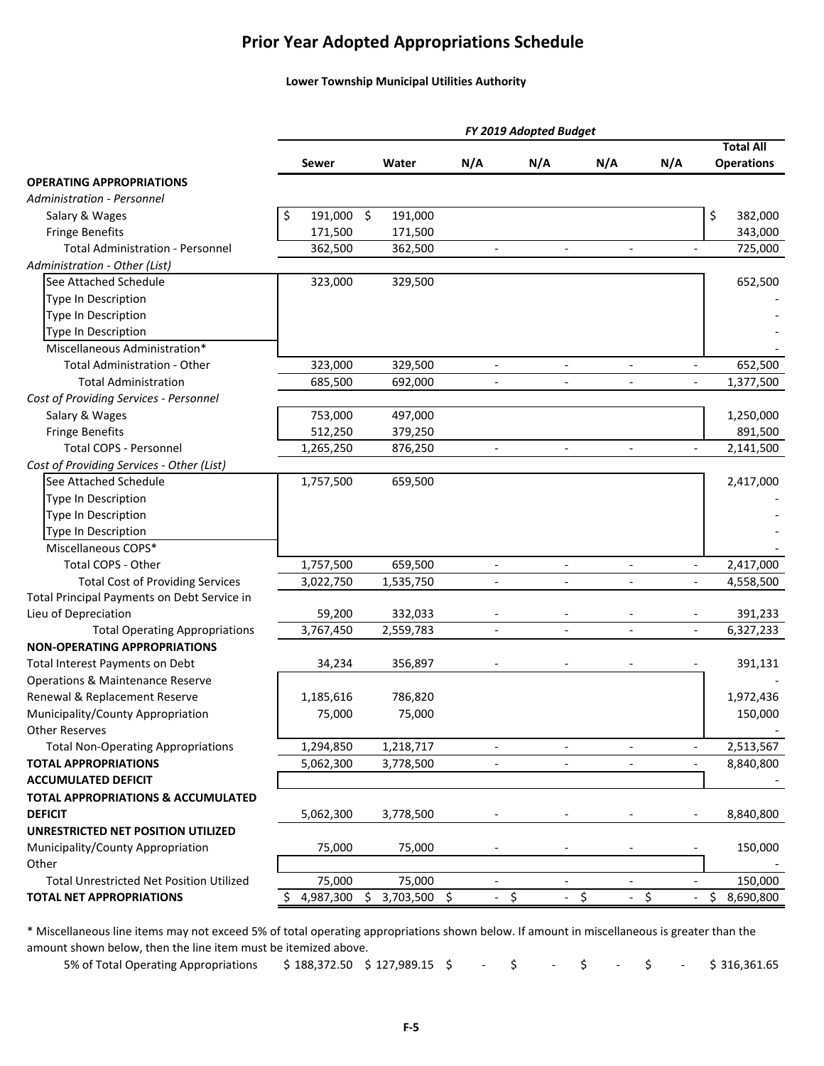# Prior Year Adopted Appropriations Schedule

**Lower Township Municipal Utilities Authority**

| | FY 2019 Adopted Budget | | | | | | |
|---|---|---|---|---|---|---|---|
| | **Sewer** | **Water** | **N/A** | **N/A** | **N/A** | **N/A** | **Total All Operations** |
| **OPERATING APPROPRIATIONS** | | | | | | | |
| *Administration - Personnel* | | | | | | | |
| Salary & Wages | $ 191,000 | $ 191,000 | | | | | $ 382,000 |
| Fringe Benefits | 171,500 | 171,500 | | | | | 343,000 |
| Total Administration - Personnel | 362,500 | 362,500 | - | - | - | - | 725,000 |
| *Administration - Other (List)* | | | | | | | |
| See Attached Schedule | 323,000 | 329,500 | | | | | 652,500 |
| Type In Description | | | | | | | - |
| Type In Description | | | | | | | - |
| Type In Description | | | | | | | - |
| Miscellaneous Administration* | | | | | | | - |
| Total Administration - Other | 323,000 | 329,500 | - | - | - | - | 652,500 |
| Total Administration | 685,500 | 692,000 | - | - | - | - | 1,377,500 |
| *Cost of Providing Services - Personnel* | | | | | | | |
| Salary & Wages | 753,000 | 497,000 | | | | | 1,250,000 |
| Fringe Benefits | 512,250 | 379,250 | | | | | 891,500 |
| Total COPS - Personnel | 1,265,250 | 876,250 | - | - | - | - | 2,141,500 |
| *Cost of Providing Services - Other (List)* | | | | | | | |
| See Attached Schedule | 1,757,500 | 659,500 | | | | | 2,417,000 |
| Type In Description | | | | | | | - |
| Type In Description | | | | | | | - |
| Type In Description | | | | | | | - |
| Miscellaneous COPS* | | | | | | | - |
| Total COPS - Other | 1,757,500 | 659,500 | - | - | - | - | 2,417,000 |
| Total Cost of Providing Services | 3,022,750 | 1,535,750 | - | - | - | - | 4,558,500 |
| Total Principal Payments on Debt Service in Lieu of Depreciation | 59,200 | 332,033 | - | - | - | - | 391,233 |
| Total Operating Appropriations | 3,767,450 | 2,559,783 | - | - | - | - | 6,327,233 |
| **NON-OPERATING APPROPRIATIONS** | | | | | | | |
| Total Interest Payments on Debt | 34,234 | 356,897 | - | - | - | - | 391,131 |
| Operations & Maintenance Reserve | | | | | | | - |
| Renewal & Replacement Reserve | 1,185,616 | 786,820 | | | | | 1,972,436 |
| Municipality/County Appropriation | 75,000 | 75,000 | | | | | 150,000 |
| Other Reserves | | | | | | | - |
| Total Non-Operating Appropriations | 1,294,850 | 1,218,717 | - | - | - | - | 2,513,567 |
| **TOTAL APPROPRIATIONS** | 5,062,300 | 3,778,500 | - | - | - | - | 8,840,800 |
| **ACCUMULATED DEFICIT** | | | | | | | - |
| **TOTAL APPROPRIATIONS & ACCUMULATED DEFICIT** | 5,062,300 | 3,778,500 | - | - | - | - | 8,840,800 |
| **UNRESTRICTED NET POSITION UTILIZED** | | | | | | | |
| Municipality/County Appropriation | 75,000 | 75,000 | - | - | - | - | 150,000 |
| Other | | | | | | | - |
| Total Unrestricted Net Position Utilized | 75,000 | 75,000 | - | - | - | - | 150,000 |
| **TOTAL NET APPROPRIATIONS** | $ 4,987,300 | $ 3,703,500 | $ - | $ - | $ - | $ - | $ 8,690,800 |

\* Miscellaneous line items may not exceed 5% of total operating appropriations shown below. If amount in miscellaneous is greater than the amount shown below, then the line item must be itemized above.

| | | | | | | | |
|---|---|---|---|---|---|---|---|
| 5% of Total Operating Appropriations | $ 188,372.50 | $ 127,989.15 | $ - | $ - | $ - | $ - | $ 316,361.65 |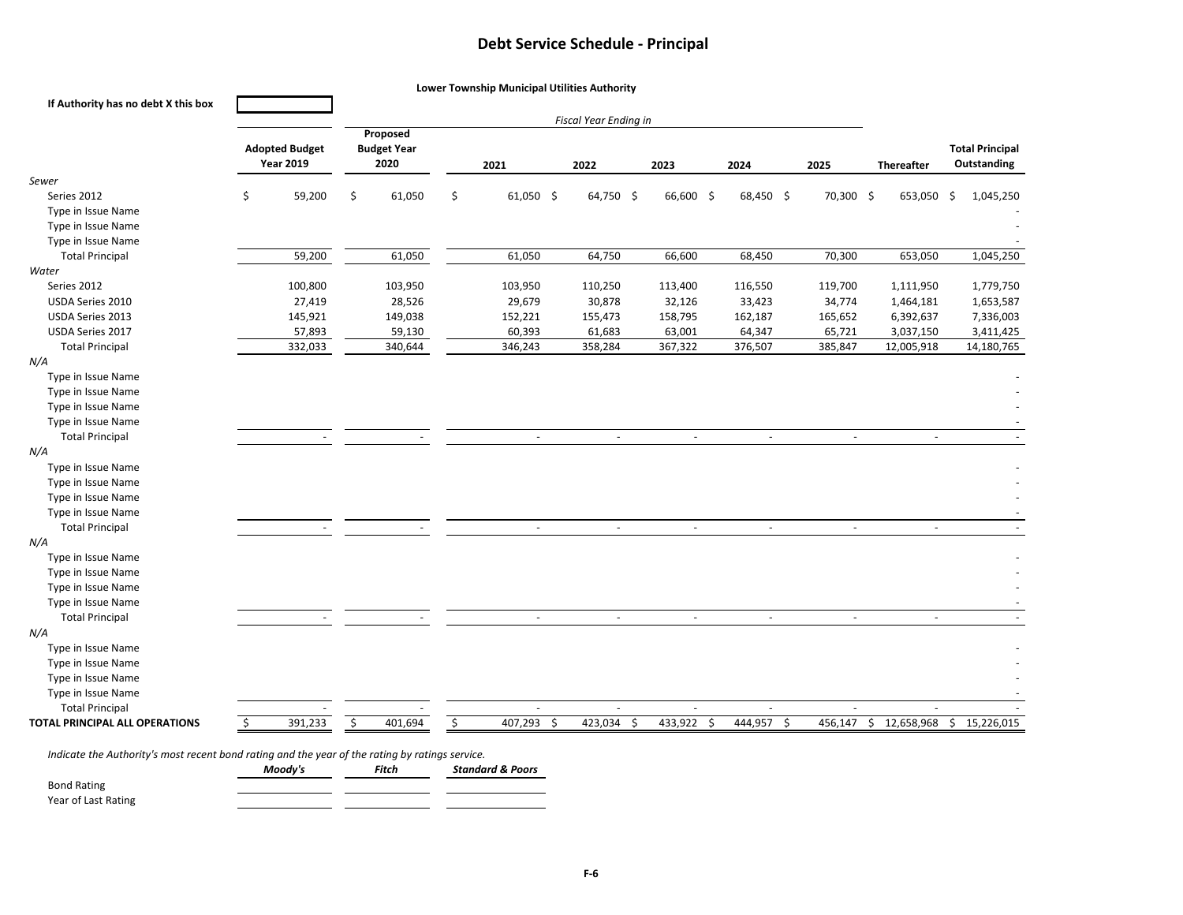# Debt Service Schedule - Principal

**Lower Township Municipal Utilities Authority**

**If Authority has no debt X this box** [ ]

| | Adopted Budget Year 2019 | Proposed Budget Year 2020 | 2021 | 2022 | 2023 | 2024 | 2025 | Thereafter | Total Principal Outstanding |
|---|---|---|---|---|---|---|---|---|---|
| | | | *Fiscal Year Ending in* | | | | | | |
| *Sewer* | | | | | | | | | |
| Series 2012 | $ 59,200 | $ 61,050 | $ 61,050 | $ 64,750 | $ 66,600 | $ 68,450 | $ 70,300 | $ 653,050 | $ 1,045,250 |
| Type in Issue Name | | | | | | | | | - |
| Type in Issue Name | | | | | | | | | - |
| Type in Issue Name | | | | | | | | | - |
| Total Principal | 59,200 | 61,050 | 61,050 | 64,750 | 66,600 | 68,450 | 70,300 | 653,050 | 1,045,250 |
| *Water* | | | | | | | | | |
| Series 2012 | 100,800 | 103,950 | 103,950 | 110,250 | 113,400 | 116,550 | 119,700 | 1,111,950 | 1,779,750 |
| USDA Series 2010 | 27,419 | 28,526 | 29,679 | 30,878 | 32,126 | 33,423 | 34,774 | 1,464,181 | 1,653,587 |
| USDA Series 2013 | 145,921 | 149,038 | 152,221 | 155,473 | 158,795 | 162,187 | 165,652 | 6,392,637 | 7,336,003 |
| USDA Series 2017 | 57,893 | 59,130 | 60,393 | 61,683 | 63,001 | 64,347 | 65,721 | 3,037,150 | 3,411,425 |
| Total Principal | 332,033 | 340,644 | 346,243 | 358,284 | 367,322 | 376,507 | 385,847 | 12,005,918 | 14,180,765 |
| *N/A* | | | | | | | | | |
| Type in Issue Name | | | | | | | | | - |
| Type in Issue Name | | | | | | | | | - |
| Type in Issue Name | | | | | | | | | - |
| Type in Issue Name | | | | | | | | | - |
| Total Principal | - | - | - | - | - | - | - | - | - |
| *N/A* | | | | | | | | | |
| Type in Issue Name | | | | | | | | | - |
| Type in Issue Name | | | | | | | | | - |
| Type in Issue Name | | | | | | | | | - |
| Type in Issue Name | | | | | | | | | - |
| Total Principal | - | - | - | - | - | - | - | - | - |
| *N/A* | | | | | | | | | |
| Type in Issue Name | | | | | | | | | - |
| Type in Issue Name | | | | | | | | | - |
| Type in Issue Name | | | | | | | | | - |
| Type in Issue Name | | | | | | | | | - |
| Total Principal | - | - | - | - | - | - | - | - | - |
| *N/A* | | | | | | | | | |
| Type in Issue Name | | | | | | | | | - |
| Type in Issue Name | | | | | | | | | - |
| Type in Issue Name | | | | | | | | | - |
| Type in Issue Name | | | | | | | | | - |
| Total Principal | - | - | - | - | - | - | - | - | - |
| **TOTAL PRINCIPAL ALL OPERATIONS** | $ 391,233 | $ 401,694 | $ 407,293 | $ 423,034 | $ 433,922 | $ 444,957 | $ 456,147 | $ 12,658,968 | $ 15,226,015 |

*Indicate the Authority's most recent bond rating and the year of the rating by ratings service.*

| | *Moody's* | *Fitch* | *Standard & Poors* |
|---|---|---|---|
| Bond Rating | | | |
| Year of Last Rating | | | |

F-6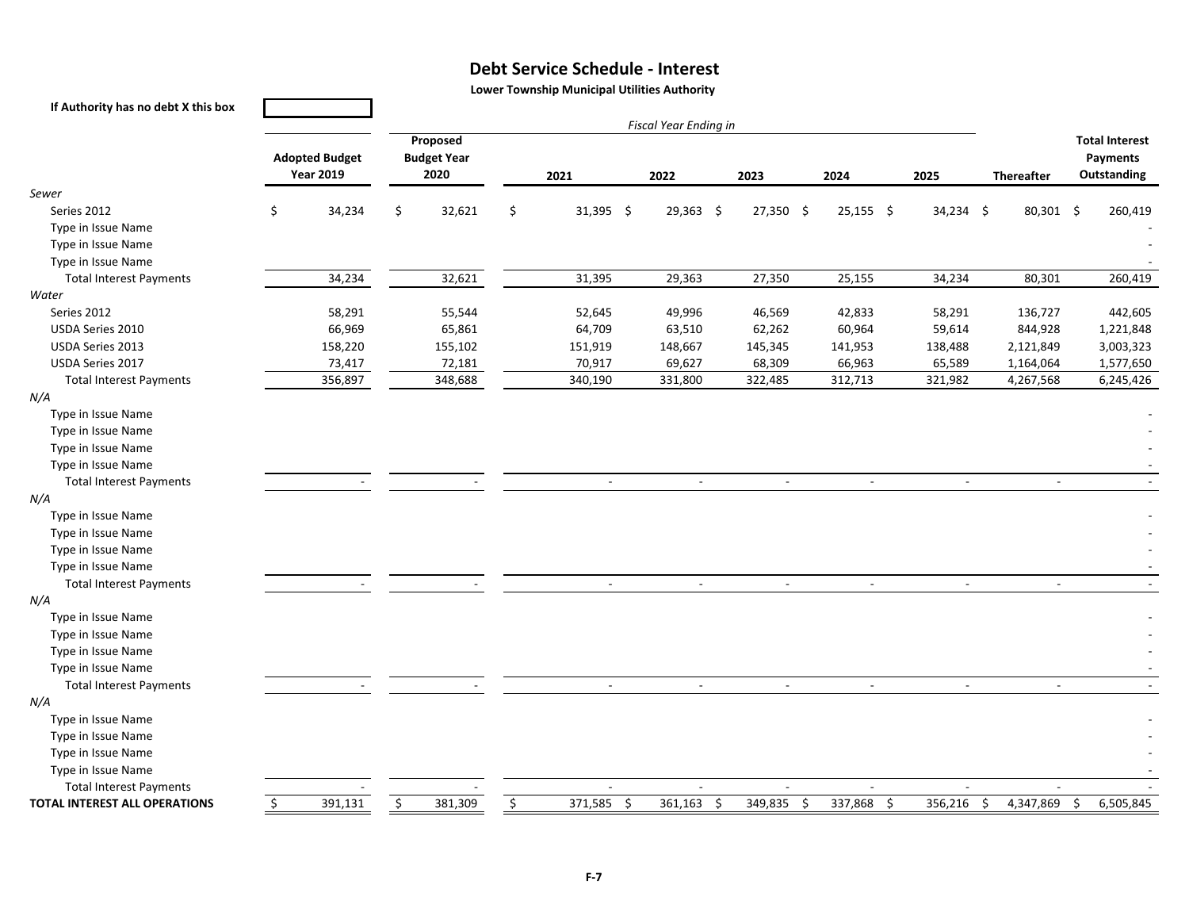# Debt Service Schedule - Interest

**Lower Township Municipal Utilities Authority**

**If Authority has no debt X this box** [ ]

| | Adopted Budget Year 2019 | Proposed Budget Year 2020 | 2021 | 2022 | 2023 | 2024 | 2025 | Thereafter | Total Interest Payments Outstanding |
|---|---|---|---|---|---|---|---|---|---|
| | | | *Fiscal Year Ending in* | | | | | | |
| *Sewer* | | | | | | | | | |
| Series 2012 | $ 34,234 | $ 32,621 | $ 31,395 | $ 29,363 | $ 27,350 | $ 25,155 | $ 34,234 | $ 80,301 | $ 260,419 |
| Type in Issue Name | | | | | | | | | - |
| Type in Issue Name | | | | | | | | | - |
| Type in Issue Name | | | | | | | | | - |
| Total Interest Payments | 34,234 | 32,621 | 31,395 | 29,363 | 27,350 | 25,155 | 34,234 | 80,301 | 260,419 |
| *Water* | | | | | | | | | |
| Series 2012 | 58,291 | 55,544 | 52,645 | 49,996 | 46,569 | 42,833 | 58,291 | 136,727 | 442,605 |
| USDA Series 2010 | 66,969 | 65,861 | 64,709 | 63,510 | 62,262 | 60,964 | 59,614 | 844,928 | 1,221,848 |
| USDA Series 2013 | 158,220 | 155,102 | 151,919 | 148,667 | 145,345 | 141,953 | 138,488 | 2,121,849 | 3,003,323 |
| USDA Series 2017 | 73,417 | 72,181 | 70,917 | 69,627 | 68,309 | 66,963 | 65,589 | 1,164,064 | 1,577,650 |
| Total Interest Payments | 356,897 | 348,688 | 340,190 | 331,800 | 322,485 | 312,713 | 321,982 | 4,267,568 | 6,245,426 |
| *N/A* | | | | | | | | | |
| Type in Issue Name | | | | | | | | | - |
| Type in Issue Name | | | | | | | | | - |
| Type in Issue Name | | | | | | | | | - |
| Type in Issue Name | | | | | | | | | - |
| Total Interest Payments | - | - | - | - | - | - | - | - | - |
| *N/A* | | | | | | | | | |
| Type in Issue Name | | | | | | | | | - |
| Type in Issue Name | | | | | | | | | - |
| Type in Issue Name | | | | | | | | | - |
| Type in Issue Name | | | | | | | | | - |
| Total Interest Payments | - | - | - | - | - | - | - | - | - |
| *N/A* | | | | | | | | | |
| Type in Issue Name | | | | | | | | | - |
| Type in Issue Name | | | | | | | | | - |
| Type in Issue Name | | | | | | | | | - |
| Type in Issue Name | | | | | | | | | - |
| Total Interest Payments | - | - | - | - | - | - | - | - | - |
| *N/A* | | | | | | | | | |
| Type in Issue Name | | | | | | | | | - |
| Type in Issue Name | | | | | | | | | - |
| Type in Issue Name | | | | | | | | | - |
| Type in Issue Name | | | | | | | | | - |
| Total Interest Payments | - | - | - | - | - | - | - | - | - |
| **TOTAL INTEREST ALL OPERATIONS** | $ 391,131 | $ 381,309 | $ 371,585 | $ 361,163 | $ 349,835 | $ 337,868 | $ 356,216 | $ 4,347,869 | $ 6,505,845 |

F-7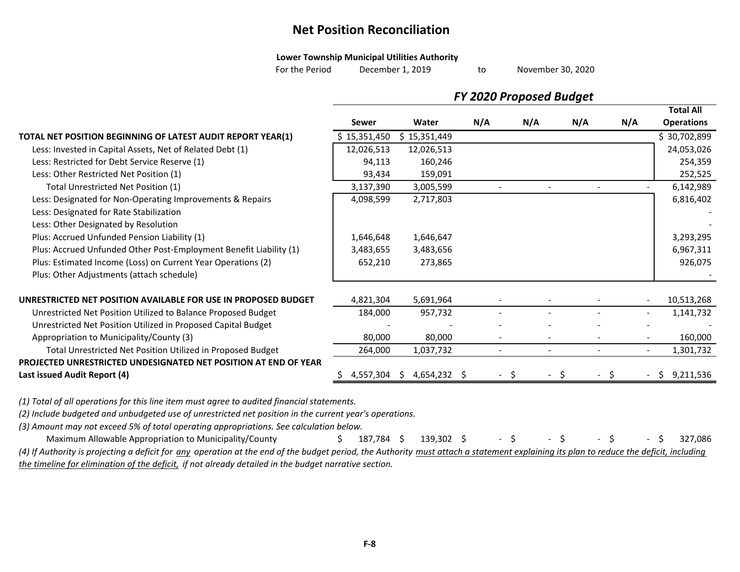# Net Position Reconciliation

**Lower Township Municipal Utilities Authority**

For the Period December 1, 2019 to November 30, 2020

| | FY 2020 Proposed Budget | | | | | | |
|---|---|---|---|---|---|---|---|
| | **Sewer** | **Water** | **N/A** | **N/A** | **N/A** | **N/A** | **Total All Operations** |
| **TOTAL NET POSITION BEGINNING OF LATEST AUDIT REPORT YEAR(1)** | $ 15,351,450 | $ 15,351,449 | | | | | $ 30,702,899 |
| Less: Invested in Capital Assets, Net of Related Debt (1) | 12,026,513 | 12,026,513 | | | | | 24,053,026 |
| Less: Restricted for Debt Service Reserve (1) | 94,113 | 160,246 | | | | | 254,359 |
| Less: Other Restricted Net Position (1) | 93,434 | 159,091 | | | | | 252,525 |
| Total Unrestricted Net Position (1) | 3,137,390 | 3,005,599 | - | - | - | - | 6,142,989 |
| Less: Designated for Non-Operating Improvements & Repairs | 4,098,599 | 2,717,803 | | | | | 6,816,402 |
| Less: Designated for Rate Stabilization | | | | | | | - |
| Less: Other Designated by Resolution | | | | | | | - |
| Plus: Accrued Unfunded Pension Liability (1) | 1,646,648 | 1,646,647 | | | | | 3,293,295 |
| Plus: Accrued Unfunded Other Post-Employment Benefit Liability (1) | 3,483,655 | 3,483,656 | | | | | 6,967,311 |
| Plus: Estimated Income (Loss) on Current Year Operations (2) | 652,210 | 273,865 | | | | | 926,075 |
| Plus: Other Adjustments (attach schedule) | | | | | | | - |
| **UNRESTRICTED NET POSITION AVAILABLE FOR USE IN PROPOSED BUDGET** | 4,821,304 | 5,691,964 | - | - | - | - | 10,513,268 |
| Unrestricted Net Position Utilized to Balance Proposed Budget | 184,000 | 957,732 | - | - | - | - | 1,141,732 |
| Unrestricted Net Position Utilized in Proposed Capital Budget | - | - | - | - | - | - | - |
| Appropriation to Municipality/County (3) | 80,000 | 80,000 | - | - | - | - | 160,000 |
| Total Unrestricted Net Position Utilized in Proposed Budget | 264,000 | 1,037,732 | - | - | - | - | 1,301,732 |
| **PROJECTED UNRESTRICTED UNDESIGNATED NET POSITION AT END OF YEAR Last issued Audit Report (4)** | $ 4,557,304 | $ 4,654,232 | $ - | $ - | $ - | $ - | $ 9,211,536 |

*(1) Total of all operations for this line item must agree to audited financial statements.*

*(2) Include budgeted and unbudgeted use of unrestricted net position in the current year's operations.*

*(3) Amount may not exceed 5% of total operating appropriations. See calculation below.*

| | Sewer | Water | N/A | N/A | N/A | N/A | Total All Operations |
|---|---|---|---|---|---|---|---|
| Maximum Allowable Appropriation to Municipality/County | $ 187,784 | $ 139,302 | $ - | $ - | $ - | $ - | $ 327,086 |

*(4) If Authority is projecting a deficit for any operation at the end of the budget period, the Authority must attach a statement explaining its plan to reduce the deficit, including the timeline for elimination of the deficit, if not already detailed in the budget narrative section.*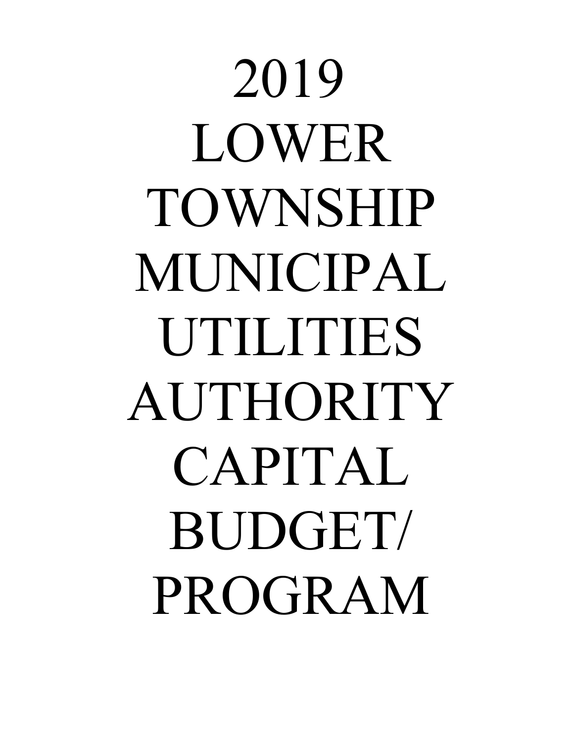# 2019 LOWER TOWNSHIP MUNICIPAL UTILITIES AUTHORITY CAPITAL BUDGET/ PROGRAM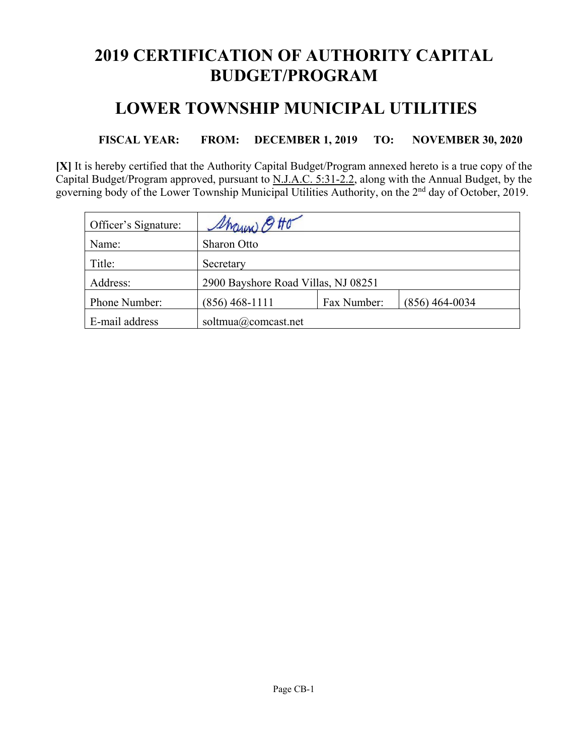# 2019 CERTIFICATION OF AUTHORITY CAPITAL BUDGET/PROGRAM

## LOWER TOWNSHIP MUNICIPAL UTILITIES

**FISCAL YEAR: FROM: DECEMBER 1, 2019 TO: NOVEMBER 30, 2020**

**[X]** It is hereby certified that the Authority Capital Budget/Program annexed hereto is a true copy of the Capital Budget/Program approved, pursuant to N.J.A.C. 5:31-2.2, along with the Annual Budget, by the governing body of the Lower Township Municipal Utilities Authority, on the 2nd day of October, 2019.

| Officer's Signature: | Sharon Otto | | |
|---|---|---|---|
| Name: | Sharon Otto | | |
| Title: | Secretary | | |
| Address: | 2900 Bayshore Road Villas, NJ 08251 | | |
| Phone Number: | (856) 468-1111 | Fax Number: | (856) 464-0034 |
| E-mail address | soltmua@comcast.net | | |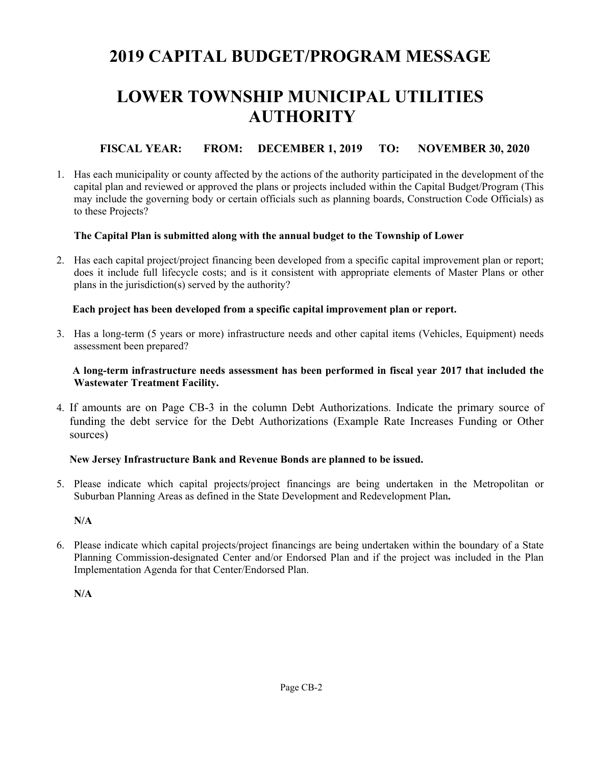# 2019 CAPITAL BUDGET/PROGRAM MESSAGE

# LOWER TOWNSHIP MUNICIPAL UTILITIES AUTHORITY

**FISCAL YEAR: FROM: DECEMBER 1, 2019 TO: NOVEMBER 30, 2020**

1. Has each municipality or county affected by the actions of the authority participated in the development of the capital plan and reviewed or approved the plans or projects included within the Capital Budget/Program (This may include the governing body or certain officials such as planning boards, Construction Code Officials) as to these Projects?

   **The Capital Plan is submitted along with the annual budget to the Township of Lower**

2. Has each capital project/project financing been developed from a specific capital improvement plan or report; does it include full lifecycle costs; and is it consistent with appropriate elements of Master Plans or other plans in the jurisdiction(s) served by the authority?

   **Each project has been developed from a specific capital improvement plan or report.**

3. Has a long-term (5 years or more) infrastructure needs and other capital items (Vehicles, Equipment) needs assessment been prepared?

   **A long-term infrastructure needs assessment has been performed in fiscal year 2017 that included the Wastewater Treatment Facility.**

4. If amounts are on Page CB-3 in the column Debt Authorizations. Indicate the primary source of funding the debt service for the Debt Authorizations (Example Rate Increases Funding or Other sources)

   **New Jersey Infrastructure Bank and Revenue Bonds are planned to be issued.**

5. Please indicate which capital projects/project financings are being undertaken in the Metropolitan or Suburban Planning Areas as defined in the State Development and Redevelopment Plan**.**

   **N/A**

6. Please indicate which capital projects/project financings are being undertaken within the boundary of a State Planning Commission-designated Center and/or Endorsed Plan and if the project was included in the Plan Implementation Agenda for that Center/Endorsed Plan.

   **N/A**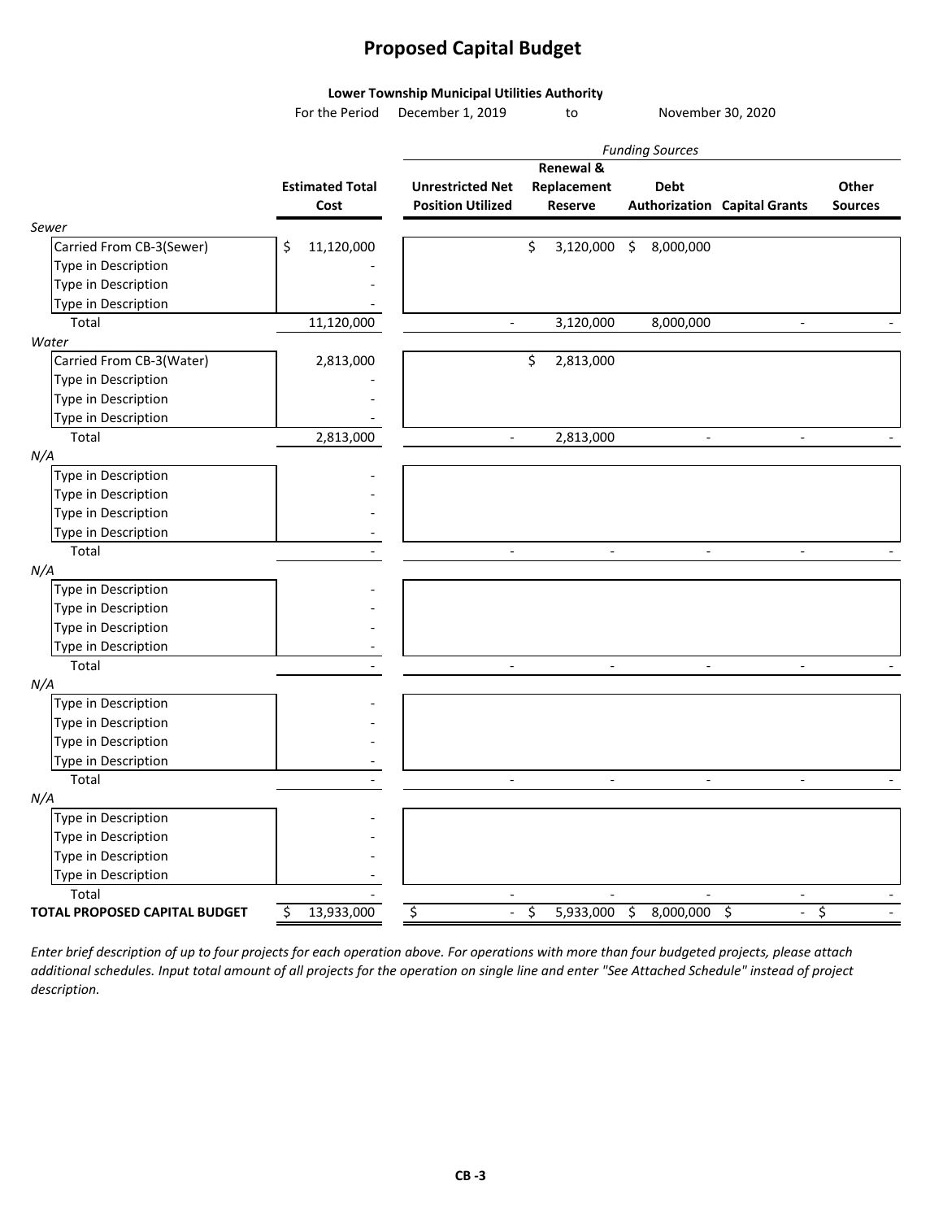# Proposed Capital Budget

**Lower Township Municipal Utilities Authority**

For the Period December 1, 2019 to November 30, 2020

| | | *Funding Sources* | | | | |
|---|---|---|---|---|---|---|
| | **Estimated Total Cost** | **Unrestricted Net Position Utilized** | **Renewal & Replacement Reserve** | **Debt Authorization** | **Capital Grants** | **Other Sources** |
| *Sewer* | | | | | | |
| Carried From CB-3(Sewer) | $ 11,120,000 | | $ 3,120,000 | $ 8,000,000 | | |
| Type in Description | - | | | | | |
| Type in Description | - | | | | | |
| Type in Description | - | | | | | |
| Total | 11,120,000 | - | 3,120,000 | 8,000,000 | - | - |
| *Water* | | | | | | |
| Carried From CB-3(Water) | 2,813,000 | | $ 2,813,000 | | | |
| Type in Description | - | | | | | |
| Type in Description | - | | | | | |
| Type in Description | - | | | | | |
| Total | 2,813,000 | - | 2,813,000 | - | - | - |
| *N/A* | | | | | | |
| Type in Description | - | | | | | |
| Type in Description | - | | | | | |
| Type in Description | - | | | | | |
| Type in Description | - | | | | | |
| Total | - | - | - | - | - | - |
| *N/A* | | | | | | |
| Type in Description | - | | | | | |
| Type in Description | - | | | | | |
| Type in Description | - | | | | | |
| Type in Description | - | | | | | |
| Total | - | - | - | - | - | - |
| *N/A* | | | | | | |
| Type in Description | - | | | | | |
| Type in Description | - | | | | | |
| Type in Description | - | | | | | |
| Type in Description | - | | | | | |
| Total | - | - | - | - | - | - |
| *N/A* | | | | | | |
| Type in Description | - | | | | | |
| Type in Description | - | | | | | |
| Type in Description | - | | | | | |
| Type in Description | - | | | | | |
| Total | - | - | - | - | - | - |
| **TOTAL PROPOSED CAPITAL BUDGET** | $ 13,933,000 | $ - | $ 5,933,000 | $ 8,000,000 | $ - | $ - |

*Enter brief description of up to four projects for each operation above. For operations with more than four budgeted projects, please attach additional schedules. Input total amount of all projects for the operation on single line and enter "See Attached Schedule" instead of project description.*

CB -3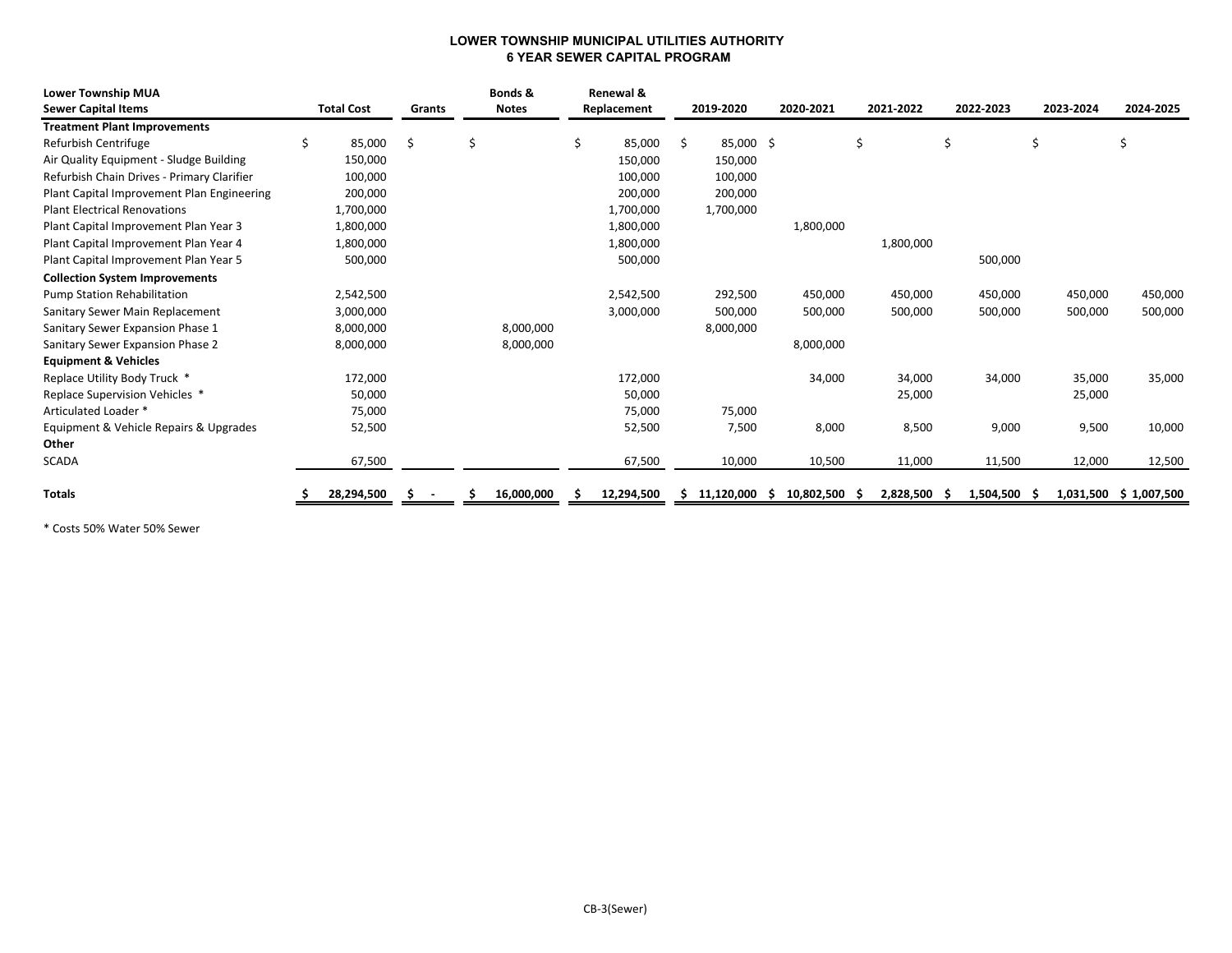# LOWER TOWNSHIP MUNICIPAL UTILITIES AUTHORITY
## 6 YEAR SEWER CAPITAL PROGRAM

| Lower Township MUA Sewer Capital Items | Total Cost | Grants | Bonds & Notes | Renewal & Replacement | 2019-2020 | 2020-2021 | 2021-2022 | 2022-2023 | 2023-2024 | 2024-2025 |
|---|---|---|---|---|---|---|---|---|---|---|
| **Treatment Plant Improvements** | | | | | | | | | | |
| Refurbish Centrifuge | $ 85,000 | $ | $ | $ 85,000 | $ 85,000 | $ | $ | $ | $ | $ |
| Air Quality Equipment - Sludge Building | 150,000 | | | 150,000 | 150,000 | | | | | |
| Refurbish Chain Drives - Primary Clarifier | 100,000 | | | 100,000 | 100,000 | | | | | |
| Plant Capital Improvement Plan Engineering | 200,000 | | | 200,000 | 200,000 | | | | | |
| Plant Electrical Renovations | 1,700,000 | | | 1,700,000 | 1,700,000 | | | | | |
| Plant Capital Improvement Plan Year 3 | 1,800,000 | | | 1,800,000 | | 1,800,000 | | | | |
| Plant Capital Improvement Plan Year 4 | 1,800,000 | | | 1,800,000 | | | 1,800,000 | | | |
| Plant Capital Improvement Plan Year 5 | 500,000 | | | 500,000 | | | | 500,000 | | |
| **Collection System Improvements** | | | | | | | | | | |
| Pump Station Rehabilitation | 2,542,500 | | | 2,542,500 | 292,500 | 450,000 | 450,000 | 450,000 | 450,000 | 450,000 |
| Sanitary Sewer Main Replacement | 3,000,000 | | | 3,000,000 | 500,000 | 500,000 | 500,000 | 500,000 | 500,000 | 500,000 |
| Sanitary Sewer Expansion Phase 1 | 8,000,000 | | 8,000,000 | | 8,000,000 | | | | | |
| Sanitary Sewer Expansion Phase 2 | 8,000,000 | | 8,000,000 | | | 8,000,000 | | | | |
| **Equipment & Vehicles** | | | | | | | | | | |
| Replace Utility Body Truck * | 172,000 | | | 172,000 | | 34,000 | 34,000 | 34,000 | 35,000 | 35,000 |
| Replace Supervision Vehicles * | 50,000 | | | 50,000 | | | 25,000 | | 25,000 | |
| Articulated Loader * | 75,000 | | | 75,000 | 75,000 | | | | | |
| Equipment & Vehicle Repairs & Upgrades | 52,500 | | | 52,500 | 7,500 | 8,000 | 8,500 | 9,000 | 9,500 | 10,000 |
| **Other** | | | | | | | | | | |
| SCADA | 67,500 | | | 67,500 | 10,000 | 10,500 | 11,000 | 11,500 | 12,000 | 12,500 |
| **Totals** | **$ 28,294,500** | **$ -** | **$ 16,000,000** | **$ 12,294,500** | **$ 11,120,000** | **$ 10,802,500** | **$ 2,828,500** | **$ 1,504,500** | **$ 1,031,500** | **$ 1,007,500** |

* Costs 50% Water 50% Sewer

CB-3(Sewer)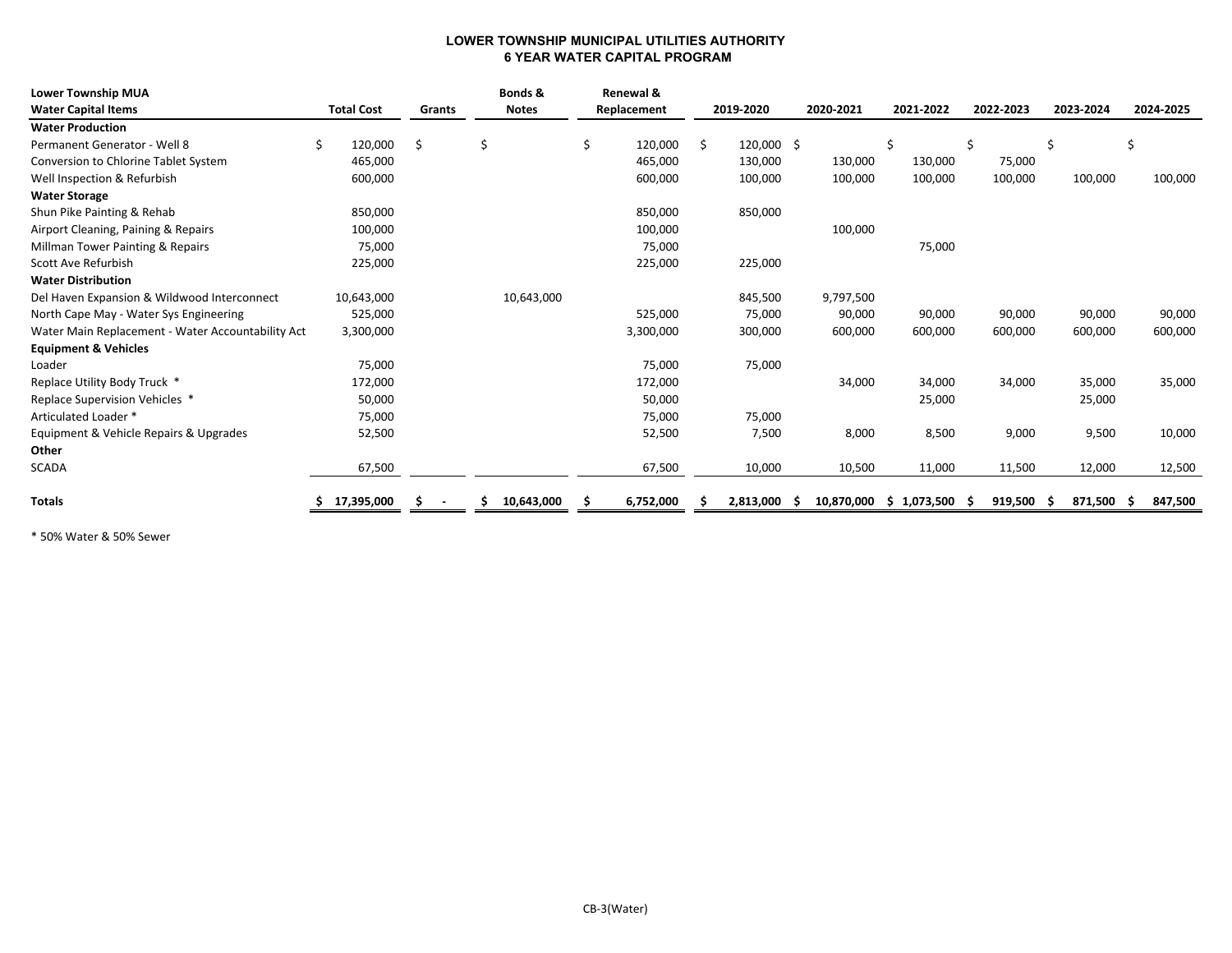**LOWER TOWNSHIP MUNICIPAL UTILITIES AUTHORITY**
**6 YEAR WATER CAPITAL PROGRAM**

| Lower Township MUA<br>Water Capital Items | Total Cost | Grants | Bonds & Notes | Renewal & Replacement | 2019-2020 | 2020-2021 | 2021-2022 | 2022-2023 | 2023-2024 | 2024-2025 |
|---|---|---|---|---|---|---|---|---|---|---|
| **Water Production** | | | | | | | | | | |
| Permanent Generator - Well 8 | $ 120,000 | $ | $ | $ 120,000 | $ 120,000 | $ | $ | $ | $ | $ |
| Conversion to Chlorine Tablet System | 465,000 | | | 465,000 | 130,000 | 130,000 | 130,000 | 75,000 | | |
| Well Inspection & Refurbish | 600,000 | | | 600,000 | 100,000 | 100,000 | 100,000 | 100,000 | 100,000 | 100,000 |
| **Water Storage** | | | | | | | | | | |
| Shun Pike Painting & Rehab | 850,000 | | | 850,000 | 850,000 | | | | | |
| Airport Cleaning, Paining & Repairs | 100,000 | | | 100,000 | | 100,000 | | | | |
| Millman Tower Painting & Repairs | 75,000 | | | 75,000 | | | 75,000 | | | |
| Scott Ave Refurbish | 225,000 | | | 225,000 | 225,000 | | | | | |
| **Water Distribution** | | | | | | | | | | |
| Del Haven Expansion & Wildwood Interconnect | 10,643,000 | | 10,643,000 | | 845,500 | 9,797,500 | | | | |
| North Cape May - Water Sys Engineering | 525,000 | | | 525,000 | 75,000 | 90,000 | 90,000 | 90,000 | 90,000 | 90,000 |
| Water Main Replacement - Water Accountability Act | 3,300,000 | | | 3,300,000 | 300,000 | 600,000 | 600,000 | 600,000 | 600,000 | 600,000 |
| **Equipment & Vehicles** | | | | | | | | | | |
| Loader | 75,000 | | | 75,000 | 75,000 | | | | | |
| Replace Utility Body Truck * | 172,000 | | | 172,000 | | 34,000 | 34,000 | 34,000 | 35,000 | 35,000 |
| Replace Supervision Vehicles * | 50,000 | | | 50,000 | | | 25,000 | | 25,000 | |
| Articulated Loader * | 75,000 | | | 75,000 | 75,000 | | | | | |
| Equipment & Vehicle Repairs & Upgrades | 52,500 | | | 52,500 | 7,500 | 8,000 | 8,500 | 9,000 | 9,500 | 10,000 |
| **Other** | | | | | | | | | | |
| SCADA | 67,500 | | | 67,500 | 10,000 | 10,500 | 11,000 | 11,500 | 12,000 | 12,500 |
| **Totals** | **$ 17,395,000** | **$ -** | **$ 10,643,000** | **$ 6,752,000** | **$ 2,813,000** | **$ 10,870,000** | **$ 1,073,500** | **$ 919,500** | **$ 871,500** | **$ 847,500** |

\* 50% Water & 50% Sewer

CB-3(Water)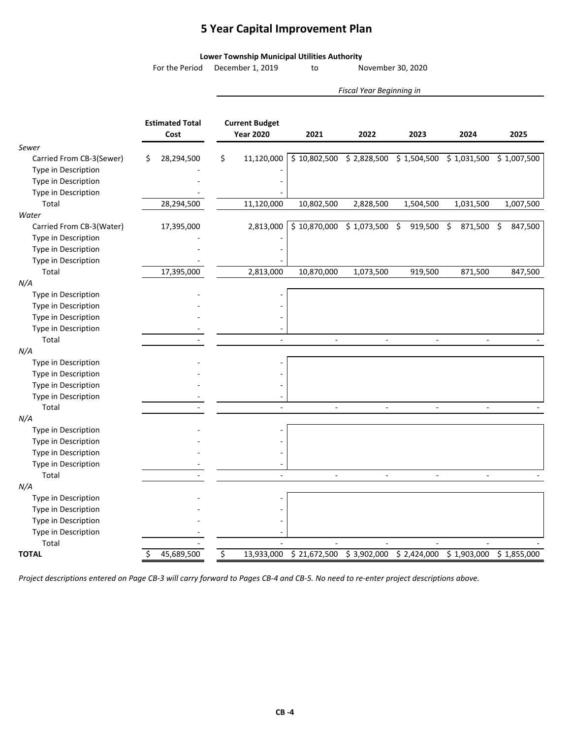# 5 Year Capital Improvement Plan

**Lower Township Municipal Utilities Authority**

For the Period December 1, 2019 to November 30, 2020

| | Estimated Total Cost | Current Budget Year 2020 | *Fiscal Year Beginning in* 2021 | 2022 | 2023 | 2024 | 2025 |
|---|---|---|---|---|---|---|---|
| *Sewer* | | | | | | | |
| Carried From CB-3(Sewer) | $ 28,294,500 | $ 11,120,000 | $ 10,802,500 | $ 2,828,500 | $ 1,504,500 | $ 1,031,500 | $ 1,007,500 |
| Type in Description | - | - | | | | | |
| Type in Description | - | - | | | | | |
| Type in Description | - | - | | | | | |
| Total | 28,294,500 | 11,120,000 | 10,802,500 | 2,828,500 | 1,504,500 | 1,031,500 | 1,007,500 |
| *Water* | | | | | | | |
| Carried From CB-3(Water) | 17,395,000 | 2,813,000 | $ 10,870,000 | $ 1,073,500 | $ 919,500 | $ 871,500 | $ 847,500 |
| Type in Description | - | - | | | | | |
| Type in Description | - | - | | | | | |
| Type in Description | - | - | | | | | |
| Total | 17,395,000 | 2,813,000 | 10,870,000 | 1,073,500 | 919,500 | 871,500 | 847,500 |
| *N/A* | | | | | | | |
| Type in Description | - | - | | | | | |
| Type in Description | - | - | | | | | |
| Type in Description | - | - | | | | | |
| Type in Description | - | - | | | | | |
| Total | - | - | - | - | - | - | - |
| *N/A* | | | | | | | |
| Type in Description | - | - | | | | | |
| Type in Description | - | - | | | | | |
| Type in Description | - | - | | | | | |
| Type in Description | - | - | | | | | |
| Total | - | - | - | - | - | - | - |
| *N/A* | | | | | | | |
| Type in Description | - | - | | | | | |
| Type in Description | - | - | | | | | |
| Type in Description | - | - | | | | | |
| Type in Description | - | - | | | | | |
| Total | - | - | - | - | - | - | - |
| *N/A* | | | | | | | |
| Type in Description | - | - | | | | | |
| Type in Description | - | - | | | | | |
| Type in Description | - | - | | | | | |
| Type in Description | - | - | | | | | |
| Total | - | - | - | - | - | - | - |
| **TOTAL** | $ 45,689,500 | $ 13,933,000 | $ 21,672,500 | $ 3,902,000 | $ 2,424,000 | $ 1,903,000 | $ 1,855,000 |

*Project descriptions entered on Page CB-3 will carry forward to Pages CB-4 and CB-5. No need to re-enter project descriptions above.*

CB -4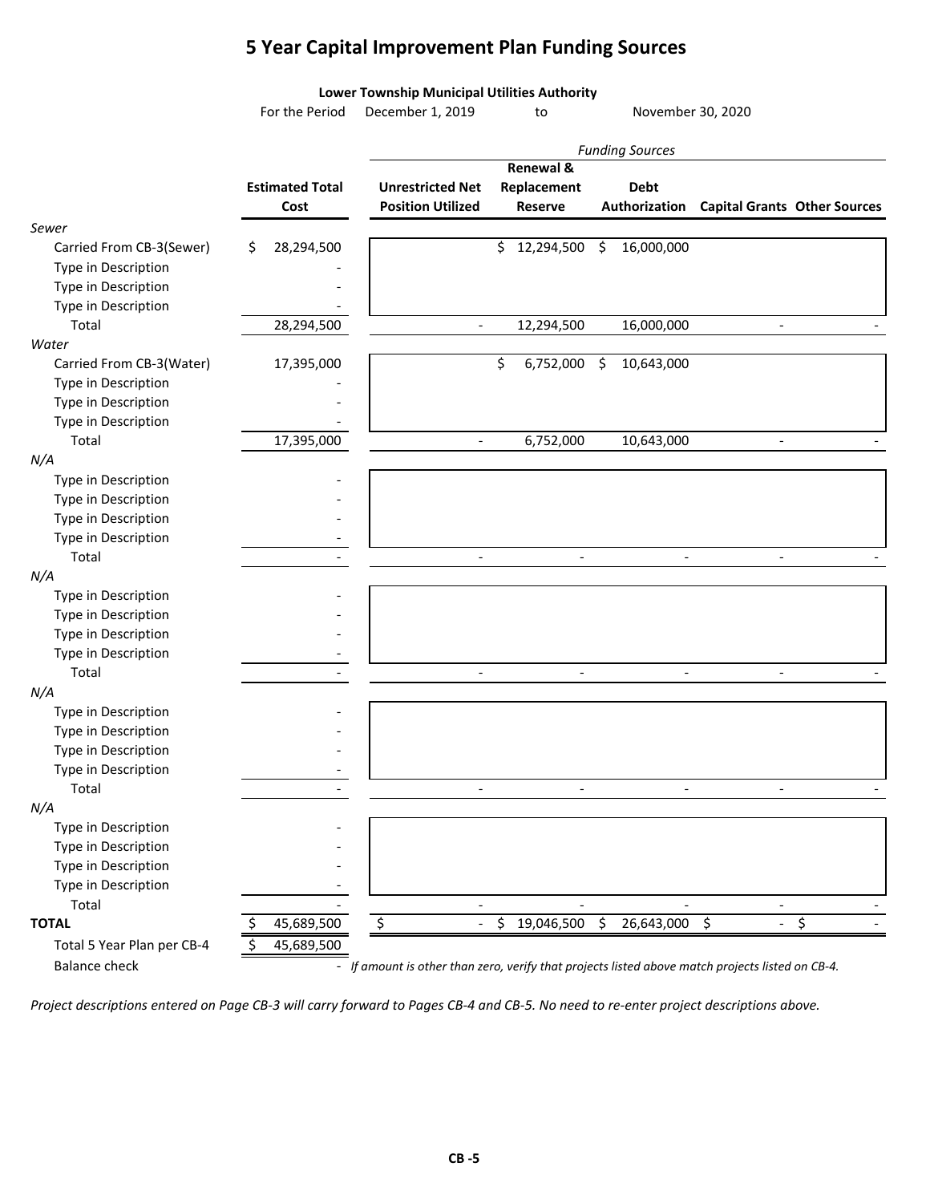# 5 Year Capital Improvement Plan Funding Sources

**Lower Township Municipal Utilities Authority**

For the Period December 1, 2019 to November 30, 2020

| | Estimated Total Cost | Funding Sources: Unrestricted Net Position Utilized | Renewal & Replacement Reserve | Debt Authorization | Capital Grants | Other Sources |
|---|---|---|---|---|---|---|
| *Sewer* | | | | | | |
| Carried From CB-3(Sewer) | $ 28,294,500 | | $ 12,294,500 | $ 16,000,000 | | |
| Type in Description | - | | | | | |
| Type in Description | - | | | | | |
| Type in Description | - | | | | | |
| Total | 28,294,500 | - | 12,294,500 | 16,000,000 | - | - |
| *Water* | | | | | | |
| Carried From CB-3(Water) | 17,395,000 | | $ 6,752,000 | $ 10,643,000 | | |
| Type in Description | - | | | | | |
| Type in Description | - | | | | | |
| Type in Description | - | | | | | |
| Total | 17,395,000 | - | 6,752,000 | 10,643,000 | - | - |
| *N/A* | | | | | | |
| Type in Description | - | | | | | |
| Type in Description | - | | | | | |
| Type in Description | - | | | | | |
| Type in Description | - | | | | | |
| Total | - | - | - | - | - | - |
| *N/A* | | | | | | |
| Type in Description | - | | | | | |
| Type in Description | - | | | | | |
| Type in Description | - | | | | | |
| Type in Description | - | | | | | |
| Total | - | - | - | - | - | - |
| *N/A* | | | | | | |
| Type in Description | - | | | | | |
| Type in Description | - | | | | | |
| Type in Description | - | | | | | |
| Type in Description | - | | | | | |
| Total | - | - | - | - | - | - |
| *N/A* | | | | | | |
| Type in Description | - | | | | | |
| Type in Description | - | | | | | |
| Type in Description | - | | | | | |
| Type in Description | - | | | | | |
| Total | - | - | - | - | - | - |
| **TOTAL** | $ 45,689,500 | $ - | $ 19,046,500 | $ 26,643,000 | $ - | $ - |
| Total 5 Year Plan per CB-4 | $ 45,689,500 | | | | | |
| Balance check | - | *If amount is other than zero, verify that projects listed above match projects listed on CB-4.* | | | | |

*Project descriptions entered on Page CB-3 will carry forward to Pages CB-4 and CB-5. No need to re-enter project descriptions above.*